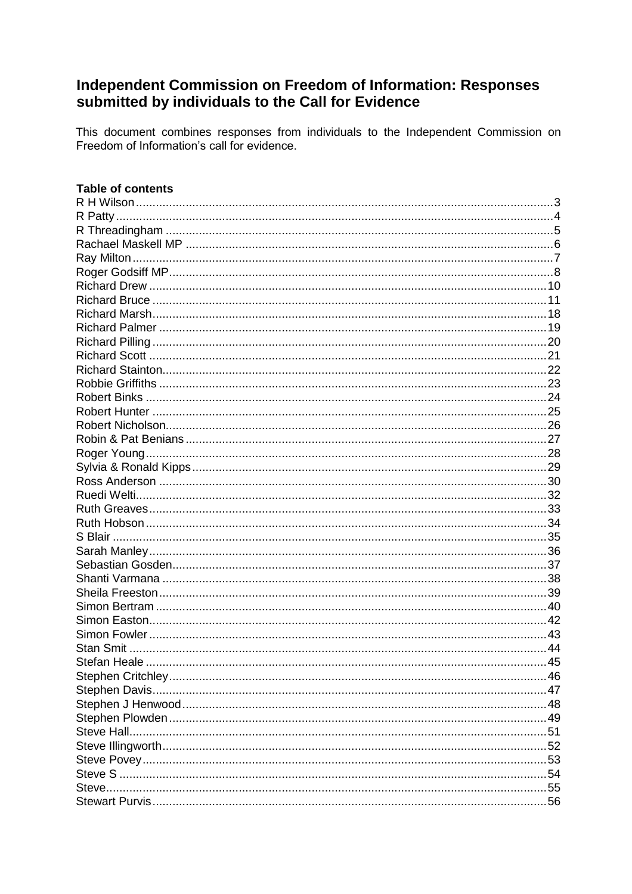# Independent Commission on Freedom of Information: Responses submitted by individuals to the Call for Evidence

This document combines responses from individuals to the Independent Commission on Freedom of Information's call for evidence.

### Table of contents

| Name | Page |
|---|---|
| R H Wilson | 3 |
| R Patty | 4 |
| R Threadingham | 5 |
| Rachael Maskell MP | 6 |
| Ray Milton | 7 |
| Roger Godsiff MP | 8 |
| Richard Drew | 10 |
| Richard Bruce | 11 |
| Richard Marsh | 18 |
| Richard Palmer | 19 |
| Richard Pilling | 20 |
| Richard Scott | 21 |
| Richard Stainton | 22 |
| Robbie Griffiths | 23 |
| Robert Binks | 24 |
| Robert Hunter | 25 |
| Robert Nicholson | 26 |
| Robin & Pat Benians | 27 |
| Roger Young | 28 |
| Sylvia & Ronald Kipps | 29 |
| Ross Anderson | 30 |
| Ruedi Welti | 32 |
| Ruth Greaves | 33 |
| Ruth Hobson | 34 |
| S Blair | 35 |
| Sarah Manley | 36 |
| Sebastian Gosden | 37 |
| Shanti Varmana | 38 |
| Sheila Freeston | 39 |
| Simon Bertram | 40 |
| Simon Easton | 42 |
| Simon Fowler | 43 |
| Stan Smit | 44 |
| Stefan Heale | 45 |
| Stephen Critchley | 46 |
| Stephen Davis | 47 |
| Stephen J Henwood | 48 |
| Stephen Plowden | 49 |
| Steve Hall | 51 |
| Steve Illingworth | 52 |
| Steve Povey | 53 |
| Steve S | 54 |
| Steve | 55 |
| Stewart Purvis | 56 |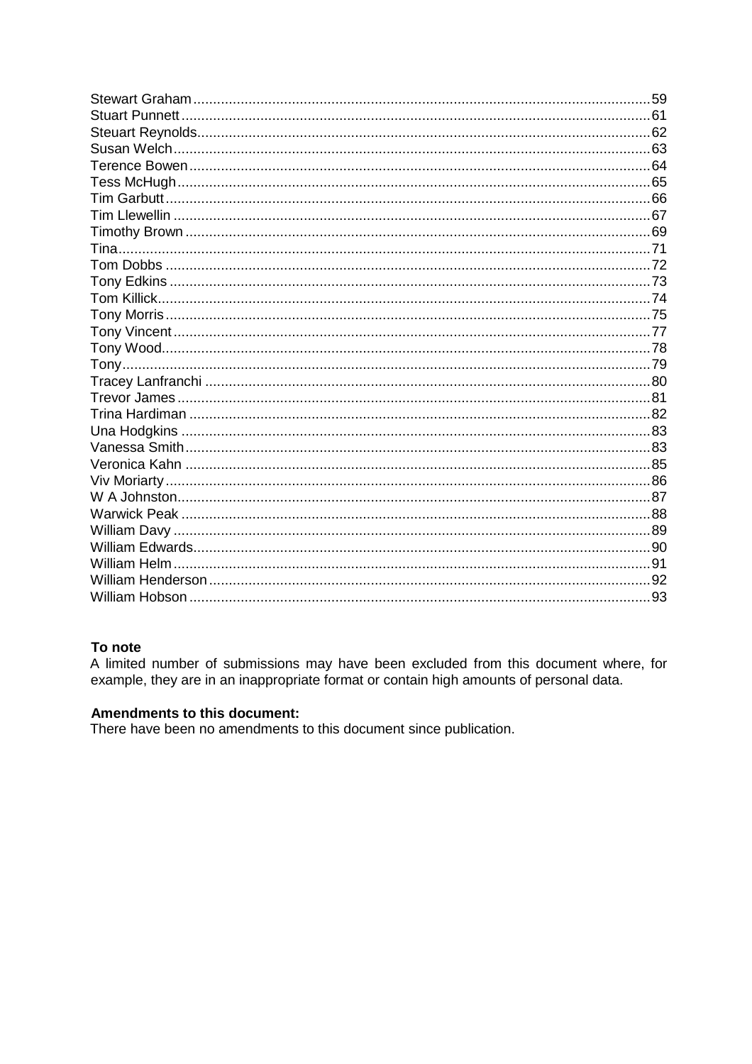Stewart Graham....................................................59
Stuart Punnett....................................................61
Steuart Reynolds..................................................62
Susan Welch.......................................................63
Terence Bowen.....................................................64
Tess McHugh.......................................................65
Tim Garbutt.......................................................66
Tim Llewellin.....................................................67
Timothy Brown.....................................................69
Tina..............................................................71
Tom Dobbs.........................................................72
Tony Edkins.......................................................73
Tom Killick.......................................................74
Tony Morris.......................................................75
Tony Vincent......................................................77
Tony Wood.........................................................78
Tony..............................................................79
Tracey Lanfranchi.................................................80
Trevor James......................................................81
Trina Hardiman....................................................82
Una Hodgkins......................................................83
Vanessa Smith.....................................................83
Veronica Kahn.....................................................85
Viv Moriarty......................................................86
W A Johnston......................................................87
Warwick Peak......................................................88
William Davy......................................................89
William Edwards...................................................90
William Helm......................................................91
William Henderson.................................................92
William Hobson....................................................93

**To note**
A limited number of submissions may have been excluded from this document where, for example, they are in an inappropriate format or contain high amounts of personal data.

**Amendments to this document:**
There have been no amendments to this document since publication.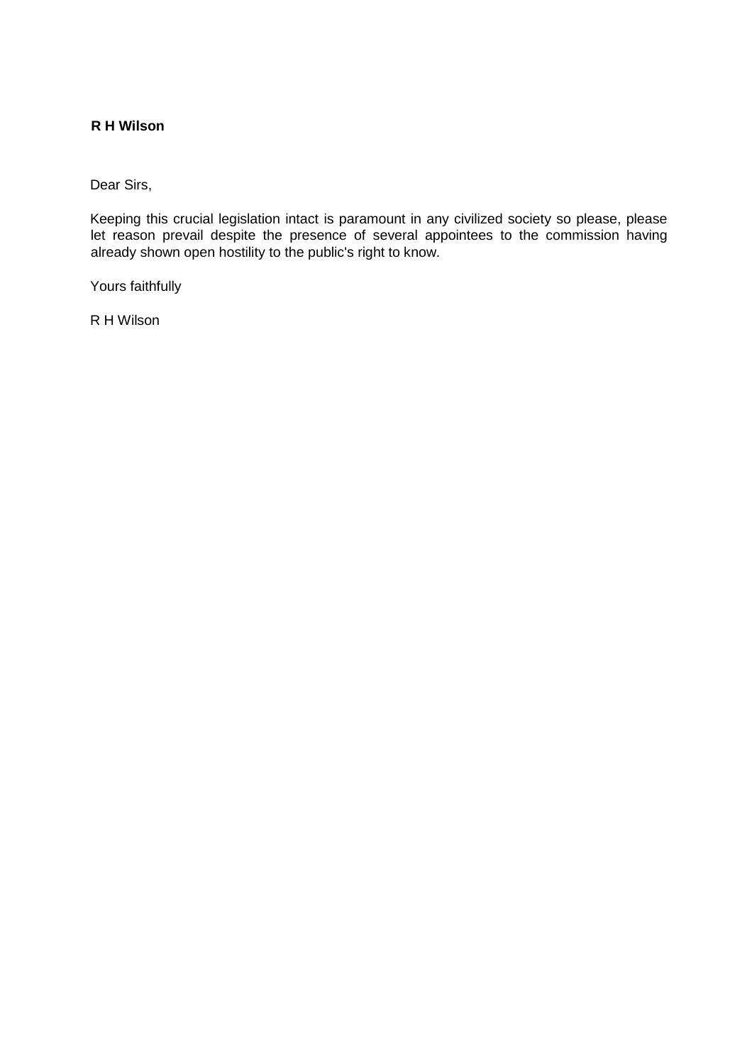**R H Wilson**

Dear Sirs,

Keeping this crucial legislation intact is paramount in any civilized society so please, please let reason prevail despite the presence of several appointees to the commission having already shown open hostility to the public's right to know.

Yours faithfully

R H Wilson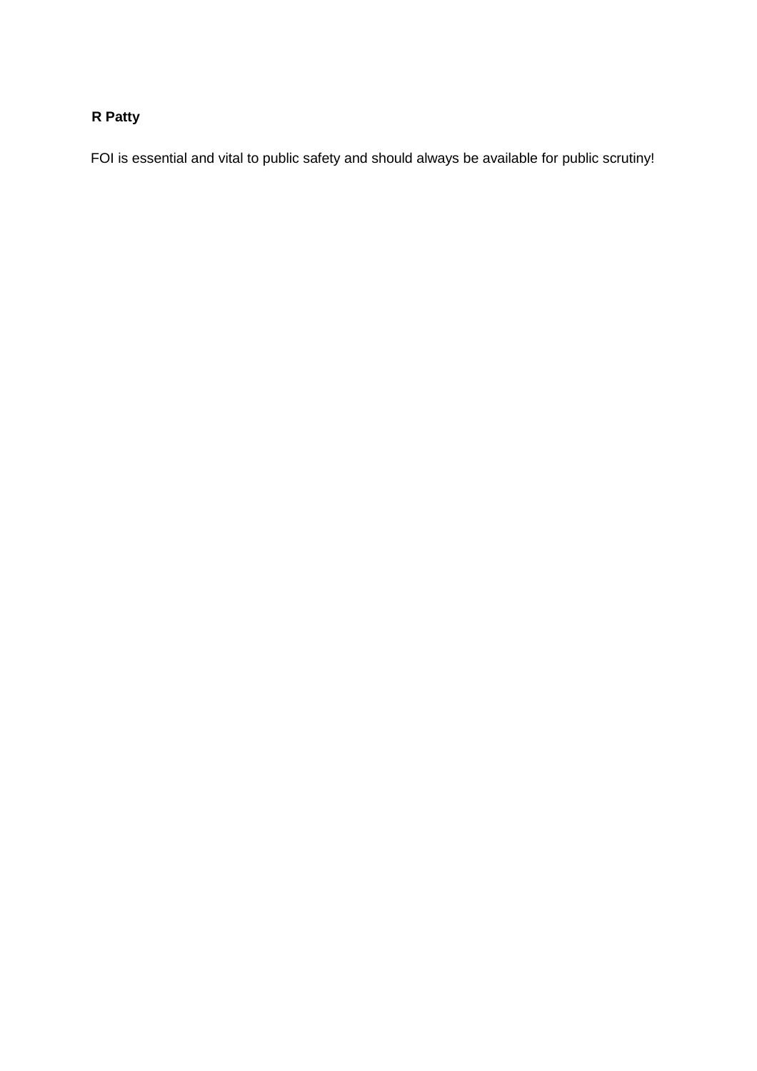**R Patty**

FOI is essential and vital to public safety and should always be available for public scrutiny!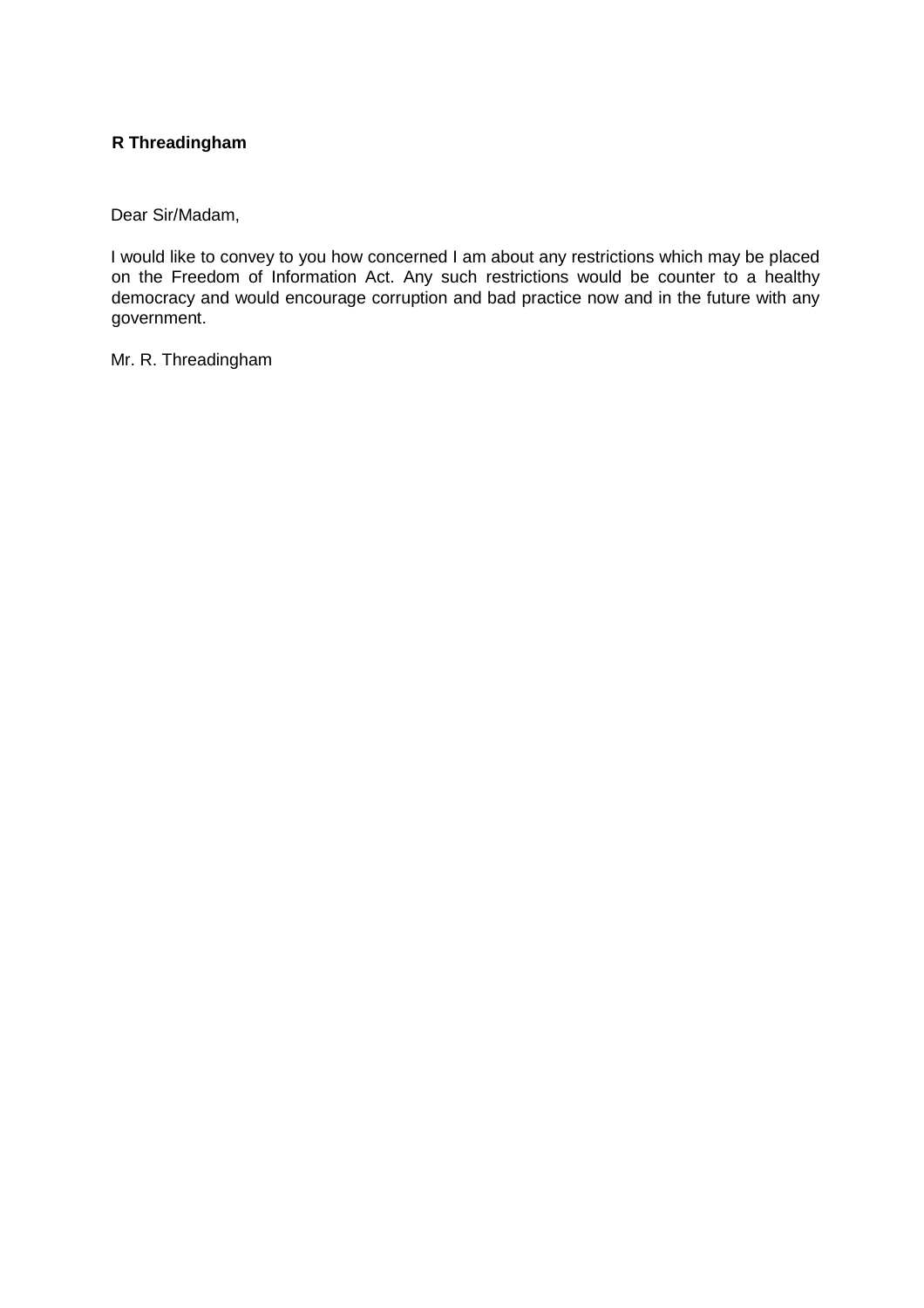**R Threadingham**

Dear Sir/Madam,

I would like to convey to you how concerned I am about any restrictions which may be placed on the Freedom of Information Act. Any such restrictions would be counter to a healthy democracy and would encourage corruption and bad practice now and in the future with any government.

Mr. R. Threadingham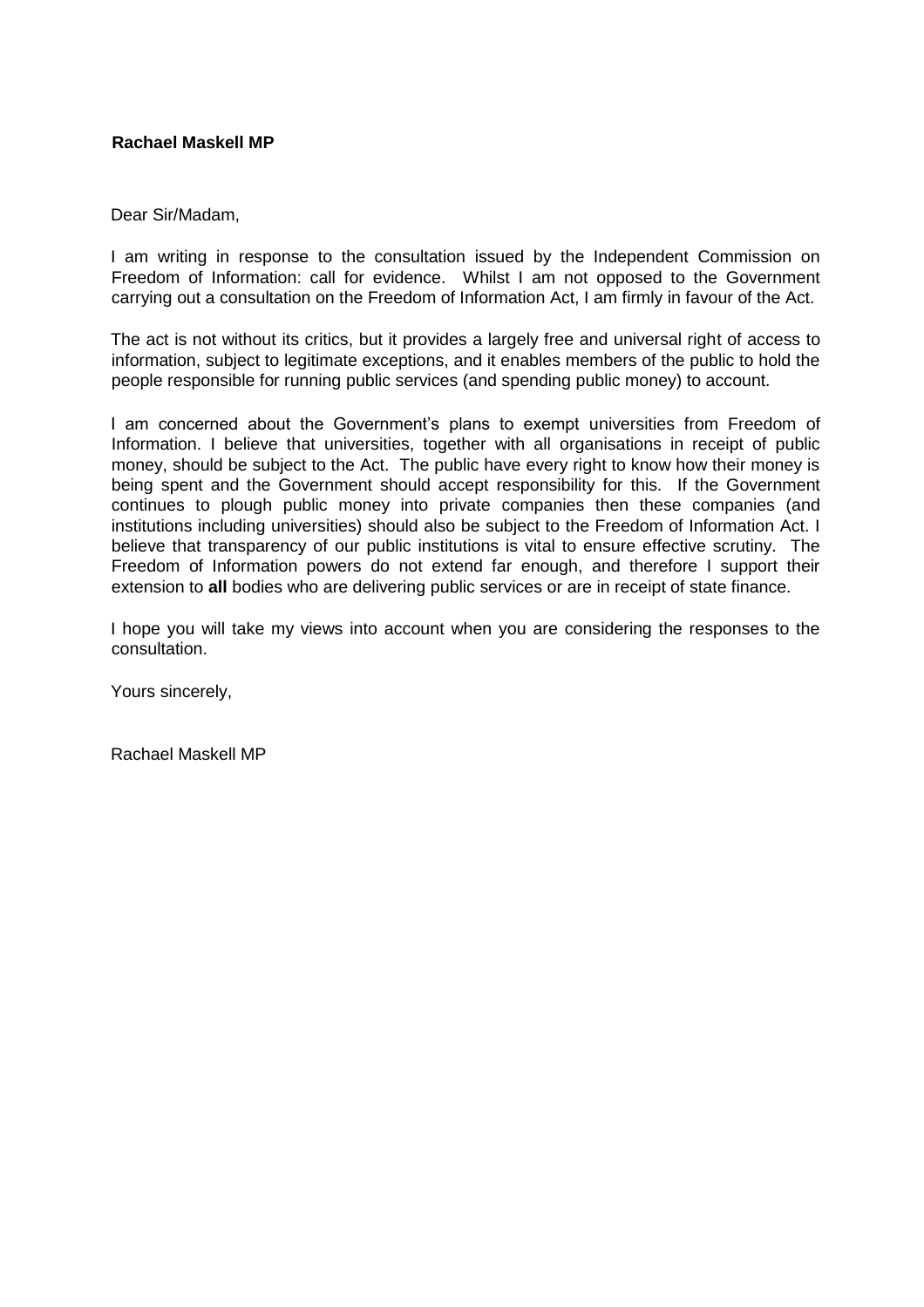**Rachael Maskell MP**

Dear Sir/Madam,

I am writing in response to the consultation issued by the Independent Commission on Freedom of Information: call for evidence. Whilst I am not opposed to the Government carrying out a consultation on the Freedom of Information Act, I am firmly in favour of the Act.

The act is not without its critics, but it provides a largely free and universal right of access to information, subject to legitimate exceptions, and it enables members of the public to hold the people responsible for running public services (and spending public money) to account.

I am concerned about the Government's plans to exempt universities from Freedom of Information. I believe that universities, together with all organisations in receipt of public money, should be subject to the Act. The public have every right to know how their money is being spent and the Government should accept responsibility for this. If the Government continues to plough public money into private companies then these companies (and institutions including universities) should also be subject to the Freedom of Information Act. I believe that transparency of our public institutions is vital to ensure effective scrutiny. The Freedom of Information powers do not extend far enough, and therefore I support their extension to **all** bodies who are delivering public services or are in receipt of state finance.

I hope you will take my views into account when you are considering the responses to the consultation.

Yours sincerely,

Rachael Maskell MP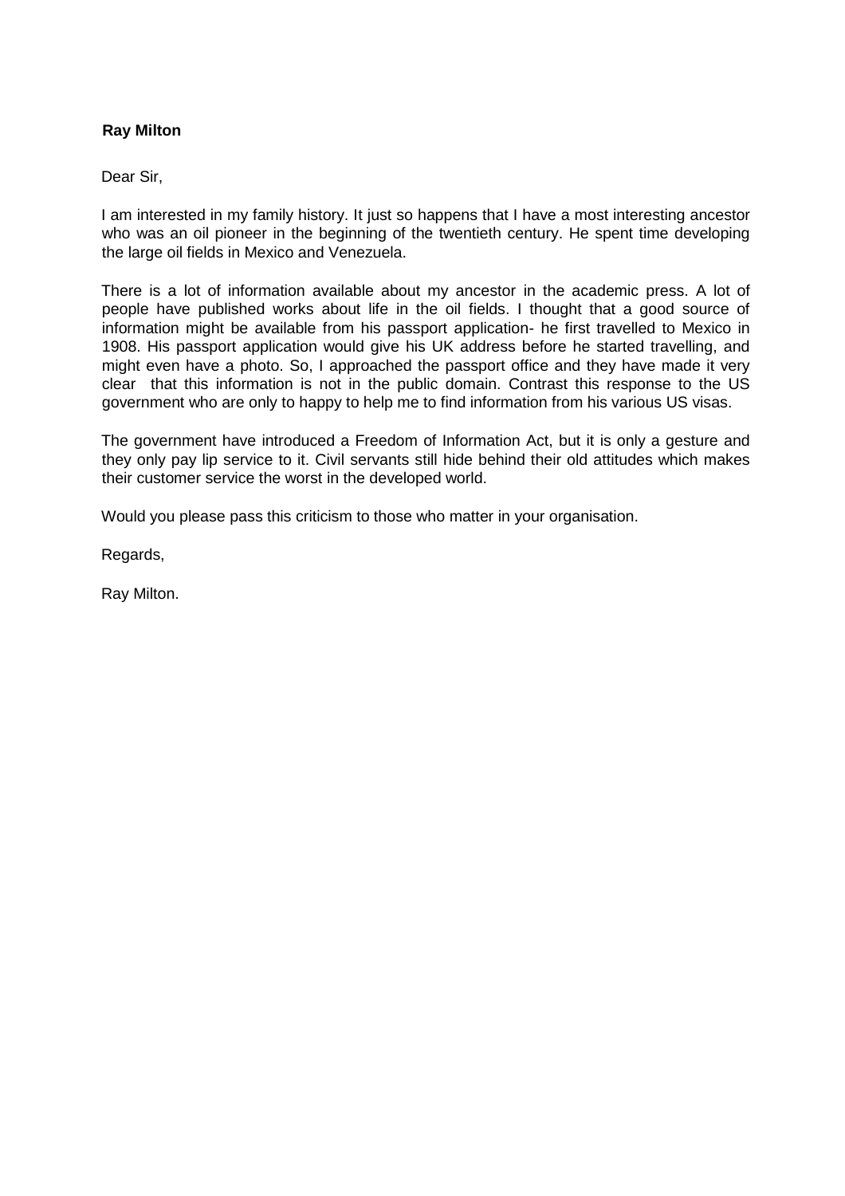**Ray Milton**

Dear Sir,

I am interested in my family history. It just so happens that I have a most interesting ancestor who was an oil pioneer in the beginning of the twentieth century. He spent time developing the large oil fields in Mexico and Venezuela.

There is a lot of information available about my ancestor in the academic press. A lot of people have published works about life in the oil fields. I thought that a good source of information might be available from his passport application- he first travelled to Mexico in 1908. His passport application would give his UK address before he started travelling, and might even have a photo. So, I approached the passport office and they have made it very clear that this information is not in the public domain. Contrast this response to the US government who are only to happy to help me to find information from his various US visas.

The government have introduced a Freedom of Information Act, but it is only a gesture and they only pay lip service to it. Civil servants still hide behind their old attitudes which makes their customer service the worst in the developed world.

Would you please pass this criticism to those who matter in your organisation.

Regards,

Ray Milton.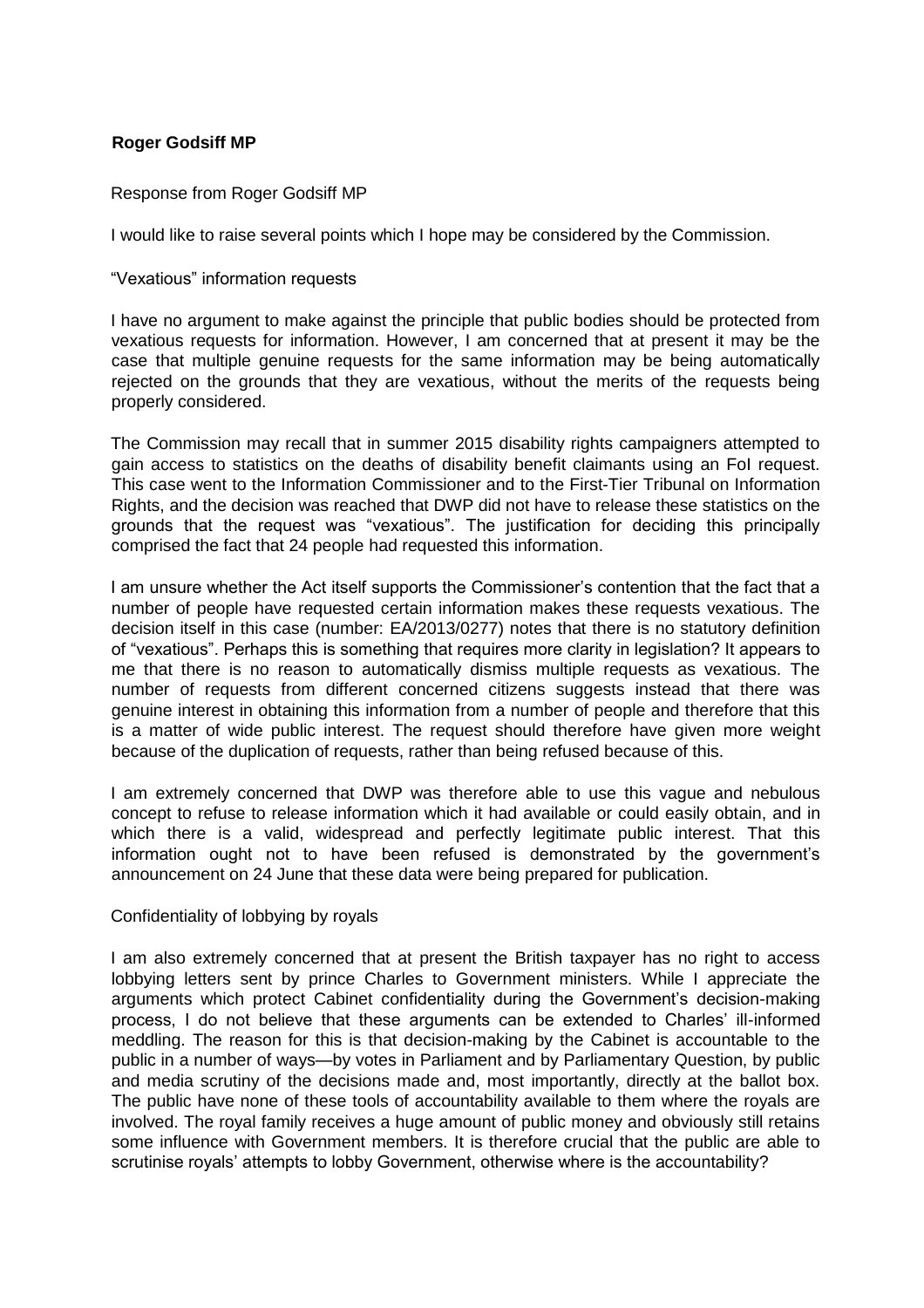**Roger Godsiff MP**

Response from Roger Godsiff MP

I would like to raise several points which I hope may be considered by the Commission.

"Vexatious" information requests

I have no argument to make against the principle that public bodies should be protected from vexatious requests for information. However, I am concerned that at present it may be the case that multiple genuine requests for the same information may be being automatically rejected on the grounds that they are vexatious, without the merits of the requests being properly considered.

The Commission may recall that in summer 2015 disability rights campaigners attempted to gain access to statistics on the deaths of disability benefit claimants using an FoI request. This case went to the Information Commissioner and to the First-Tier Tribunal on Information Rights, and the decision was reached that DWP did not have to release these statistics on the grounds that the request was "vexatious". The justification for deciding this principally comprised the fact that 24 people had requested this information.

I am unsure whether the Act itself supports the Commissioner's contention that the fact that a number of people have requested certain information makes these requests vexatious. The decision itself in this case (number: EA/2013/0277) notes that there is no statutory definition of "vexatious". Perhaps this is something that requires more clarity in legislation? It appears to me that there is no reason to automatically dismiss multiple requests as vexatious. The number of requests from different concerned citizens suggests instead that there was genuine interest in obtaining this information from a number of people and therefore that this is a matter of wide public interest. The request should therefore have given more weight because of the duplication of requests, rather than being refused because of this.

I am extremely concerned that DWP was therefore able to use this vague and nebulous concept to refuse to release information which it had available or could easily obtain, and in which there is a valid, widespread and perfectly legitimate public interest. That this information ought not to have been refused is demonstrated by the government's announcement on 24 June that these data were being prepared for publication.

Confidentiality of lobbying by royals

I am also extremely concerned that at present the British taxpayer has no right to access lobbying letters sent by prince Charles to Government ministers. While I appreciate the arguments which protect Cabinet confidentiality during the Government's decision-making process, I do not believe that these arguments can be extended to Charles' ill-informed meddling. The reason for this is that decision-making by the Cabinet is accountable to the public in a number of ways—by votes in Parliament and by Parliamentary Question, by public and media scrutiny of the decisions made and, most importantly, directly at the ballot box. The public have none of these tools of accountability available to them where the royals are involved. The royal family receives a huge amount of public money and obviously still retains some influence with Government members. It is therefore crucial that the public are able to scrutinise royals' attempts to lobby Government, otherwise where is the accountability?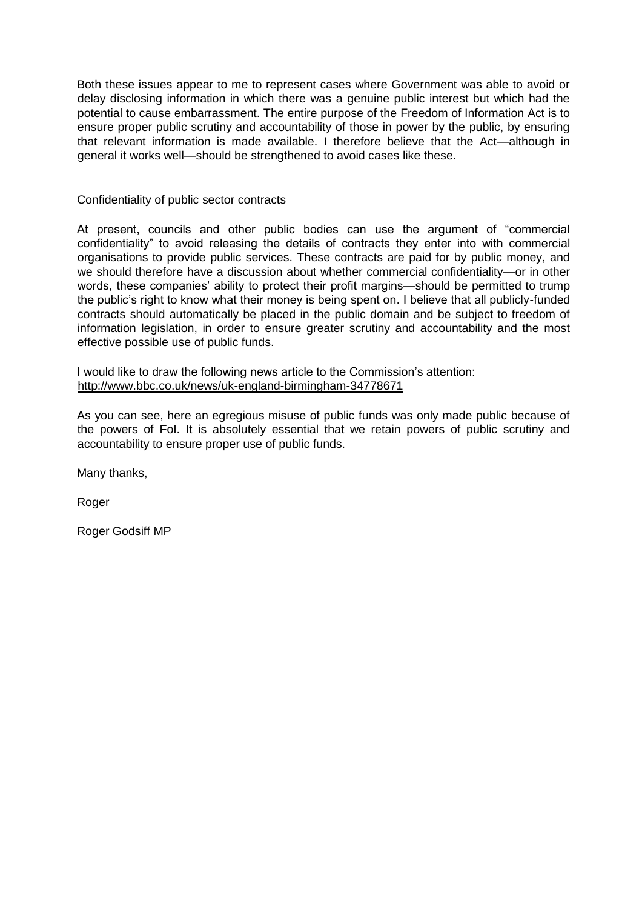Both these issues appear to me to represent cases where Government was able to avoid or delay disclosing information in which there was a genuine public interest but which had the potential to cause embarrassment. The entire purpose of the Freedom of Information Act is to ensure proper public scrutiny and accountability of those in power by the public, by ensuring that relevant information is made available. I therefore believe that the Act—although in general it works well—should be strengthened to avoid cases like these.

## Confidentiality of public sector contracts

At present, councils and other public bodies can use the argument of "commercial confidentiality" to avoid releasing the details of contracts they enter into with commercial organisations to provide public services. These contracts are paid for by public money, and we should therefore have a discussion about whether commercial confidentiality—or in other words, these companies' ability to protect their profit margins—should be permitted to trump the public's right to know what their money is being spent on. I believe that all publicly-funded contracts should automatically be placed in the public domain and be subject to freedom of information legislation, in order to ensure greater scrutiny and accountability and the most effective possible use of public funds.

I would like to draw the following news article to the Commission's attention:
http://www.bbc.co.uk/news/uk-england-birmingham-34778671

As you can see, here an egregious misuse of public funds was only made public because of the powers of FoI. It is absolutely essential that we retain powers of public scrutiny and accountability to ensure proper use of public funds.

Many thanks,

Roger

Roger Godsiff MP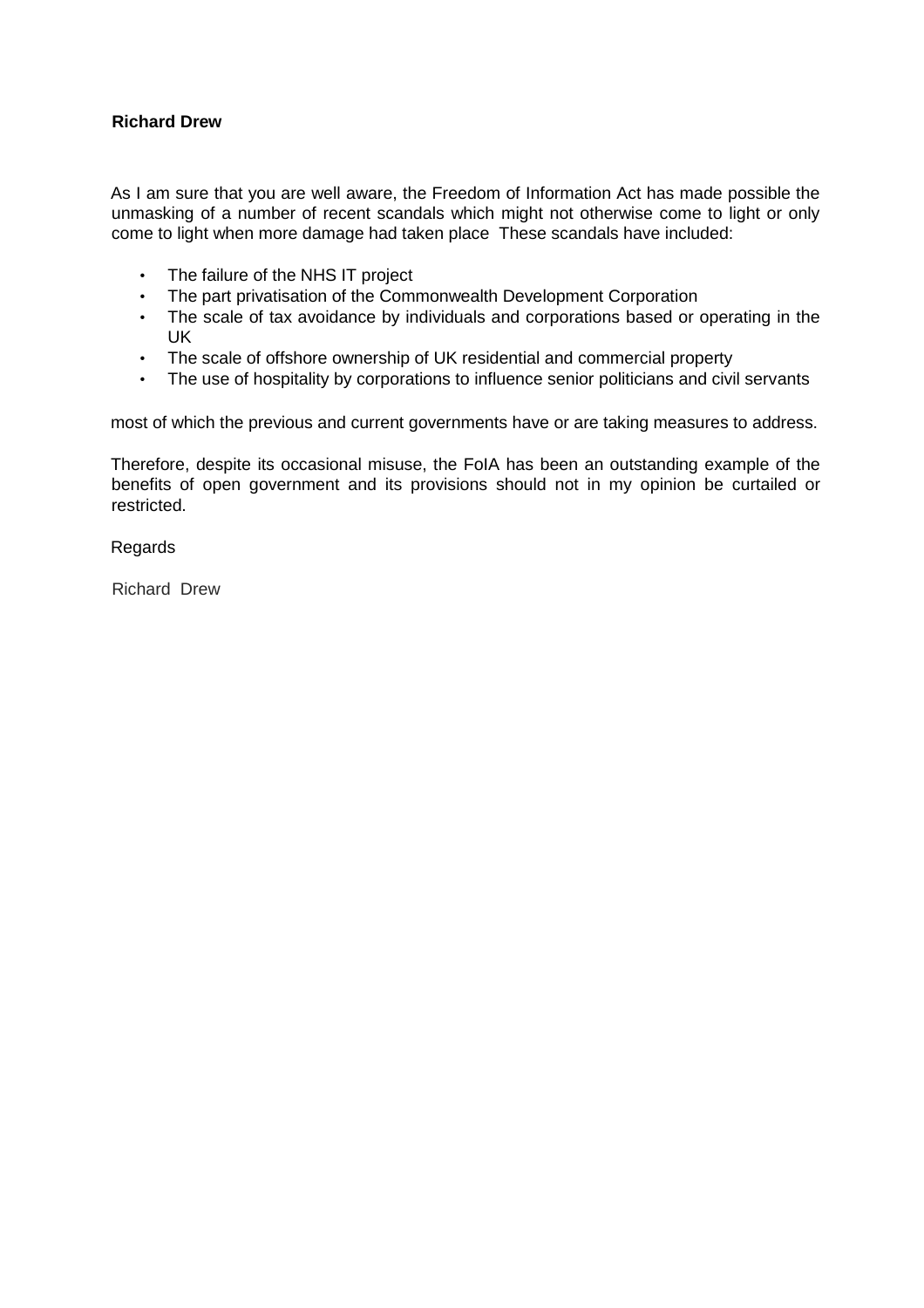**Richard Drew**

As I am sure that you are well aware, the Freedom of Information Act has made possible the unmasking of a number of recent scandals which might not otherwise come to light or only come to light when more damage had taken place These scandals have included:

- The failure of the NHS IT project
- The part privatisation of the Commonwealth Development Corporation
- The scale of tax avoidance by individuals and corporations based or operating in the UK
- The scale of offshore ownership of UK residential and commercial property
- The use of hospitality by corporations to influence senior politicians and civil servants

most of which the previous and current governments have or are taking measures to address.

Therefore, despite its occasional misuse, the FoIA has been an outstanding example of the benefits of open government and its provisions should not in my opinion be curtailed or restricted.

Regards

Richard Drew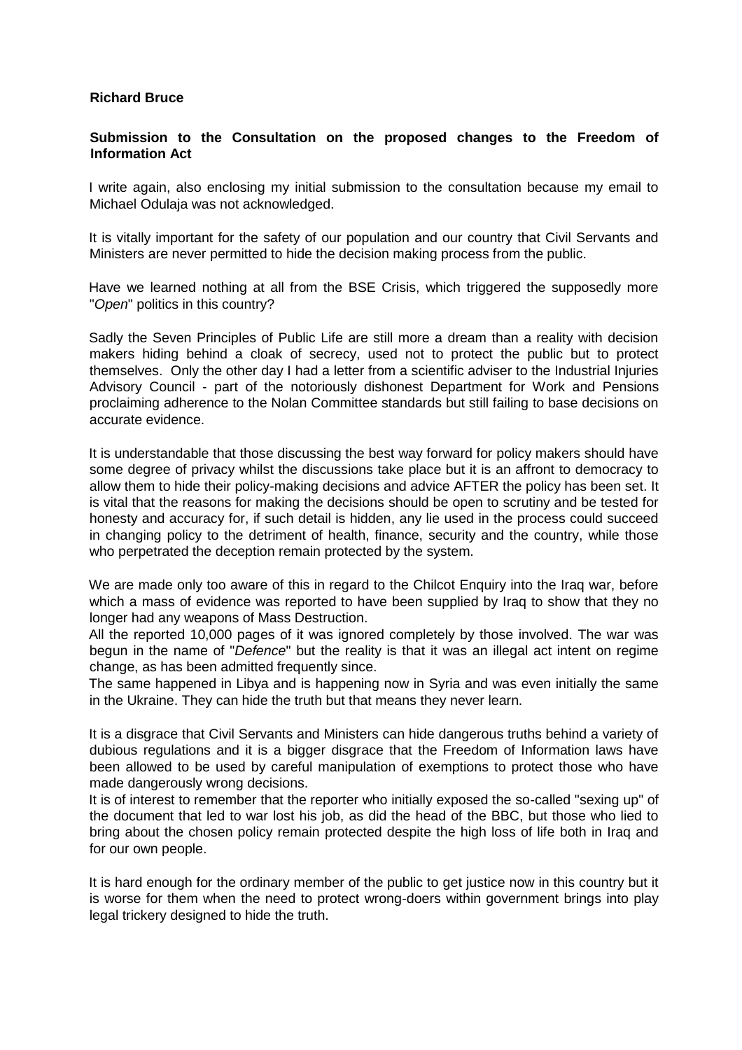**Richard Bruce**

**Submission to the Consultation on the proposed changes to the Freedom of Information Act**

I write again, also enclosing my initial submission to the consultation because my email to Michael Odulaja was not acknowledged.

It is vitally important for the safety of our population and our country that Civil Servants and Ministers are never permitted to hide the decision making process from the public.

Have we learned nothing at all from the BSE Crisis, which triggered the supposedly more "*Open*" politics in this country?

Sadly the Seven Principles of Public Life are still more a dream than a reality with decision makers hiding behind a cloak of secrecy, used not to protect the public but to protect themselves. Only the other day I had a letter from a scientific adviser to the Industrial Injuries Advisory Council - part of the notoriously dishonest Department for Work and Pensions proclaiming adherence to the Nolan Committee standards but still failing to base decisions on accurate evidence.

It is understandable that those discussing the best way forward for policy makers should have some degree of privacy whilst the discussions take place but it is an affront to democracy to allow them to hide their policy-making decisions and advice AFTER the policy has been set. It is vital that the reasons for making the decisions should be open to scrutiny and be tested for honesty and accuracy for, if such detail is hidden, any lie used in the process could succeed in changing policy to the detriment of health, finance, security and the country, while those who perpetrated the deception remain protected by the system.

We are made only too aware of this in regard to the Chilcot Enquiry into the Iraq war, before which a mass of evidence was reported to have been supplied by Iraq to show that they no longer had any weapons of Mass Destruction.

All the reported 10,000 pages of it was ignored completely by those involved. The war was begun in the name of "*Defence*" but the reality is that it was an illegal act intent on regime change, as has been admitted frequently since.

The same happened in Libya and is happening now in Syria and was even initially the same in the Ukraine. They can hide the truth but that means they never learn.

It is a disgrace that Civil Servants and Ministers can hide dangerous truths behind a variety of dubious regulations and it is a bigger disgrace that the Freedom of Information laws have been allowed to be used by careful manipulation of exemptions to protect those who have made dangerously wrong decisions.

It is of interest to remember that the reporter who initially exposed the so-called "sexing up" of the document that led to war lost his job, as did the head of the BBC, but those who lied to bring about the chosen policy remain protected despite the high loss of life both in Iraq and for our own people.

It is hard enough for the ordinary member of the public to get justice now in this country but it is worse for them when the need to protect wrong-doers within government brings into play legal trickery designed to hide the truth.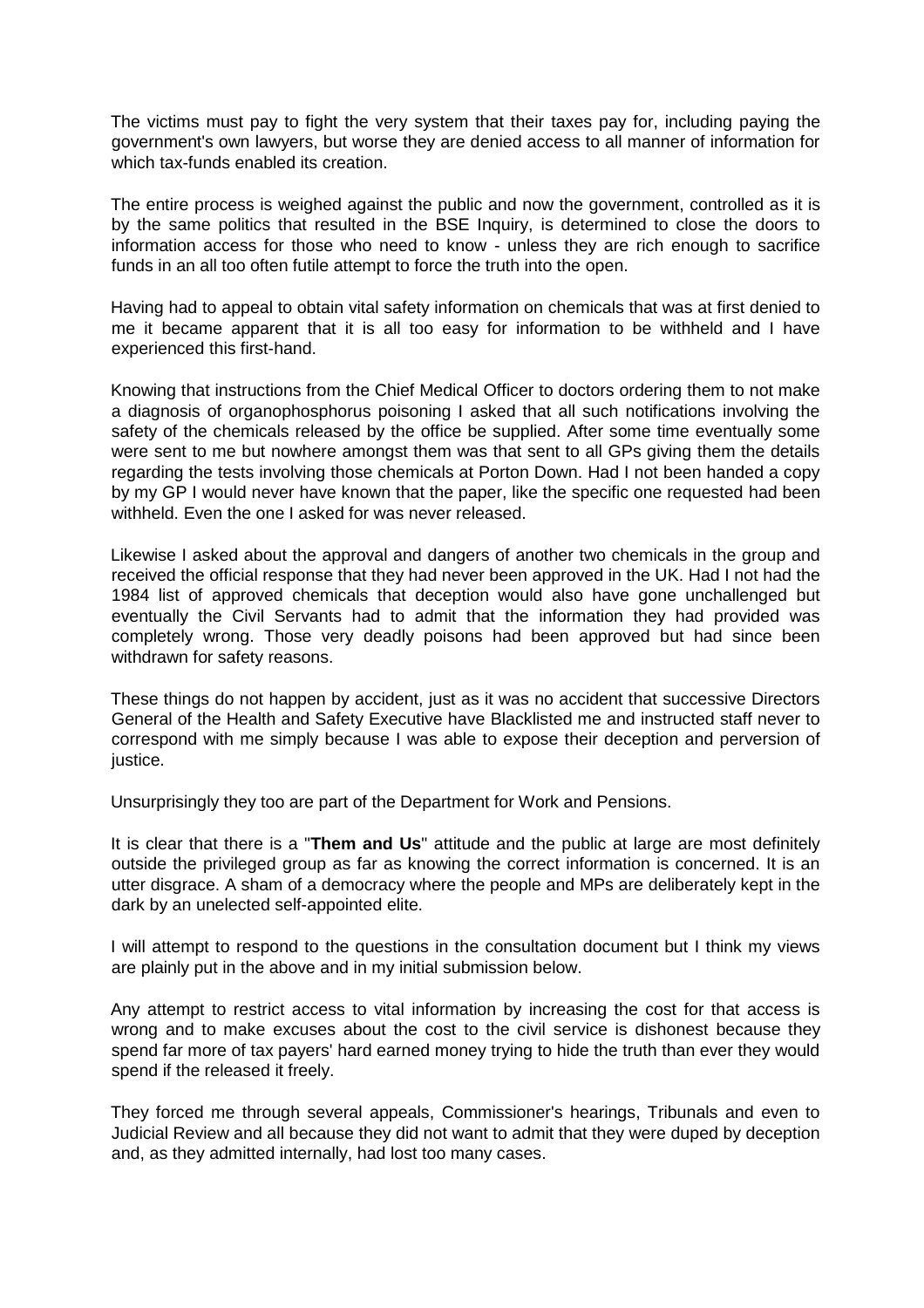The victims must pay to fight the very system that their taxes pay for, including paying the government's own lawyers, but worse they are denied access to all manner of information for which tax-funds enabled its creation.

The entire process is weighed against the public and now the government, controlled as it is by the same politics that resulted in the BSE Inquiry, is determined to close the doors to information access for those who need to know - unless they are rich enough to sacrifice funds in an all too often futile attempt to force the truth into the open.

Having had to appeal to obtain vital safety information on chemicals that was at first denied to me it became apparent that it is all too easy for information to be withheld and I have experienced this first-hand.

Knowing that instructions from the Chief Medical Officer to doctors ordering them to not make a diagnosis of organophosphorus poisoning I asked that all such notifications involving the safety of the chemicals released by the office be supplied. After some time eventually some were sent to me but nowhere amongst them was that sent to all GPs giving them the details regarding the tests involving those chemicals at Porton Down. Had I not been handed a copy by my GP I would never have known that the paper, like the specific one requested had been withheld. Even the one I asked for was never released.

Likewise I asked about the approval and dangers of another two chemicals in the group and received the official response that they had never been approved in the UK. Had I not had the 1984 list of approved chemicals that deception would also have gone unchallenged but eventually the Civil Servants had to admit that the information they had provided was completely wrong. Those very deadly poisons had been approved but had since been withdrawn for safety reasons.

These things do not happen by accident, just as it was no accident that successive Directors General of the Health and Safety Executive have Blacklisted me and instructed staff never to correspond with me simply because I was able to expose their deception and perversion of justice.

Unsurprisingly they too are part of the Department for Work and Pensions.

It is clear that there is a "**Them and Us**" attitude and the public at large are most definitely outside the privileged group as far as knowing the correct information is concerned. It is an utter disgrace. A sham of a democracy where the people and MPs are deliberately kept in the dark by an unelected self-appointed elite.

I will attempt to respond to the questions in the consultation document but I think my views are plainly put in the above and in my initial submission below.

Any attempt to restrict access to vital information by increasing the cost for that access is wrong and to make excuses about the cost to the civil service is dishonest because they spend far more of tax payers' hard earned money trying to hide the truth than ever they would spend if the released it freely.

They forced me through several appeals, Commissioner's hearings, Tribunals and even to Judicial Review and all because they did not want to admit that they were duped by deception and, as they admitted internally, had lost too many cases.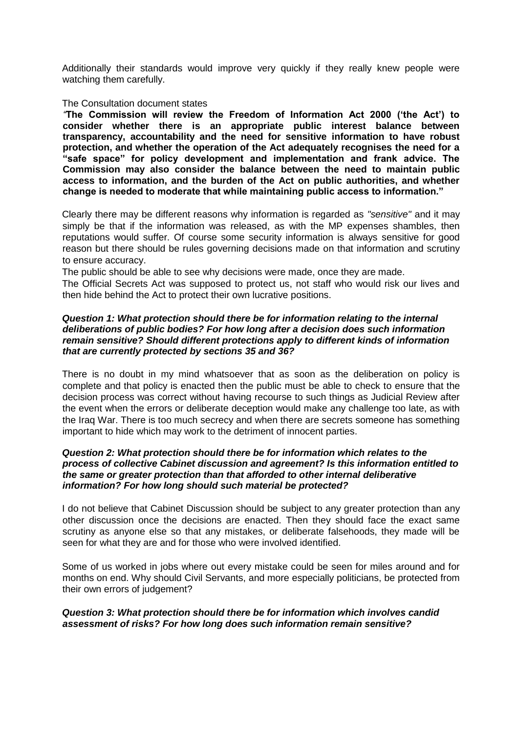Additionally their standards would improve very quickly if they really knew people were watching them carefully.

The Consultation document states

*"***The Commission will review the Freedom of Information Act 2000 ('the Act') to consider whether there is an appropriate public interest balance between transparency, accountability and the need for sensitive information to have robust protection, and whether the operation of the Act adequately recognises the need for a "safe space" for policy development and implementation and frank advice. The Commission may also consider the balance between the need to maintain public access to information, and the burden of the Act on public authorities, and whether change is needed to moderate that while maintaining public access to information."**

Clearly there may be different reasons why information is regarded as *"sensitive"* and it may simply be that if the information was released, as with the MP expenses shambles, then reputations would suffer. Of course some security information is always sensitive for good reason but there should be rules governing decisions made on that information and scrutiny to ensure accuracy.

The public should be able to see why decisions were made, once they are made.

The Official Secrets Act was supposed to protect us, not staff who would risk our lives and then hide behind the Act to protect their own lucrative positions.

***Question 1: What protection should there be for information relating to the internal deliberations of public bodies? For how long after a decision does such information remain sensitive? Should different protections apply to different kinds of information that are currently protected by sections 35 and 36?***

There is no doubt in my mind whatsoever that as soon as the deliberation on policy is complete and that policy is enacted then the public must be able to check to ensure that the decision process was correct without having recourse to such things as Judicial Review after the event when the errors or deliberate deception would make any challenge too late, as with the Iraq War. There is too much secrecy and when there are secrets someone has something important to hide which may work to the detriment of innocent parties.

***Question 2: What protection should there be for information which relates to the process of collective Cabinet discussion and agreement? Is this information entitled to the same or greater protection than that afforded to other internal deliberative information? For how long should such material be protected?***

I do not believe that Cabinet Discussion should be subject to any greater protection than any other discussion once the decisions are enacted. Then they should face the exact same scrutiny as anyone else so that any mistakes, or deliberate falsehoods, they made will be seen for what they are and for those who were involved identified.

Some of us worked in jobs where out every mistake could be seen for miles around and for months on end. Why should Civil Servants, and more especially politicians, be protected from their own errors of judgement?

***Question 3: What protection should there be for information which involves candid assessment of risks? For how long does such information remain sensitive?***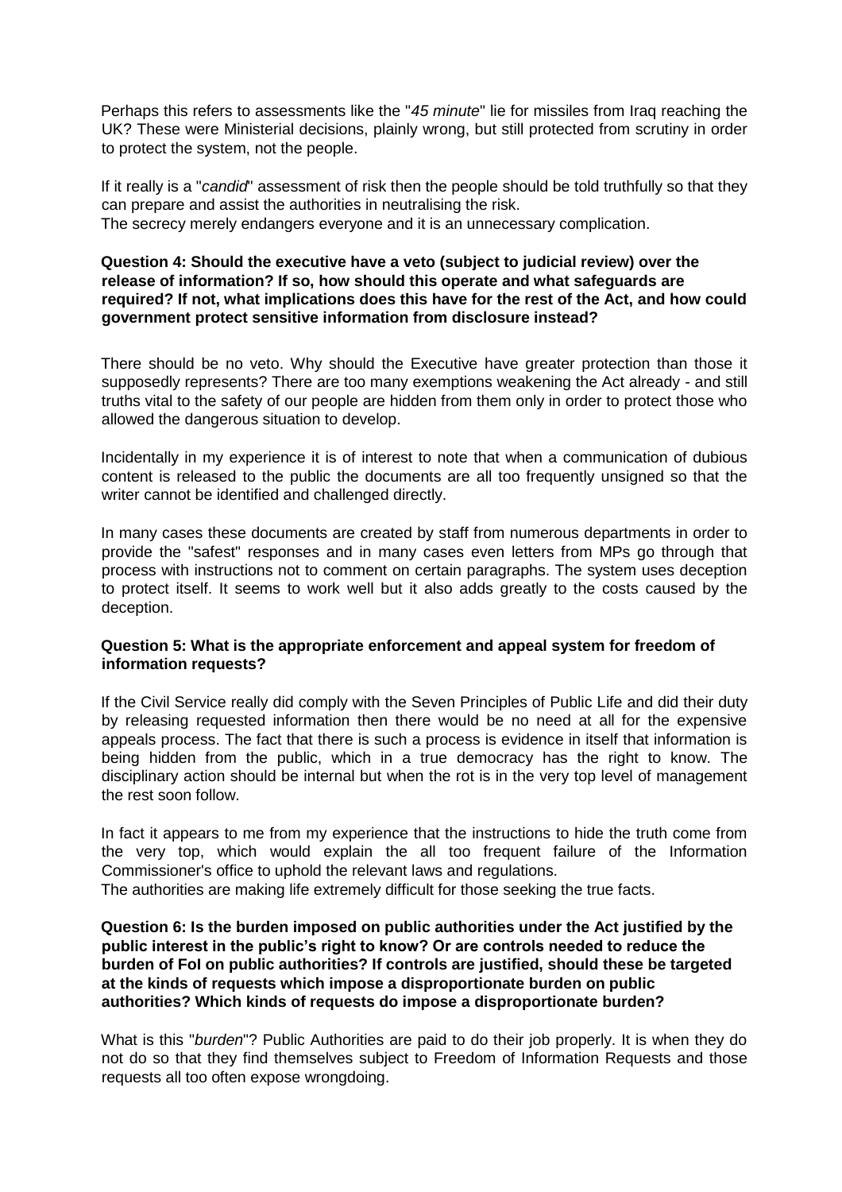Perhaps this refers to assessments like the "*45 minute*" lie for missiles from Iraq reaching the UK? These were Ministerial decisions, plainly wrong, but still protected from scrutiny in order to protect the system, not the people.

If it really is a "*candid*" assessment of risk then the people should be told truthfully so that they can prepare and assist the authorities in neutralising the risk.
The secrecy merely endangers everyone and it is an unnecessary complication.

**Question 4: Should the executive have a veto (subject to judicial review) over the release of information? If so, how should this operate and what safeguards are required? If not, what implications does this have for the rest of the Act, and how could government protect sensitive information from disclosure instead?**

There should be no veto. Why should the Executive have greater protection than those it supposedly represents? There are too many exemptions weakening the Act already - and still truths vital to the safety of our people are hidden from them only in order to protect those who allowed the dangerous situation to develop.

Incidentally in my experience it is of interest to note that when a communication of dubious content is released to the public the documents are all too frequently unsigned so that the writer cannot be identified and challenged directly.

In many cases these documents are created by staff from numerous departments in order to provide the "safest" responses and in many cases even letters from MPs go through that process with instructions not to comment on certain paragraphs. The system uses deception to protect itself. It seems to work well but it also adds greatly to the costs caused by the deception.

**Question 5: What is the appropriate enforcement and appeal system for freedom of information requests?**

If the Civil Service really did comply with the Seven Principles of Public Life and did their duty by releasing requested information then there would be no need at all for the expensive appeals process. The fact that there is such a process is evidence in itself that information is being hidden from the public, which in a true democracy has the right to know. The disciplinary action should be internal but when the rot is in the very top level of management the rest soon follow.

In fact it appears to me from my experience that the instructions to hide the truth come from the very top, which would explain the all too frequent failure of the Information Commissioner's office to uphold the relevant laws and regulations.
The authorities are making life extremely difficult for those seeking the true facts.

**Question 6: Is the burden imposed on public authorities under the Act justified by the public interest in the public's right to know? Or are controls needed to reduce the burden of FoI on public authorities? If controls are justified, should these be targeted at the kinds of requests which impose a disproportionate burden on public authorities? Which kinds of requests do impose a disproportionate burden?**

What is this "*burden*"? Public Authorities are paid to do their job properly. It is when they do not do so that they find themselves subject to Freedom of Information Requests and those requests all too often expose wrongdoing.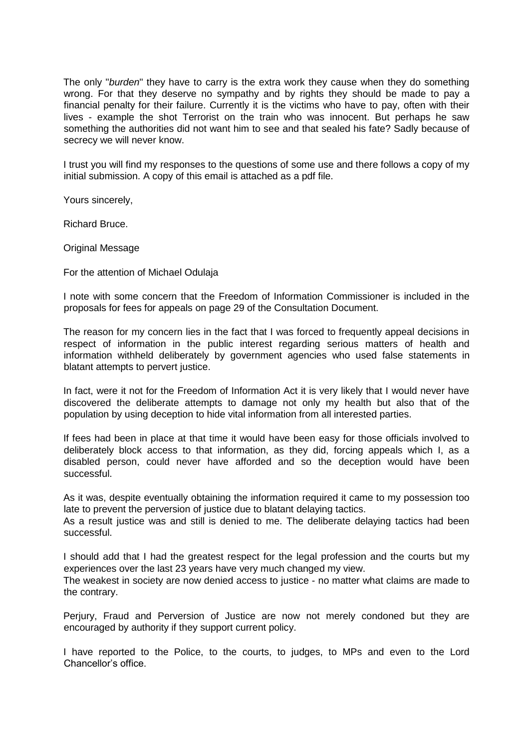The only "*burden*" they have to carry is the extra work they cause when they do something wrong. For that they deserve no sympathy and by rights they should be made to pay a financial penalty for their failure. Currently it is the victims who have to pay, often with their lives - example the shot Terrorist on the train who was innocent. But perhaps he saw something the authorities did not want him to see and that sealed his fate? Sadly because of secrecy we will never know.

I trust you will find my responses to the questions of some use and there follows a copy of my initial submission. A copy of this email is attached as a pdf file.

Yours sincerely,

Richard Bruce.

Original Message

For the attention of Michael Odulaja

I note with some concern that the Freedom of Information Commissioner is included in the proposals for fees for appeals on page 29 of the Consultation Document.

The reason for my concern lies in the fact that I was forced to frequently appeal decisions in respect of information in the public interest regarding serious matters of health and information withheld deliberately by government agencies who used false statements in blatant attempts to pervert justice.

In fact, were it not for the Freedom of Information Act it is very likely that I would never have discovered the deliberate attempts to damage not only my health but also that of the population by using deception to hide vital information from all interested parties.

If fees had been in place at that time it would have been easy for those officials involved to deliberately block access to that information, as they did, forcing appeals which I, as a disabled person, could never have afforded and so the deception would have been successful.

As it was, despite eventually obtaining the information required it came to my possession too late to prevent the perversion of justice due to blatant delaying tactics.
As a result justice was and still is denied to me. The deliberate delaying tactics had been successful.

I should add that I had the greatest respect for the legal profession and the courts but my experiences over the last 23 years have very much changed my view.
The weakest in society are now denied access to justice - no matter what claims are made to the contrary.

Perjury, Fraud and Perversion of Justice are now not merely condoned but they are encouraged by authority if they support current policy.

I have reported to the Police, to the courts, to judges, to MPs and even to the Lord Chancellor's office.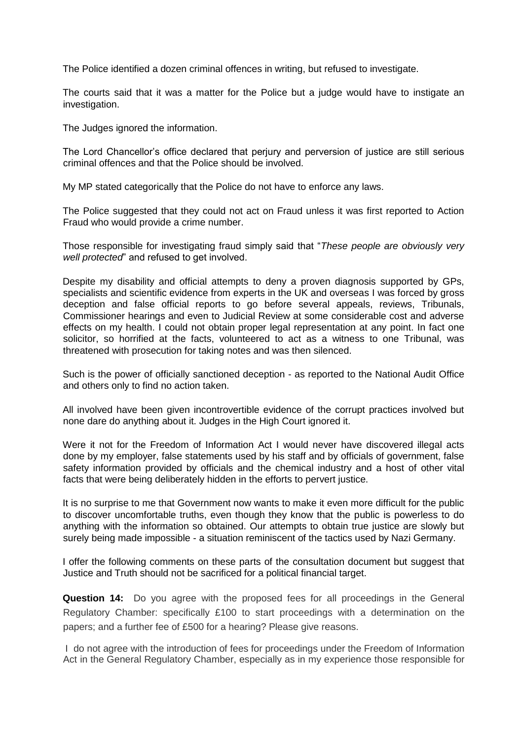The Police identified a dozen criminal offences in writing, but refused to investigate.

The courts said that it was a matter for the Police but a judge would have to instigate an investigation.

The Judges ignored the information.

The Lord Chancellor's office declared that perjury and perversion of justice are still serious criminal offences and that the Police should be involved.

My MP stated categorically that the Police do not have to enforce any laws.

The Police suggested that they could not act on Fraud unless it was first reported to Action Fraud who would provide a crime number.

Those responsible for investigating fraud simply said that "*These people are obviously very well protected*" and refused to get involved.

Despite my disability and official attempts to deny a proven diagnosis supported by GPs, specialists and scientific evidence from experts in the UK and overseas I was forced by gross deception and false official reports to go before several appeals, reviews, Tribunals, Commissioner hearings and even to Judicial Review at some considerable cost and adverse effects on my health. I could not obtain proper legal representation at any point. In fact one solicitor, so horrified at the facts, volunteered to act as a witness to one Tribunal, was threatened with prosecution for taking notes and was then silenced.

Such is the power of officially sanctioned deception - as reported to the National Audit Office and others only to find no action taken.

All involved have been given incontrovertible evidence of the corrupt practices involved but none dare do anything about it. Judges in the High Court ignored it.

Were it not for the Freedom of Information Act I would never have discovered illegal acts done by my employer, false statements used by his staff and by officials of government, false safety information provided by officials and the chemical industry and a host of other vital facts that were being deliberately hidden in the efforts to pervert justice.

It is no surprise to me that Government now wants to make it even more difficult for the public to discover uncomfortable truths, even though they know that the public is powerless to do anything with the information so obtained. Our attempts to obtain true justice are slowly but surely being made impossible - a situation reminiscent of the tactics used by Nazi Germany.

I offer the following comments on these parts of the consultation document but suggest that Justice and Truth should not be sacrificed for a political financial target.

**Question 14:** Do you agree with the proposed fees for all proceedings in the General Regulatory Chamber: specifically £100 to start proceedings with a determination on the papers; and a further fee of £500 for a hearing? Please give reasons.

I do not agree with the introduction of fees for proceedings under the Freedom of Information Act in the General Regulatory Chamber, especially as in my experience those responsible for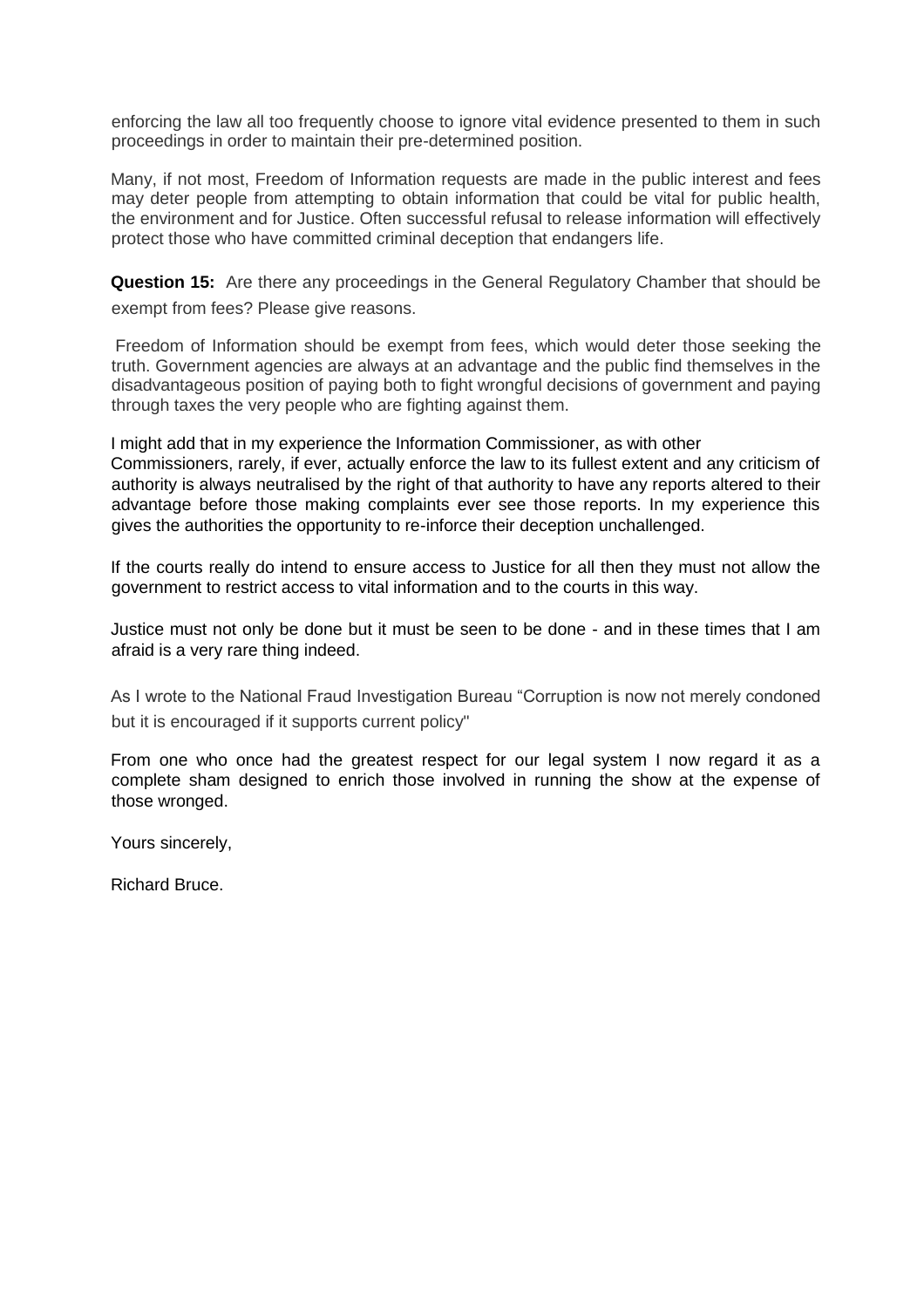enforcing the law all too frequently choose to ignore vital evidence presented to them in such proceedings in order to maintain their pre-determined position.

Many, if not most, Freedom of Information requests are made in the public interest and fees may deter people from attempting to obtain information that could be vital for public health, the environment and for Justice. Often successful refusal to release information will effectively protect those who have committed criminal deception that endangers life.

**Question 15:** Are there any proceedings in the General Regulatory Chamber that should be exempt from fees? Please give reasons.

Freedom of Information should be exempt from fees, which would deter those seeking the truth. Government agencies are always at an advantage and the public find themselves in the disadvantageous position of paying both to fight wrongful decisions of government and paying through taxes the very people who are fighting against them.

I might add that in my experience the Information Commissioner, as with other Commissioners, rarely, if ever, actually enforce the law to its fullest extent and any criticism of authority is always neutralised by the right of that authority to have any reports altered to their advantage before those making complaints ever see those reports. In my experience this gives the authorities the opportunity to re-inforce their deception unchallenged.

If the courts really do intend to ensure access to Justice for all then they must not allow the government to restrict access to vital information and to the courts in this way.

Justice must not only be done but it must be seen to be done - and in these times that I am afraid is a very rare thing indeed.

As I wrote to the National Fraud Investigation Bureau "Corruption is now not merely condoned but it is encouraged if it supports current policy"

From one who once had the greatest respect for our legal system I now regard it as a complete sham designed to enrich those involved in running the show at the expense of those wronged.

Yours sincerely,

Richard Bruce.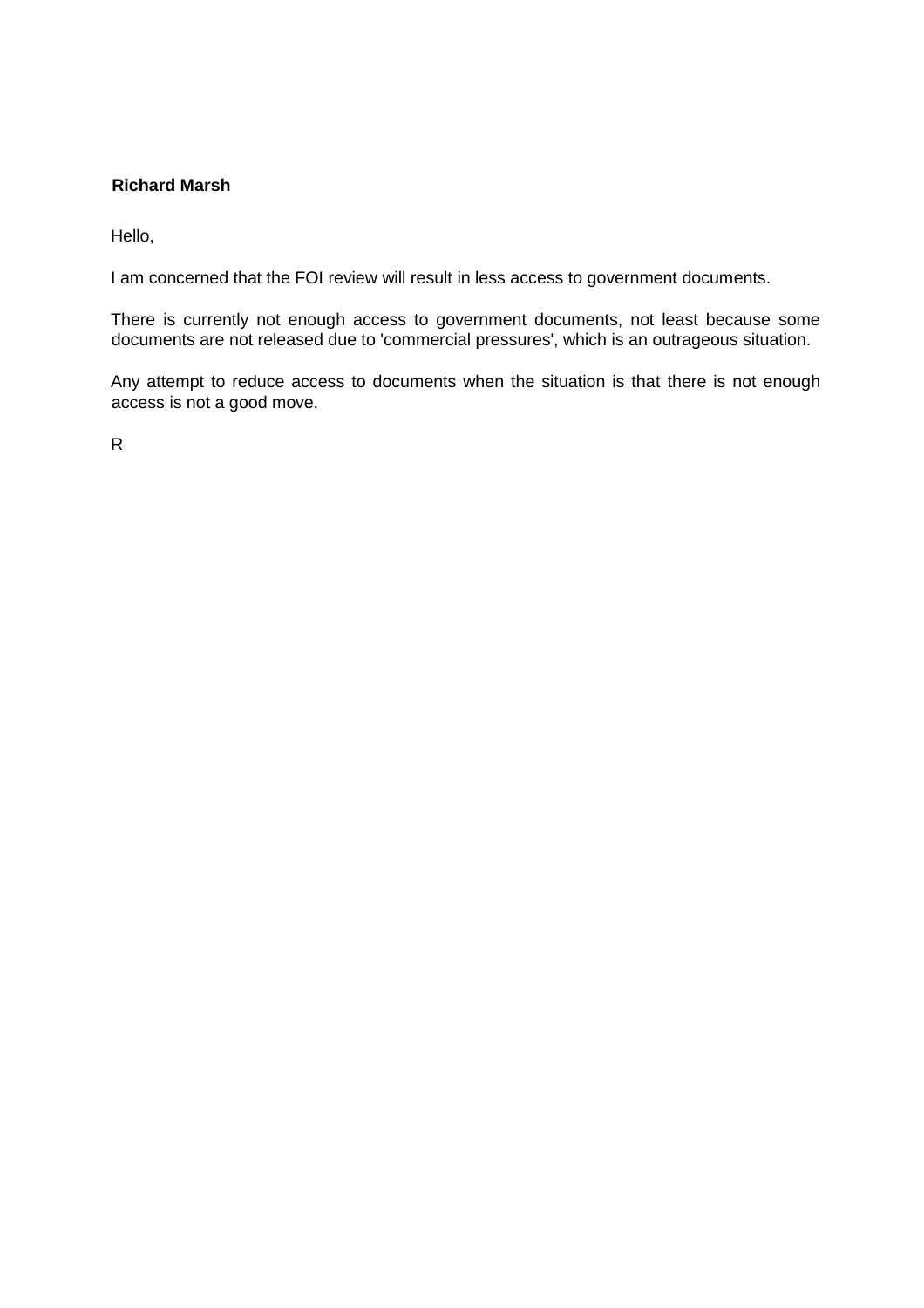**Richard Marsh**

Hello,

I am concerned that the FOI review will result in less access to government documents.

There is currently not enough access to government documents, not least because some documents are not released due to 'commercial pressures', which is an outrageous situation.

Any attempt to reduce access to documents when the situation is that there is not enough access is not a good move.

R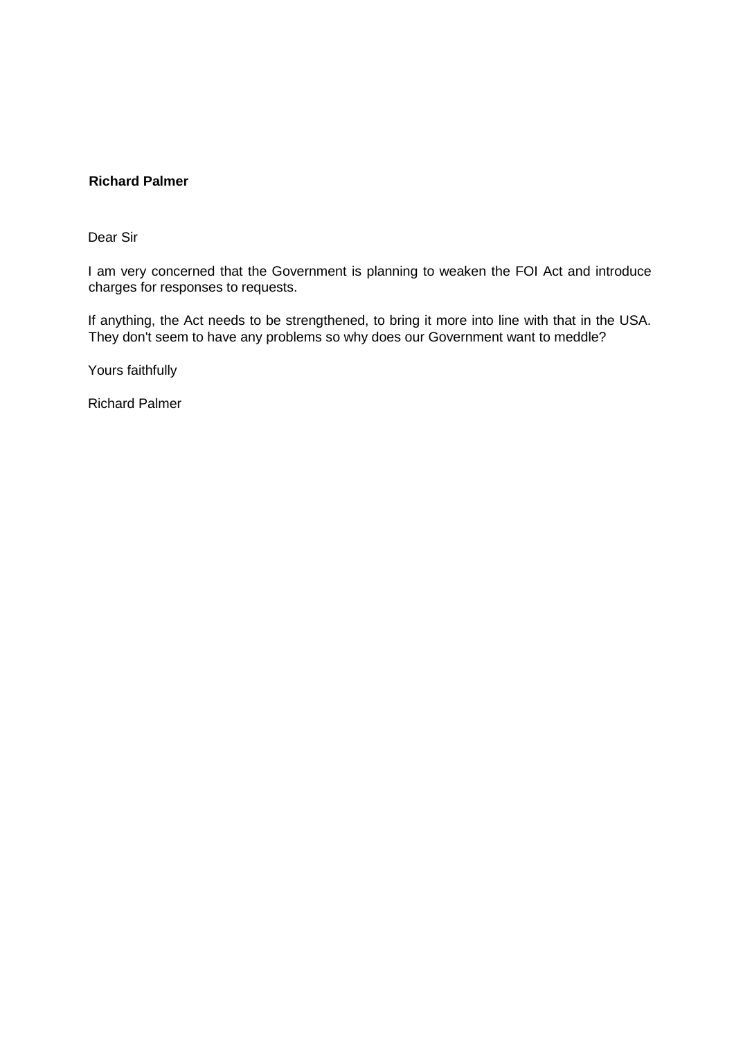**Richard Palmer**

Dear Sir

I am very concerned that the Government is planning to weaken the FOI Act and introduce charges for responses to requests.

If anything, the Act needs to be strengthened, to bring it more into line with that in the USA. They don't seem to have any problems so why does our Government want to meddle?

Yours faithfully

Richard Palmer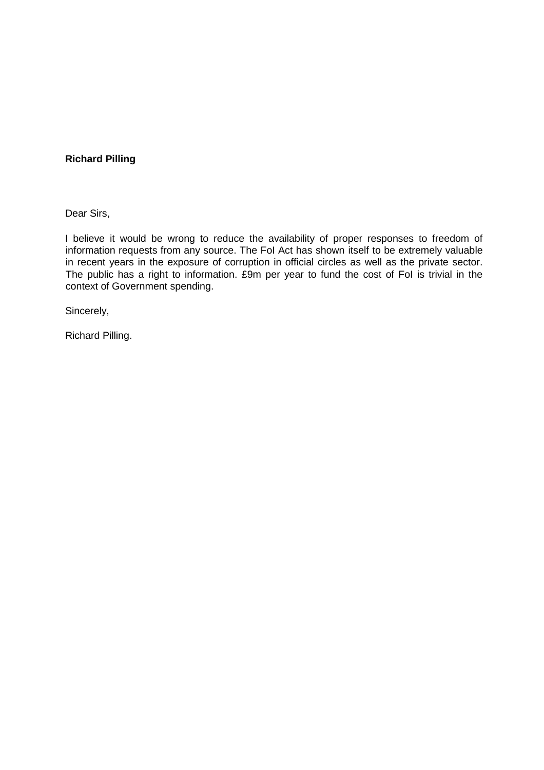**Richard Pilling**

Dear Sirs,

I believe it would be wrong to reduce the availability of proper responses to freedom of information requests from any source. The FoI Act has shown itself to be extremely valuable in recent years in the exposure of corruption in official circles as well as the private sector. The public has a right to information. £9m per year to fund the cost of FoI is trivial in the context of Government spending.

Sincerely,

Richard Pilling.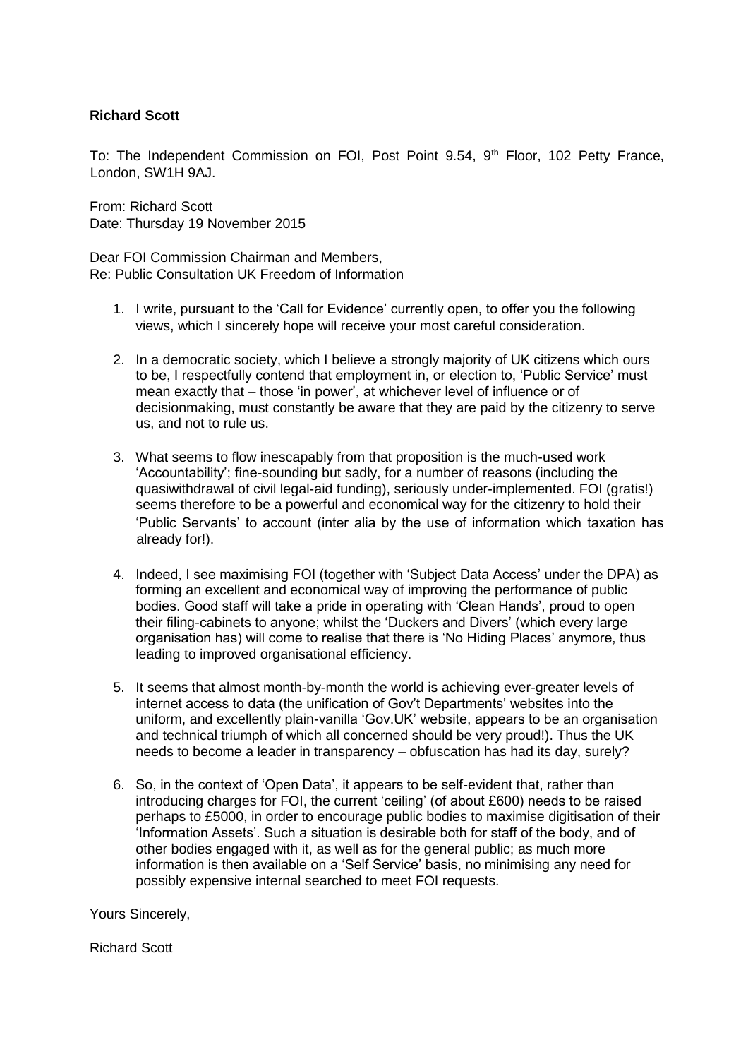**Richard Scott**

To: The Independent Commission on FOI, Post Point 9.54, 9th Floor, 102 Petty France, London, SW1H 9AJ.

From: Richard Scott
Date: Thursday 19 November 2015

Dear FOI Commission Chairman and Members,
Re: Public Consultation UK Freedom of Information

1. I write, pursuant to the 'Call for Evidence' currently open, to offer you the following views, which I sincerely hope will receive your most careful consideration.

2. In a democratic society, which I believe a strongly majority of UK citizens which ours to be, I respectfully contend that employment in, or election to, 'Public Service' must mean exactly that – those 'in power', at whichever level of influence or of decisionmaking, must constantly be aware that they are paid by the citizenry to serve us, and not to rule us.

3. What seems to flow inescapably from that proposition is the much-used work 'Accountability'; fine-sounding but sadly, for a number of reasons (including the quasiwithdrawal of civil legal-aid funding), seriously under-implemented. FOI (gratis!) seems therefore to be a powerful and economical way for the citizenry to hold their 'Public Servants' to account (inter alia by the use of information which taxation has already for!).

4. Indeed, I see maximising FOI (together with 'Subject Data Access' under the DPA) as forming an excellent and economical way of improving the performance of public bodies. Good staff will take a pride in operating with 'Clean Hands', proud to open their filing-cabinets to anyone; whilst the 'Duckers and Divers' (which every large organisation has) will come to realise that there is 'No Hiding Places' anymore, thus leading to improved organisational efficiency.

5. It seems that almost month-by-month the world is achieving ever-greater levels of internet access to data (the unification of Gov't Departments' websites into the uniform, and excellently plain-vanilla 'Gov.UK' website, appears to be an organisation and technical triumph of which all concerned should be very proud!). Thus the UK needs to become a leader in transparency – obfuscation has had its day, surely?

6. So, in the context of 'Open Data', it appears to be self-evident that, rather than introducing charges for FOI, the current 'ceiling' (of about £600) needs to be raised perhaps to £5000, in order to encourage public bodies to maximise digitisation of their 'Information Assets'. Such a situation is desirable both for staff of the body, and of other bodies engaged with it, as well as for the general public; as much more information is then available on a 'Self Service' basis, no minimising any need for possibly expensive internal searched to meet FOI requests.

Yours Sincerely,

Richard Scott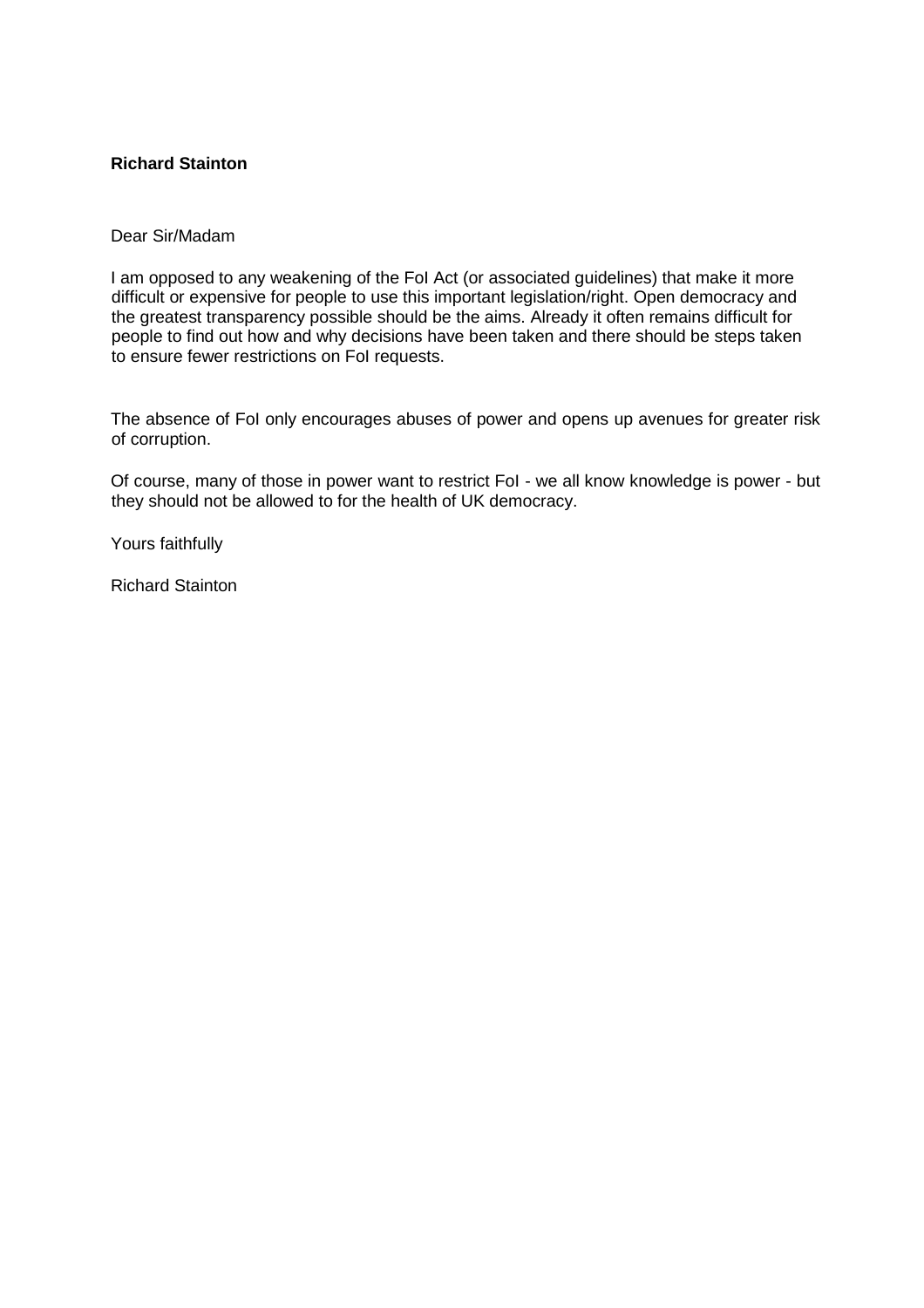**Richard Stainton**

Dear Sir/Madam

I am opposed to any weakening of the FoI Act (or associated guidelines) that make it more difficult or expensive for people to use this important legislation/right. Open democracy and the greatest transparency possible should be the aims. Already it often remains difficult for people to find out how and why decisions have been taken and there should be steps taken to ensure fewer restrictions on FoI requests.

The absence of FoI only encourages abuses of power and opens up avenues for greater risk of corruption.

Of course, many of those in power want to restrict FoI - we all know knowledge is power - but they should not be allowed to for the health of UK democracy.

Yours faithfully

Richard Stainton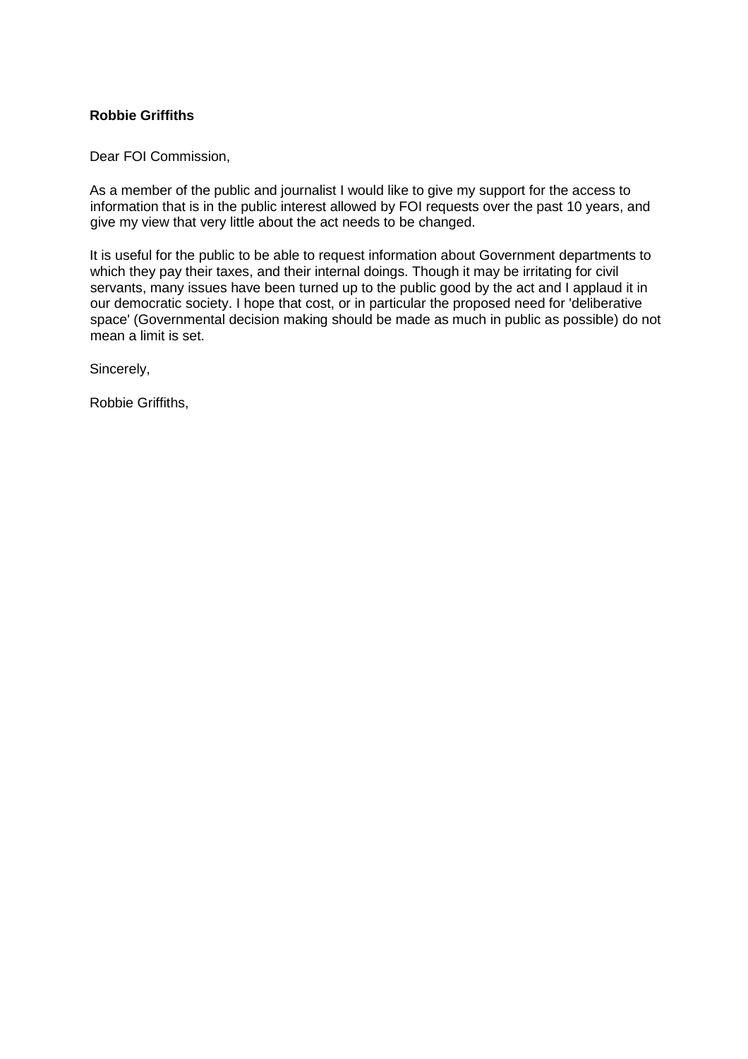**Robbie Griffiths**

Dear FOI Commission,

As a member of the public and journalist I would like to give my support for the access to information that is in the public interest allowed by FOI requests over the past 10 years, and give my view that very little about the act needs to be changed.

It is useful for the public to be able to request information about Government departments to which they pay their taxes, and their internal doings. Though it may be irritating for civil servants, many issues have been turned up to the public good by the act and I applaud it in our democratic society. I hope that cost, or in particular the proposed need for 'deliberative space' (Governmental decision making should be made as much in public as possible) do not mean a limit is set.

Sincerely,

Robbie Griffiths,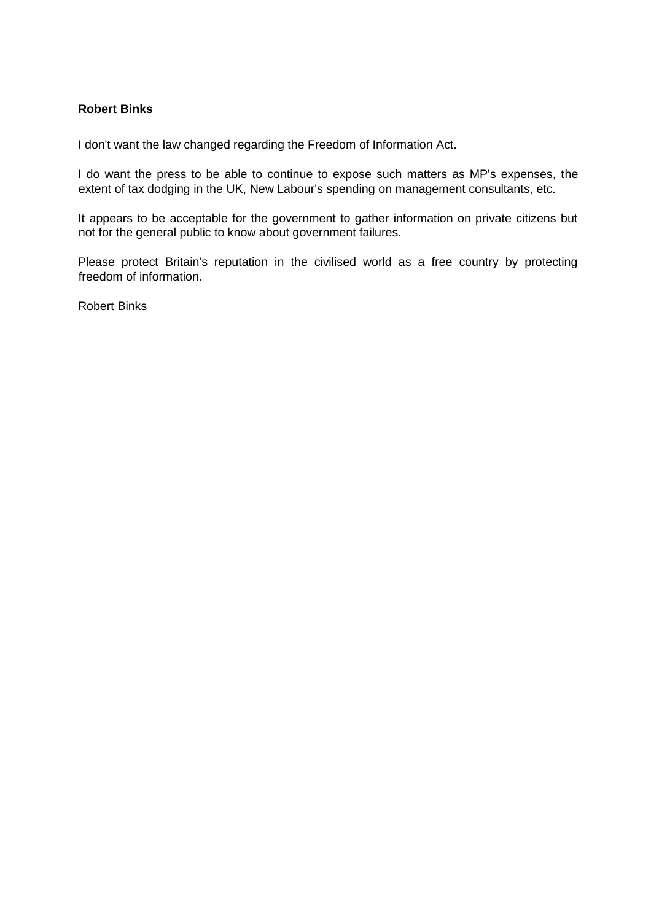**Robert Binks**

I don't want the law changed regarding the Freedom of Information Act.

I do want the press to be able to continue to expose such matters as MP's expenses, the extent of tax dodging in the UK, New Labour's spending on management consultants, etc.

It appears to be acceptable for the government to gather information on private citizens but not for the general public to know about government failures.

Please protect Britain's reputation in the civilised world as a free country by protecting freedom of information.

Robert Binks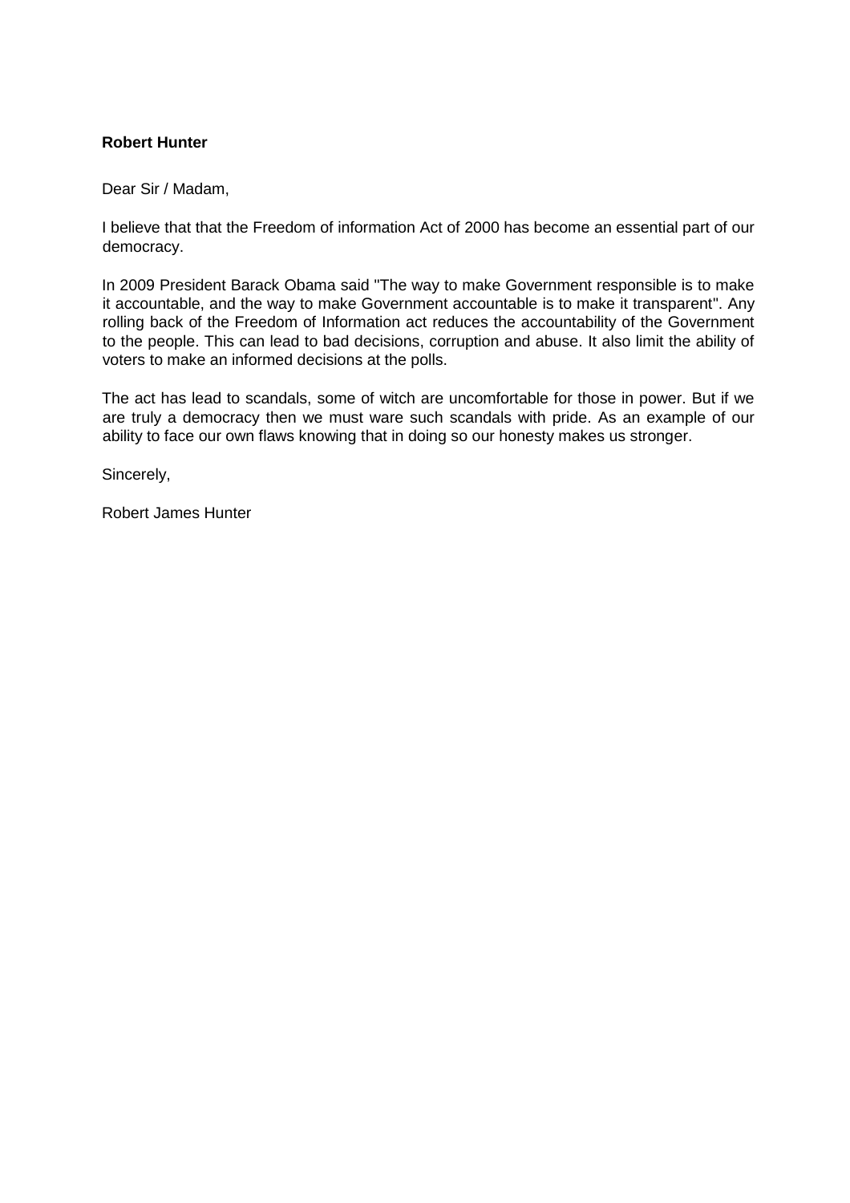**Robert Hunter**

Dear Sir / Madam,

I believe that that the Freedom of information Act of 2000 has become an essential part of our democracy.

In 2009 President Barack Obama said "The way to make Government responsible is to make it accountable, and the way to make Government accountable is to make it transparent". Any rolling back of the Freedom of Information act reduces the accountability of the Government to the people. This can lead to bad decisions, corruption and abuse. It also limit the ability of voters to make an informed decisions at the polls.

The act has lead to scandals, some of witch are uncomfortable for those in power. But if we are truly a democracy then we must ware such scandals with pride. As an example of our ability to face our own flaws knowing that in doing so our honesty makes us stronger.

Sincerely,

Robert James Hunter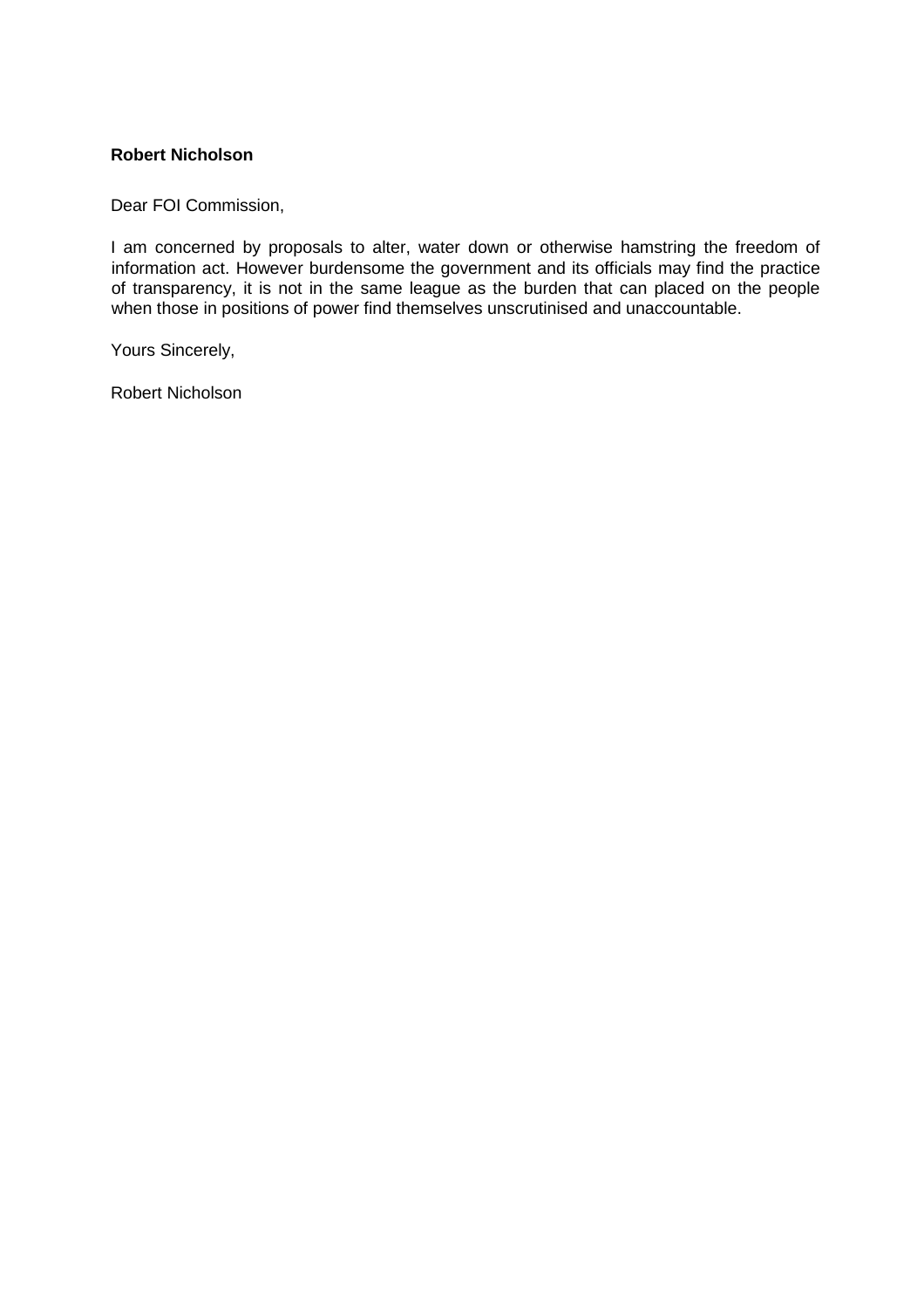**Robert Nicholson**

Dear FOI Commission,

I am concerned by proposals to alter, water down or otherwise hamstring the freedom of information act. However burdensome the government and its officials may find the practice of transparency, it is not in the same league as the burden that can placed on the people when those in positions of power find themselves unscrutinised and unaccountable.

Yours Sincerely,

Robert Nicholson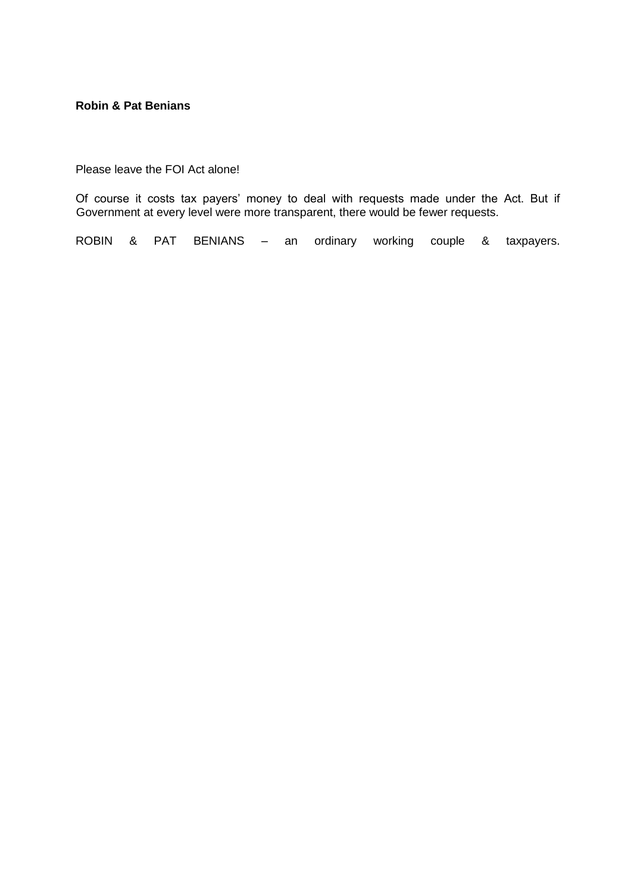**Robin & Pat Benians**

Please leave the FOI Act alone!

Of course it costs tax payers' money to deal with requests made under the Act. But if Government at every level were more transparent, there would be fewer requests.

ROBIN & PAT BENIANS – an ordinary working couple & taxpayers.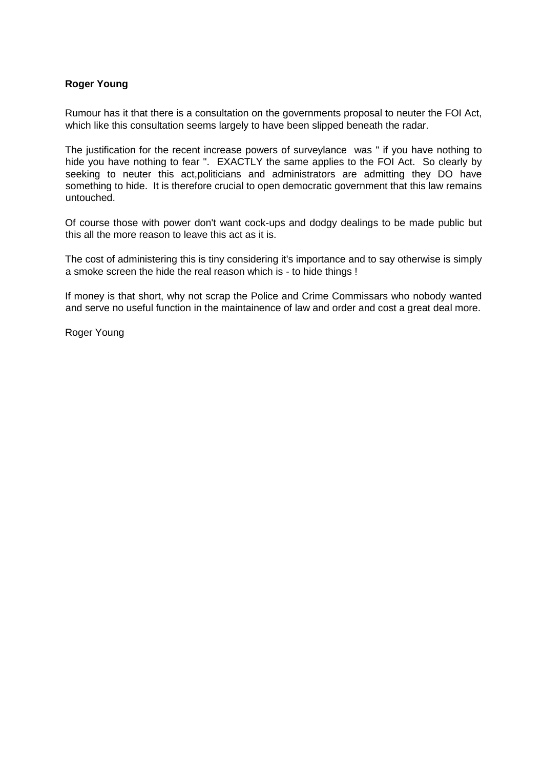**Roger Young**

Rumour has it that there is a consultation on the governments proposal to neuter the FOI Act, which like this consultation seems largely to have been slipped beneath the radar.

The justification for the recent increase powers of surveylance was " if you have nothing to hide you have nothing to fear ". EXACTLY the same applies to the FOI Act. So clearly by seeking to neuter this act,politicians and administrators are admitting they DO have something to hide. It is therefore crucial to open democratic government that this law remains untouched.

Of course those with power don't want cock-ups and dodgy dealings to be made public but this all the more reason to leave this act as it is.

The cost of administering this is tiny considering it's importance and to say otherwise is simply a smoke screen the hide the real reason which is - to hide things !

If money is that short, why not scrap the Police and Crime Commissars who nobody wanted and serve no useful function in the maintainence of law and order and cost a great deal more.

Roger Young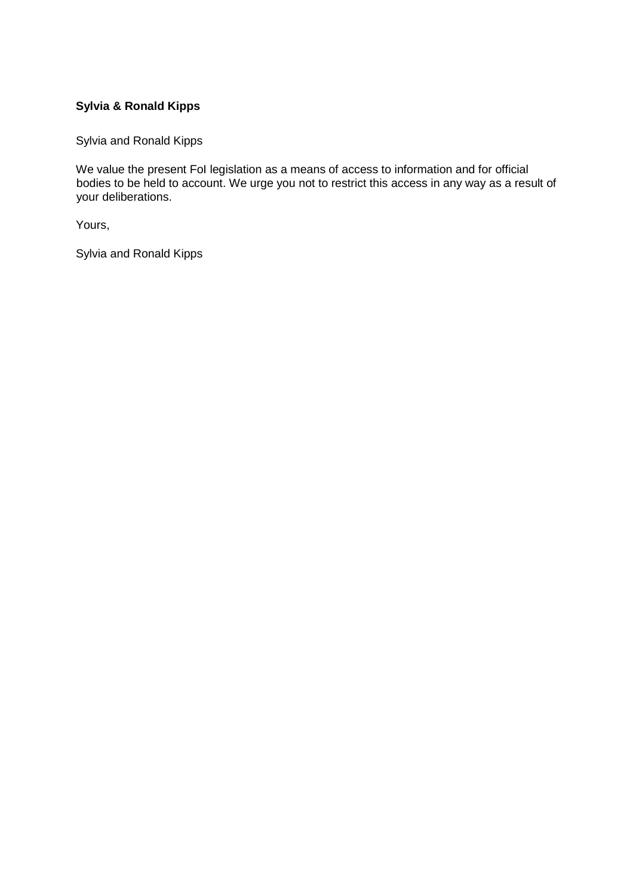**Sylvia & Ronald Kipps**

Sylvia and Ronald Kipps

We value the present FoI legislation as a means of access to information and for official bodies to be held to account. We urge you not to restrict this access in any way as a result of your deliberations.

Yours,

Sylvia and Ronald Kipps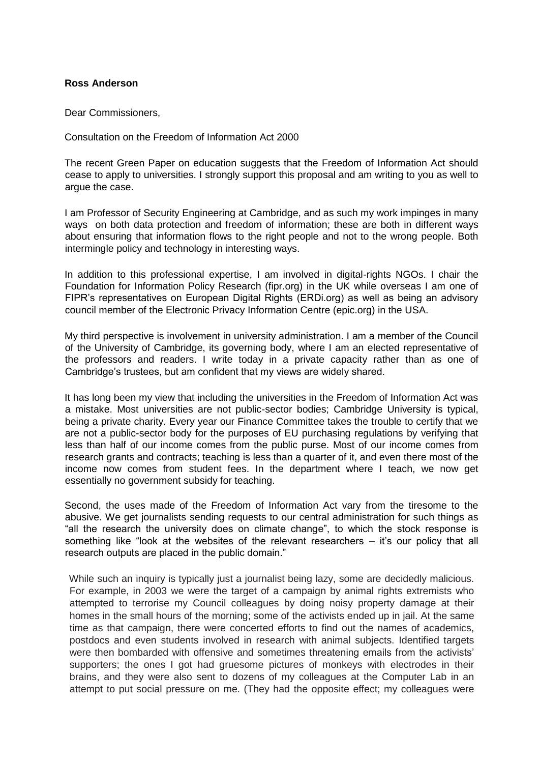**Ross Anderson**

Dear Commissioners,

Consultation on the Freedom of Information Act 2000

The recent Green Paper on education suggests that the Freedom of Information Act should cease to apply to universities. I strongly support this proposal and am writing to you as well to argue the case.

I am Professor of Security Engineering at Cambridge, and as such my work impinges in many ways on both data protection and freedom of information; these are both in different ways about ensuring that information flows to the right people and not to the wrong people. Both intermingle policy and technology in interesting ways.

In addition to this professional expertise, I am involved in digital-rights NGOs. I chair the Foundation for Information Policy Research (fipr.org) in the UK while overseas I am one of FIPR's representatives on European Digital Rights (ERDi.org) as well as being an advisory council member of the Electronic Privacy Information Centre (epic.org) in the USA.

My third perspective is involvement in university administration. I am a member of the Council of the University of Cambridge, its governing body, where I am an elected representative of the professors and readers. I write today in a private capacity rather than as one of Cambridge's trustees, but am confident that my views are widely shared.

It has long been my view that including the universities in the Freedom of Information Act was a mistake. Most universities are not public-sector bodies; Cambridge University is typical, being a private charity. Every year our Finance Committee takes the trouble to certify that we are not a public-sector body for the purposes of EU purchasing regulations by verifying that less than half of our income comes from the public purse. Most of our income comes from research grants and contracts; teaching is less than a quarter of it, and even there most of the income now comes from student fees. In the department where I teach, we now get essentially no government subsidy for teaching.

Second, the uses made of the Freedom of Information Act vary from the tiresome to the abusive. We get journalists sending requests to our central administration for such things as "all the research the university does on climate change", to which the stock response is something like "look at the websites of the relevant researchers – it's our policy that all research outputs are placed in the public domain."

While such an inquiry is typically just a journalist being lazy, some are decidedly malicious. For example, in 2003 we were the target of a campaign by animal rights extremists who attempted to terrorise my Council colleagues by doing noisy property damage at their homes in the small hours of the morning; some of the activists ended up in jail. At the same time as that campaign, there were concerted efforts to find out the names of academics, postdocs and even students involved in research with animal subjects. Identified targets were then bombarded with offensive and sometimes threatening emails from the activists' supporters; the ones I got had gruesome pictures of monkeys with electrodes in their brains, and they were also sent to dozens of my colleagues at the Computer Lab in an attempt to put social pressure on me. (They had the opposite effect; my colleagues were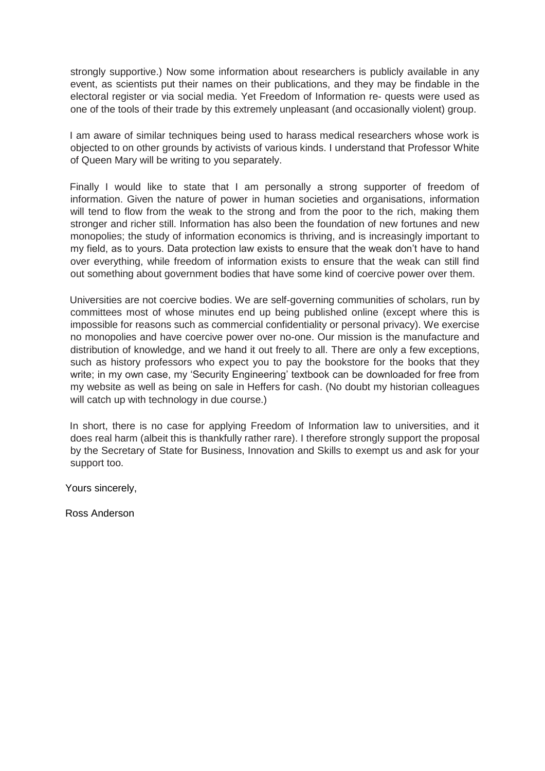strongly supportive.) Now some information about researchers is publicly available in any event, as scientists put their names on their publications, and they may be findable in the electoral register or via social media. Yet Freedom of Information re- quests were used as one of the tools of their trade by this extremely unpleasant (and occasionally violent) group.

I am aware of similar techniques being used to harass medical researchers whose work is objected to on other grounds by activists of various kinds. I understand that Professor White of Queen Mary will be writing to you separately.

Finally I would like to state that I am personally a strong supporter of freedom of information. Given the nature of power in human societies and organisations, information will tend to flow from the weak to the strong and from the poor to the rich, making them stronger and richer still. Information has also been the foundation of new fortunes and new monopolies; the study of information economics is thriving, and is increasingly important to my field, as to yours. Data protection law exists to ensure that the weak don't have to hand over everything, while freedom of information exists to ensure that the weak can still find out something about government bodies that have some kind of coercive power over them.

Universities are not coercive bodies. We are self-governing communities of scholars, run by committees most of whose minutes end up being published online (except where this is impossible for reasons such as commercial confidentiality or personal privacy). We exercise no monopolies and have coercive power over no-one. Our mission is the manufacture and distribution of knowledge, and we hand it out freely to all. There are only a few exceptions, such as history professors who expect you to pay the bookstore for the books that they write; in my own case, my 'Security Engineering' textbook can be downloaded for free from my website as well as being on sale in Heffers for cash. (No doubt my historian colleagues will catch up with technology in due course.)

In short, there is no case for applying Freedom of Information law to universities, and it does real harm (albeit this is thankfully rather rare). I therefore strongly support the proposal by the Secretary of State for Business, Innovation and Skills to exempt us and ask for your support too.

Yours sincerely,

Ross Anderson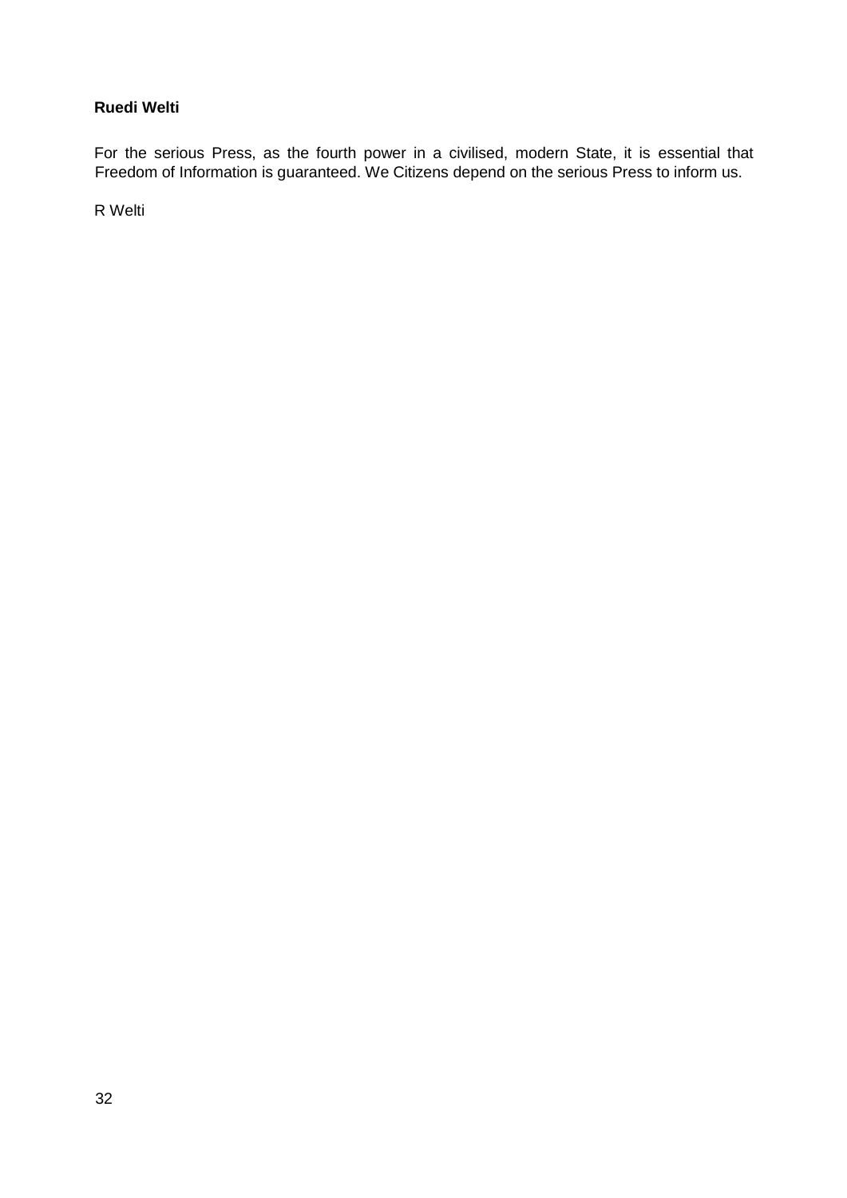**Ruedi Welti**

For the serious Press, as the fourth power in a civilised, modern State, it is essential that Freedom of Information is guaranteed. We Citizens depend on the serious Press to inform us.

R Welti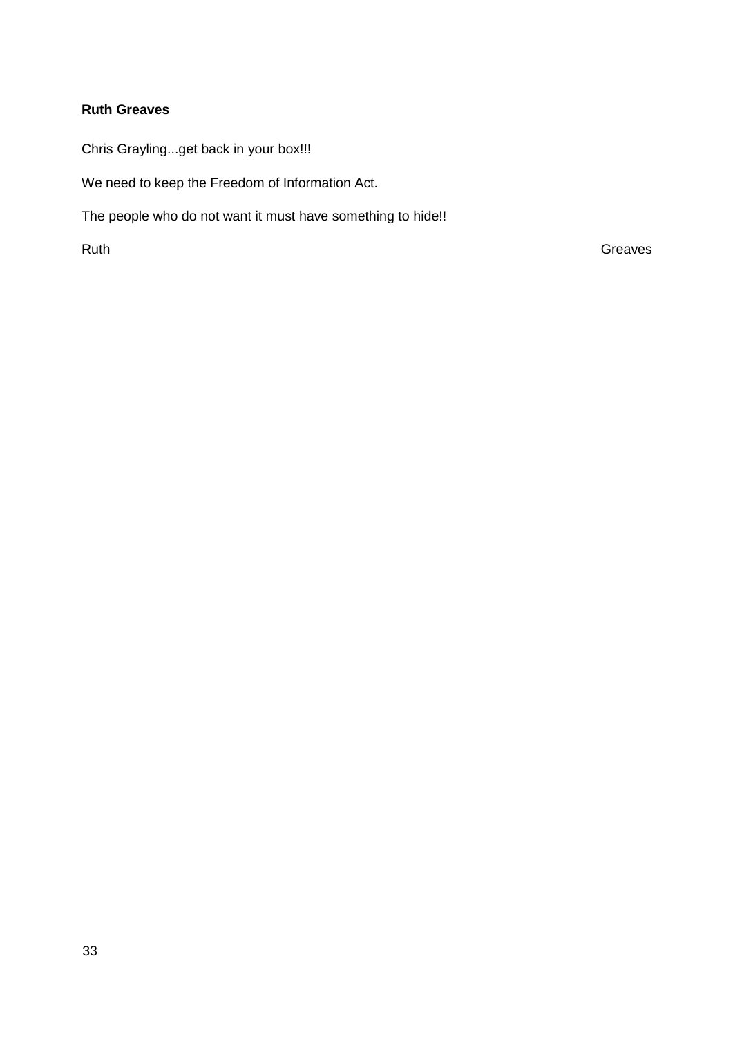**Ruth Greaves**

Chris Grayling...get back in your box!!!

We need to keep the Freedom of Information Act.

The people who do not want it must have something to hide!!

Ruth Greaves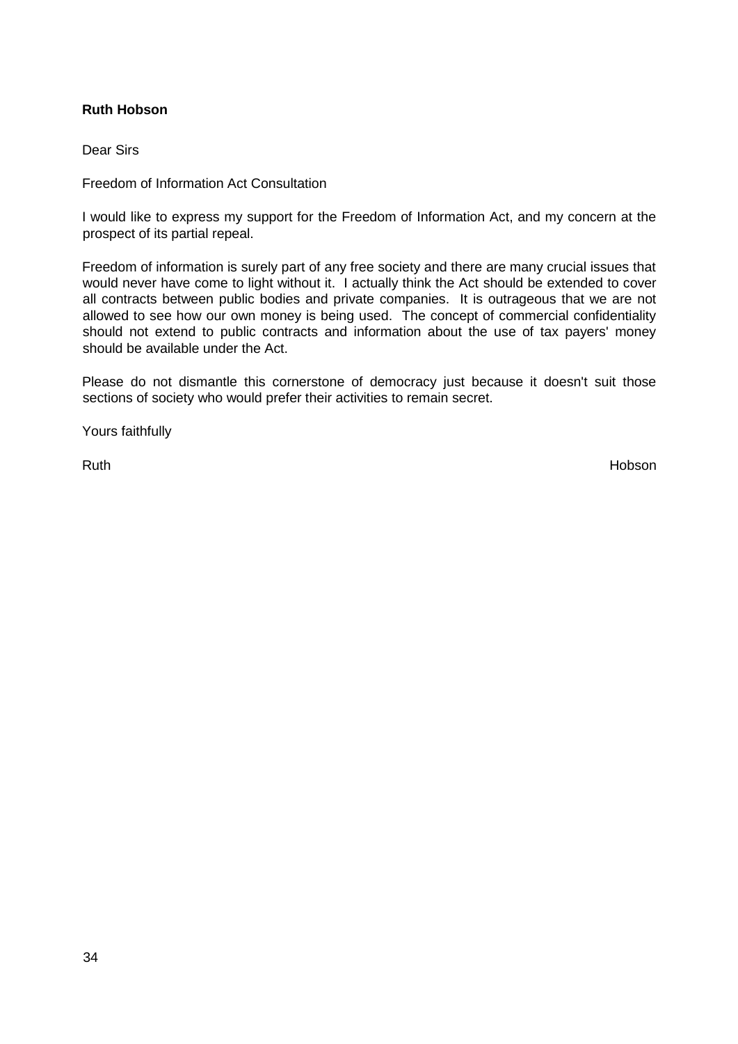**Ruth Hobson**

Dear Sirs

Freedom of Information Act Consultation

I would like to express my support for the Freedom of Information Act, and my concern at the prospect of its partial repeal.

Freedom of information is surely part of any free society and there are many crucial issues that would never have come to light without it. I actually think the Act should be extended to cover all contracts between public bodies and private companies. It is outrageous that we are not allowed to see how our own money is being used. The concept of commercial confidentiality should not extend to public contracts and information about the use of tax payers' money should be available under the Act.

Please do not dismantle this cornerstone of democracy just because it doesn't suit those sections of society who would prefer their activities to remain secret.

Yours faithfully

Ruth Hobson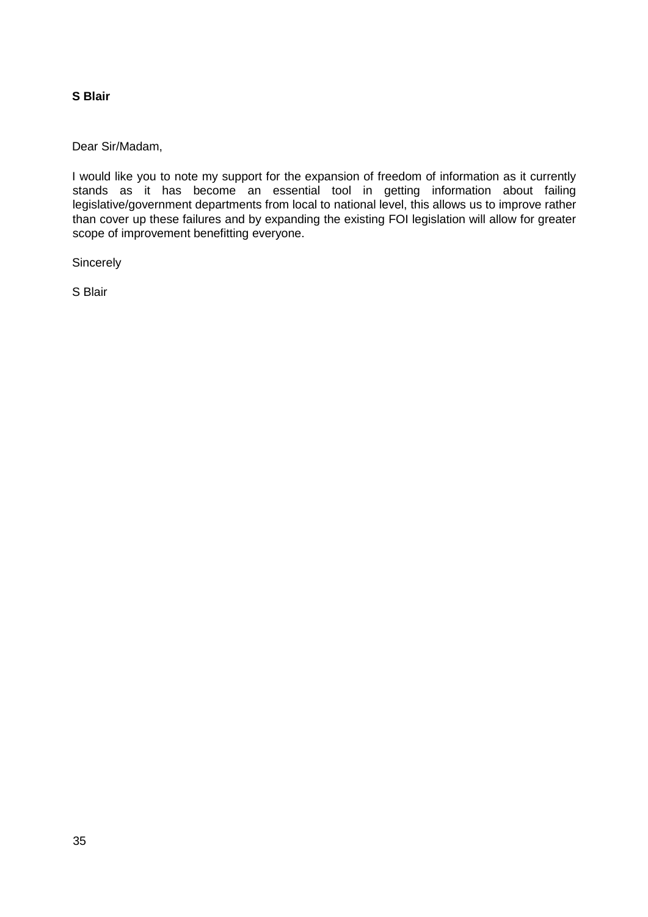**S Blair**

Dear Sir/Madam,

I would like you to note my support for the expansion of freedom of information as it currently stands as it has become an essential tool in getting information about failing legislative/government departments from local to national level, this allows us to improve rather than cover up these failures and by expanding the existing FOI legislation will allow for greater scope of improvement benefitting everyone.

Sincerely

S Blair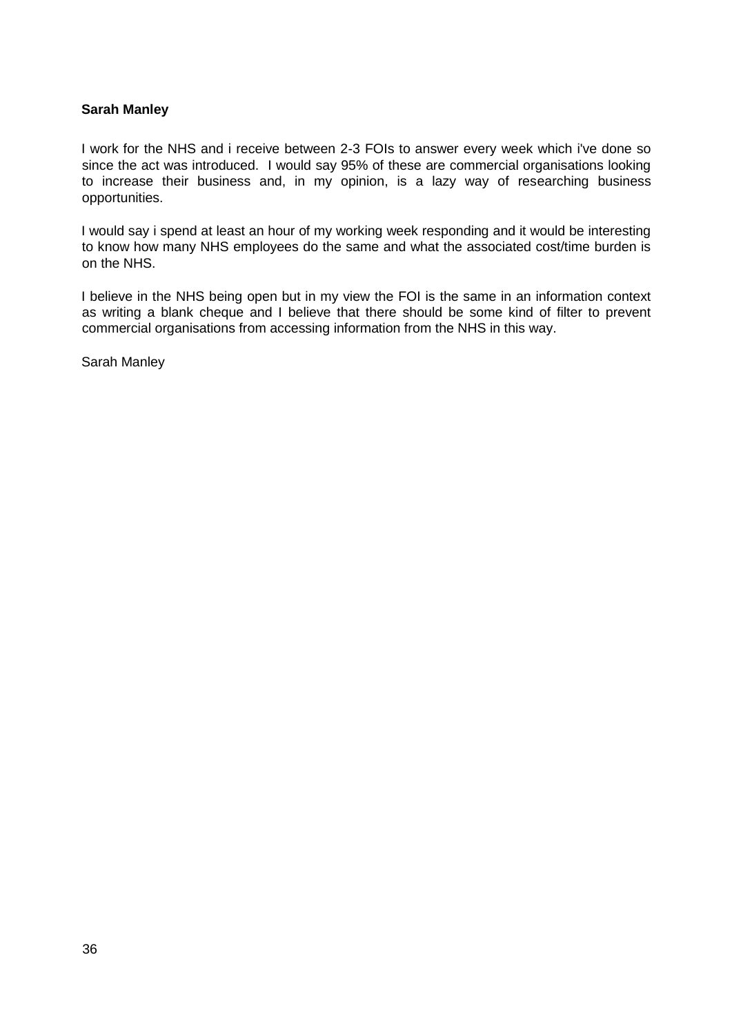**Sarah Manley**

I work for the NHS and i receive between 2-3 FOIs to answer every week which i've done so since the act was introduced. I would say 95% of these are commercial organisations looking to increase their business and, in my opinion, is a lazy way of researching business opportunities.

I would say i spend at least an hour of my working week responding and it would be interesting to know how many NHS employees do the same and what the associated cost/time burden is on the NHS.

I believe in the NHS being open but in my view the FOI is the same in an information context as writing a blank cheque and I believe that there should be some kind of filter to prevent commercial organisations from accessing information from the NHS in this way.

Sarah Manley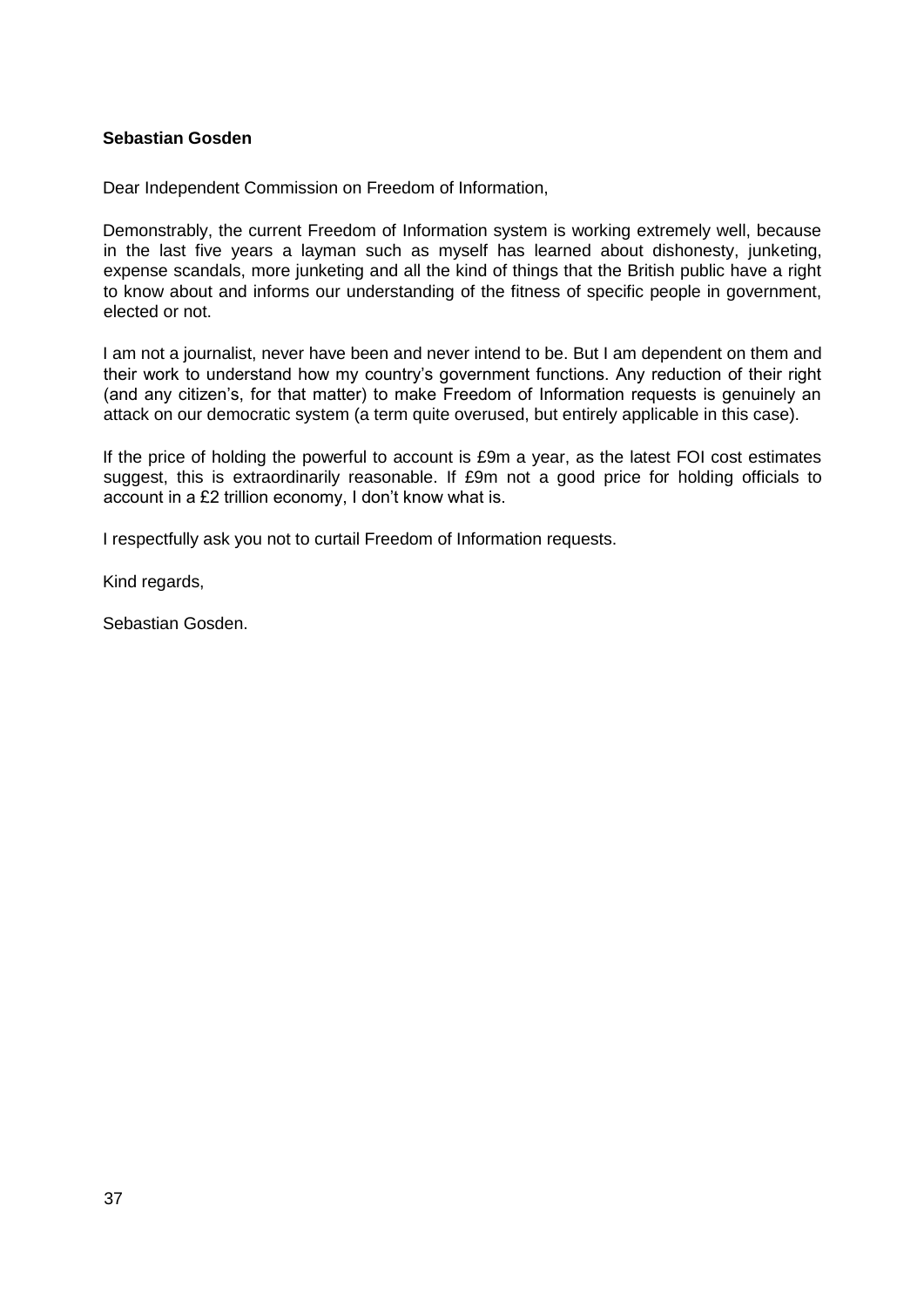**Sebastian Gosden**

Dear Independent Commission on Freedom of Information,

Demonstrably, the current Freedom of Information system is working extremely well, because in the last five years a layman such as myself has learned about dishonesty, junketing, expense scandals, more junketing and all the kind of things that the British public have a right to know about and informs our understanding of the fitness of specific people in government, elected or not.

I am not a journalist, never have been and never intend to be. But I am dependent on them and their work to understand how my country's government functions. Any reduction of their right (and any citizen's, for that matter) to make Freedom of Information requests is genuinely an attack on our democratic system (a term quite overused, but entirely applicable in this case).

If the price of holding the powerful to account is £9m a year, as the latest FOI cost estimates suggest, this is extraordinarily reasonable. If £9m not a good price for holding officials to account in a £2 trillion economy, I don't know what is.

I respectfully ask you not to curtail Freedom of Information requests.

Kind regards,

Sebastian Gosden.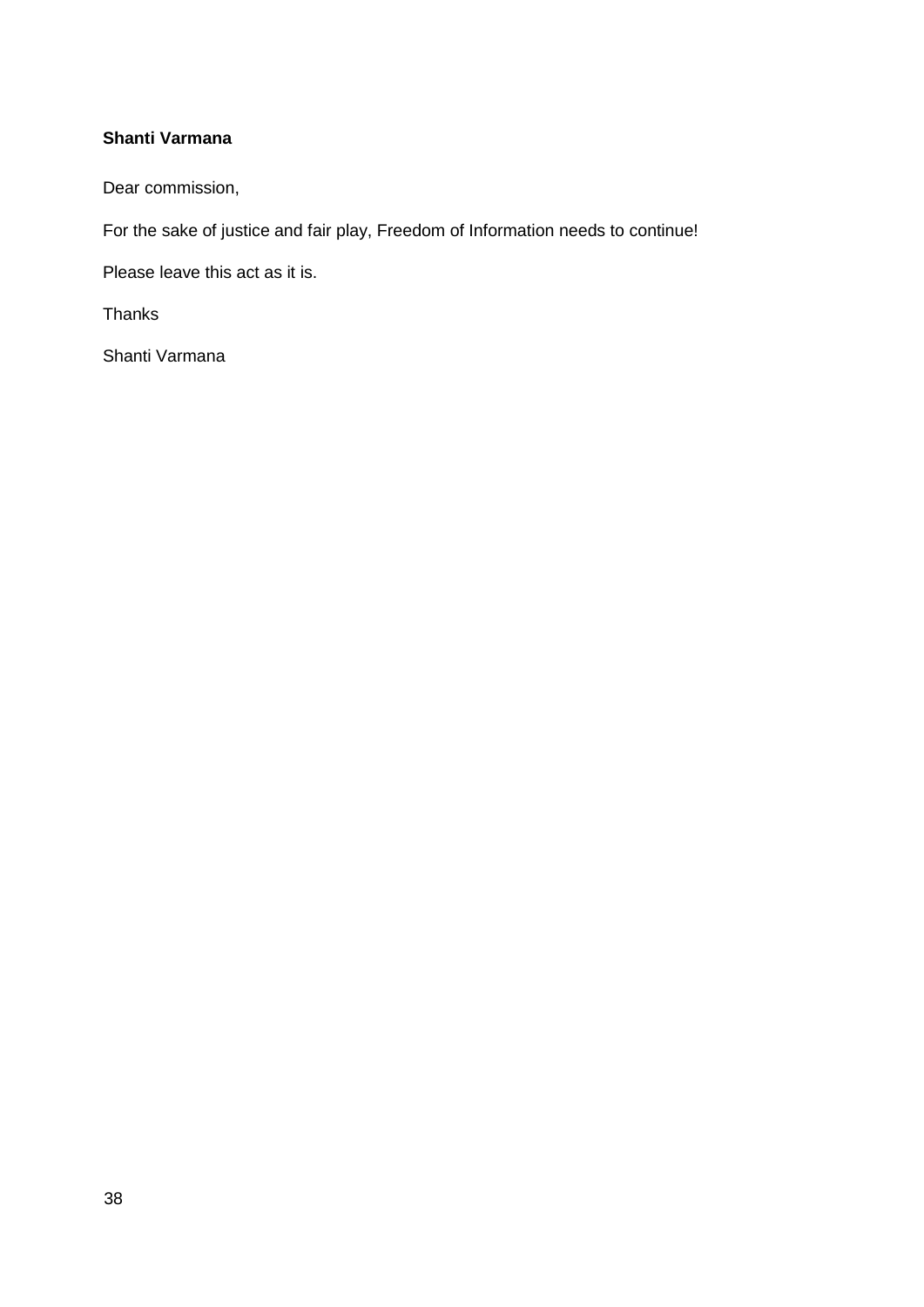**Shanti Varmana**

Dear commission,

For the sake of justice and fair play, Freedom of Information needs to continue!

Please leave this act as it is.

Thanks

Shanti Varmana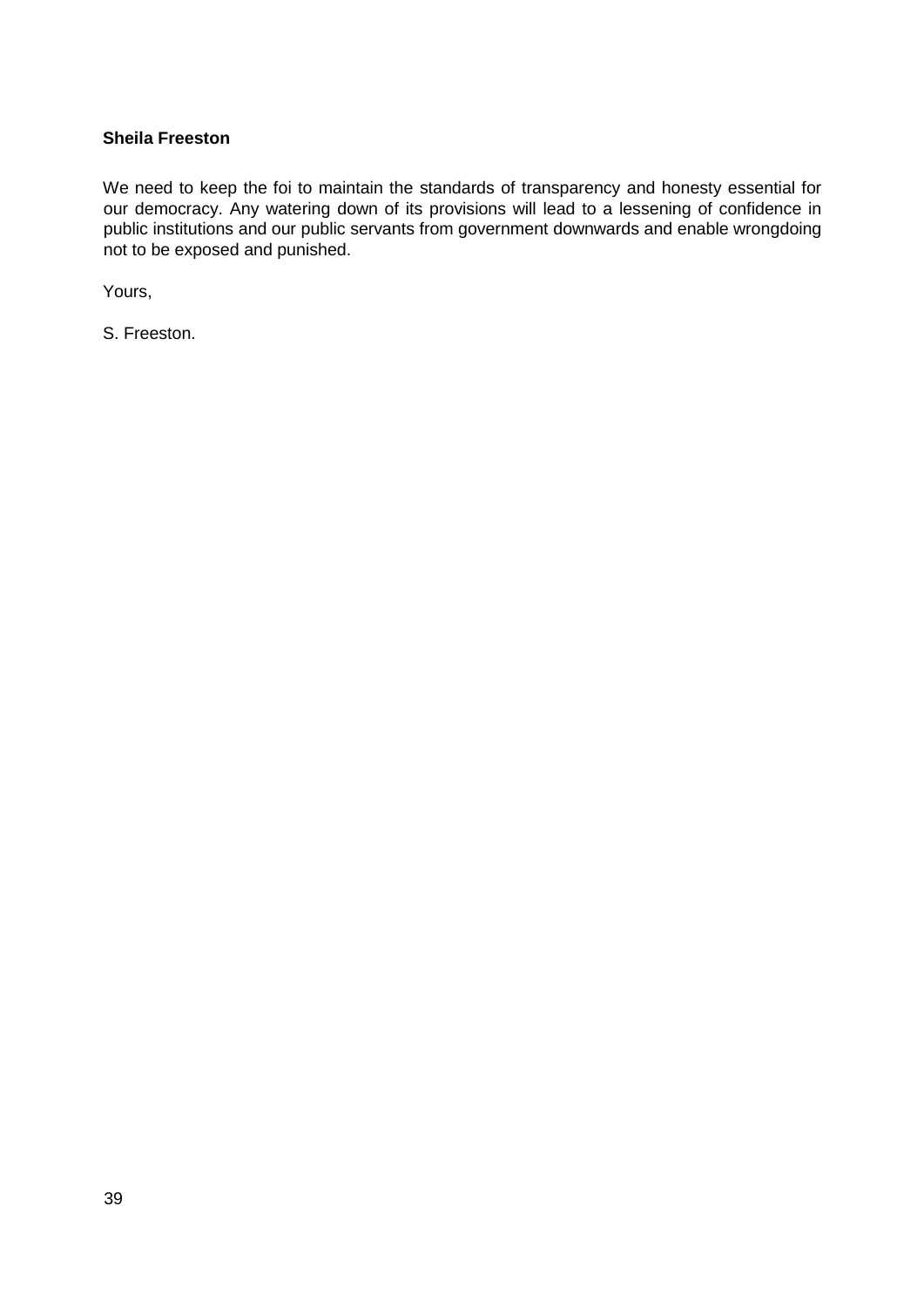**Sheila Freeston**

We need to keep the foi to maintain the standards of transparency and honesty essential for our democracy. Any watering down of its provisions will lead to a lessening of confidence in public institutions and our public servants from government downwards and enable wrongdoing not to be exposed and punished.

Yours,

S. Freeston.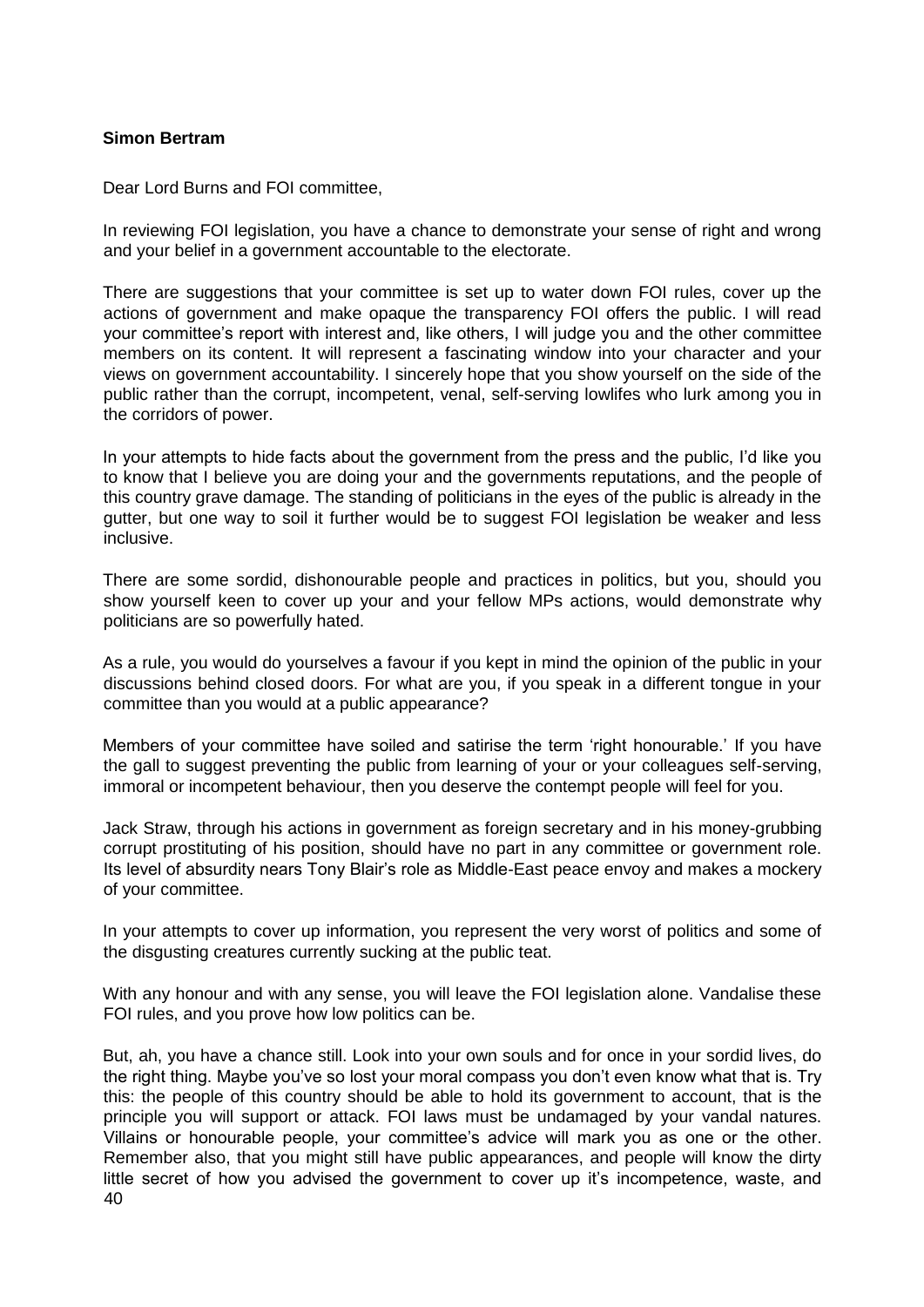**Simon Bertram**

Dear Lord Burns and FOI committee,

In reviewing FOI legislation, you have a chance to demonstrate your sense of right and wrong and your belief in a government accountable to the electorate.

There are suggestions that your committee is set up to water down FOI rules, cover up the actions of government and make opaque the transparency FOI offers the public. I will read your committee's report with interest and, like others, I will judge you and the other committee members on its content. It will represent a fascinating window into your character and your views on government accountability. I sincerely hope that you show yourself on the side of the public rather than the corrupt, incompetent, venal, self-serving lowlifes who lurk among you in the corridors of power.

In your attempts to hide facts about the government from the press and the public, I'd like you to know that I believe you are doing your and the governments reputations, and the people of this country grave damage. The standing of politicians in the eyes of the public is already in the gutter, but one way to soil it further would be to suggest FOI legislation be weaker and less inclusive.

There are some sordid, dishonourable people and practices in politics, but you, should you show yourself keen to cover up your and your fellow MPs actions, would demonstrate why politicians are so powerfully hated.

As a rule, you would do yourselves a favour if you kept in mind the opinion of the public in your discussions behind closed doors. For what are you, if you speak in a different tongue in your committee than you would at a public appearance?

Members of your committee have soiled and satirise the term 'right honourable.' If you have the gall to suggest preventing the public from learning of your or your colleagues self-serving, immoral or incompetent behaviour, then you deserve the contempt people will feel for you.

Jack Straw, through his actions in government as foreign secretary and in his money-grubbing corrupt prostituting of his position, should have no part in any committee or government role. Its level of absurdity nears Tony Blair's role as Middle-East peace envoy and makes a mockery of your committee.

In your attempts to cover up information, you represent the very worst of politics and some of the disgusting creatures currently sucking at the public teat.

With any honour and with any sense, you will leave the FOI legislation alone. Vandalise these FOI rules, and you prove how low politics can be.

But, ah, you have a chance still. Look into your own souls and for once in your sordid lives, do the right thing. Maybe you've so lost your moral compass you don't even know what that is. Try this: the people of this country should be able to hold its government to account, that is the principle you will support or attack. FOI laws must be undamaged by your vandal natures. Villains or honourable people, your committee's advice will mark you as one or the other. Remember also, that you might still have public appearances, and people will know the dirty little secret of how you advised the government to cover up it's incompetence, waste, and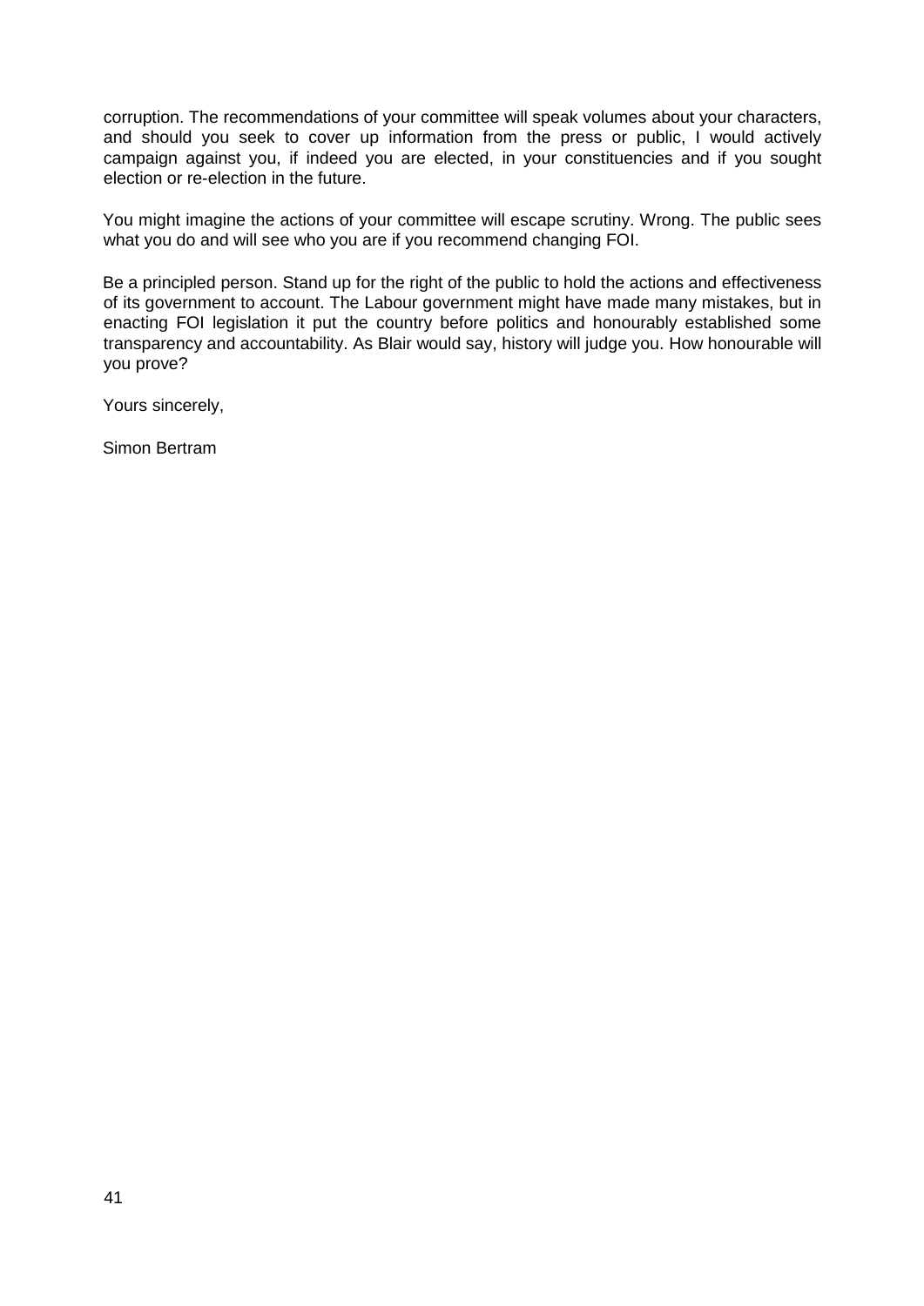corruption. The recommendations of your committee will speak volumes about your characters, and should you seek to cover up information from the press or public, I would actively campaign against you, if indeed you are elected, in your constituencies and if you sought election or re-election in the future.

You might imagine the actions of your committee will escape scrutiny. Wrong. The public sees what you do and will see who you are if you recommend changing FOI.

Be a principled person. Stand up for the right of the public to hold the actions and effectiveness of its government to account. The Labour government might have made many mistakes, but in enacting FOI legislation it put the country before politics and honourably established some transparency and accountability. As Blair would say, history will judge you. How honourable will you prove?

Yours sincerely,

Simon Bertram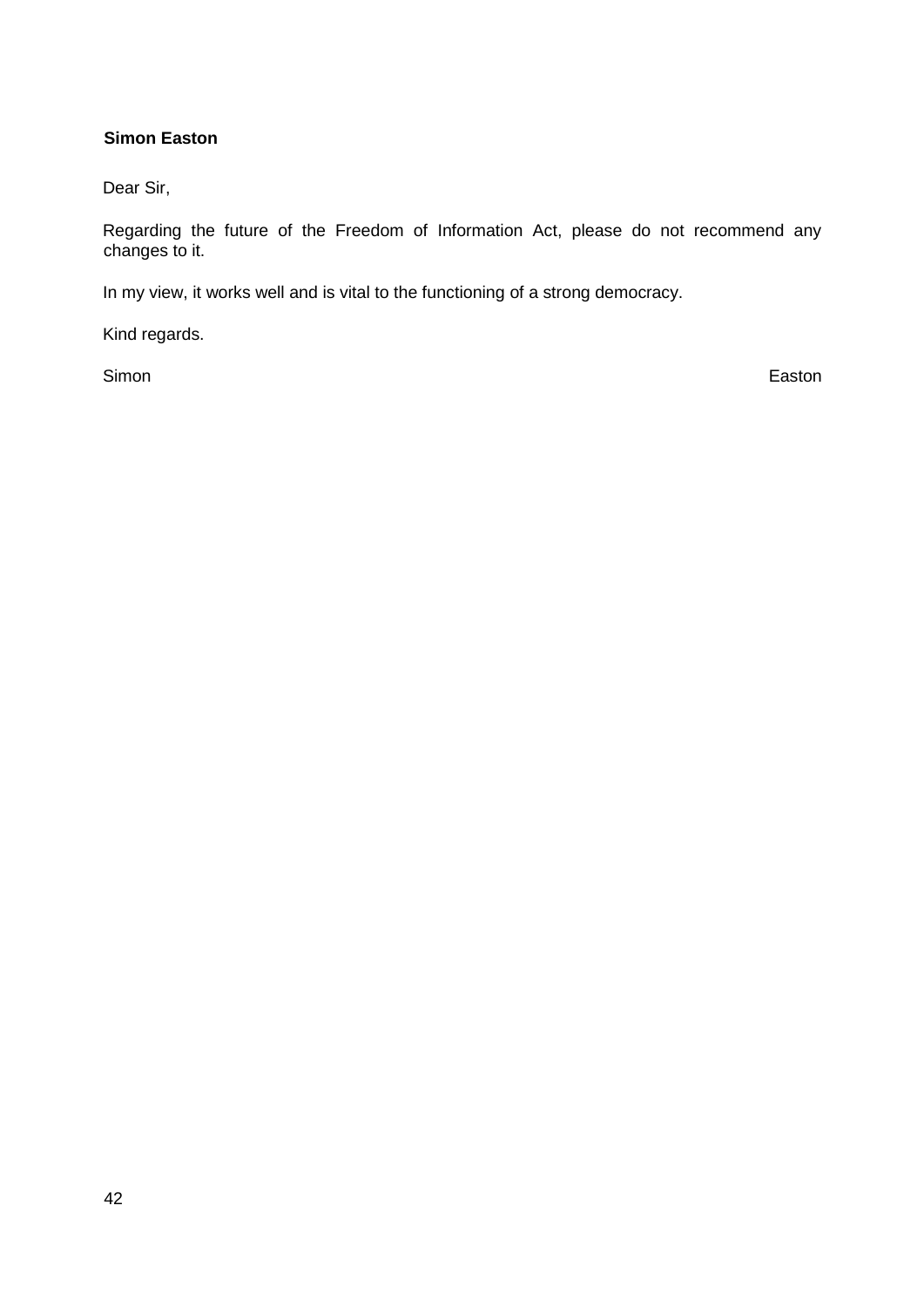**Simon Easton**

Dear Sir,

Regarding the future of the Freedom of Information Act, please do not recommend any changes to it.

In my view, it works well and is vital to the functioning of a strong democracy.

Kind regards.

Simon Easton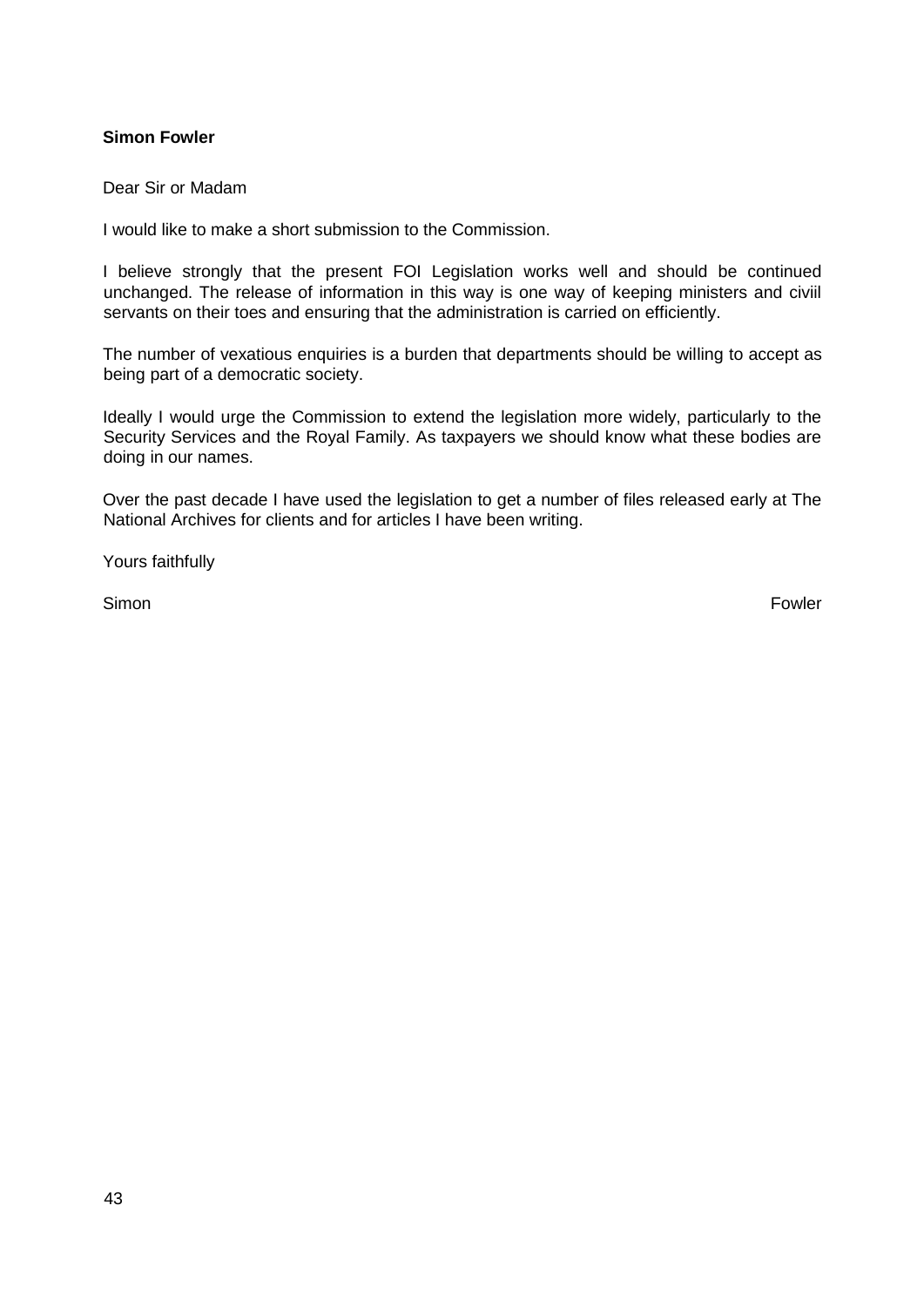**Simon Fowler**

Dear Sir or Madam

I would like to make a short submission to the Commission.

I believe strongly that the present FOI Legislation works well and should be continued unchanged. The release of information in this way is one way of keeping ministers and civiil servants on their toes and ensuring that the administration is carried on efficiently.

The number of vexatious enquiries is a burden that departments should be willing to accept as being part of a democratic society.

Ideally I would urge the Commission to extend the legislation more widely, particularly to the Security Services and the Royal Family. As taxpayers we should know what these bodies are doing in our names.

Over the past decade I have used the legislation to get a number of files released early at The National Archives for clients and for articles I have been writing.

Yours faithfully

Simon Fowler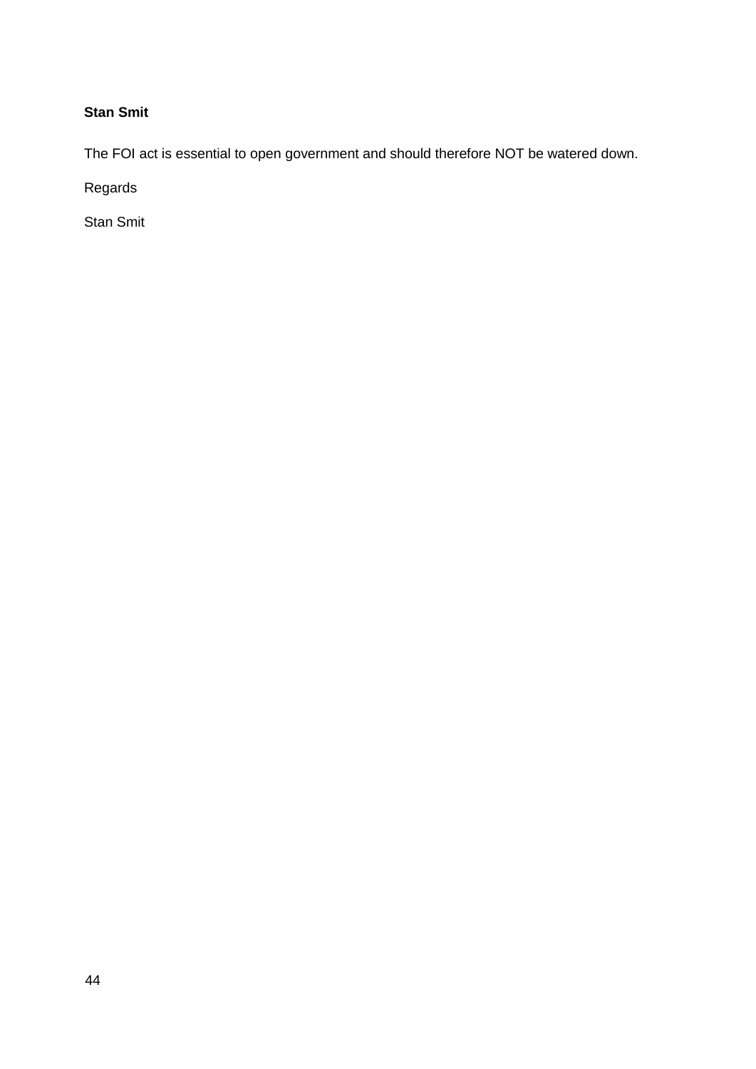**Stan Smit**

The FOI act is essential to open government and should therefore NOT be watered down.

Regards

Stan Smit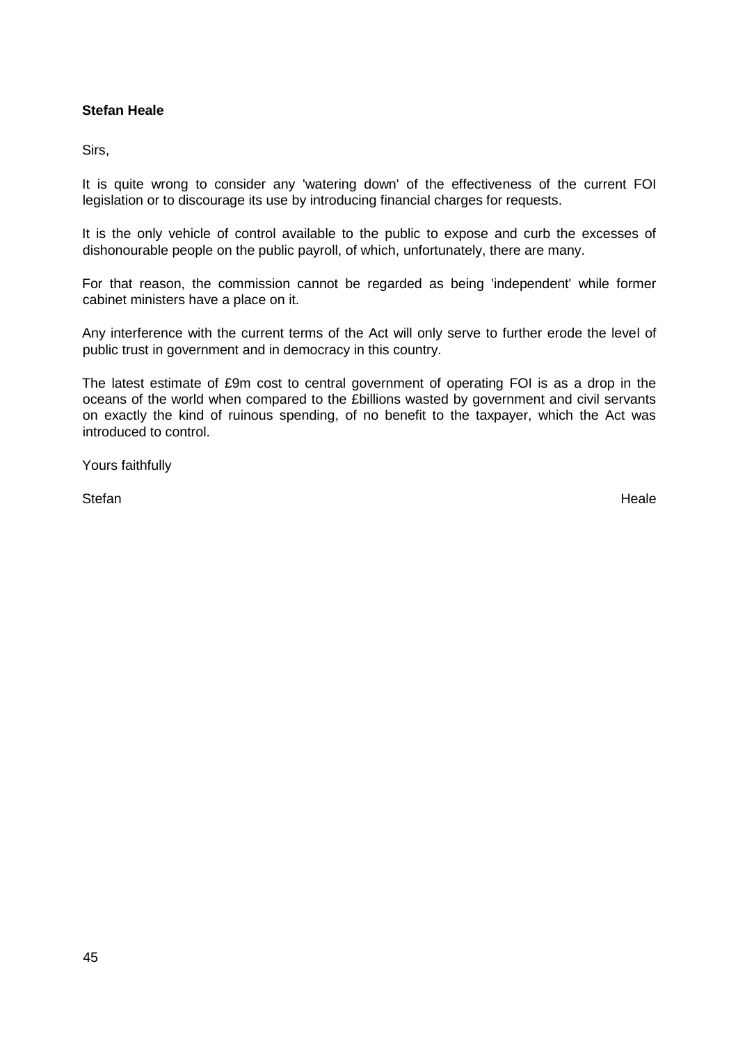**Stefan Heale**

Sirs,

It is quite wrong to consider any 'watering down' of the effectiveness of the current FOI legislation or to discourage its use by introducing financial charges for requests.

It is the only vehicle of control available to the public to expose and curb the excesses of dishonourable people on the public payroll, of which, unfortunately, there are many.

For that reason, the commission cannot be regarded as being 'independent' while former cabinet ministers have a place on it.

Any interference with the current terms of the Act will only serve to further erode the level of public trust in government and in democracy in this country.

The latest estimate of £9m cost to central government of operating FOI is as a drop in the oceans of the world when compared to the £billions wasted by government and civil servants on exactly the kind of ruinous spending, of no benefit to the taxpayer, which the Act was introduced to control.

Yours faithfully

Stefan Heale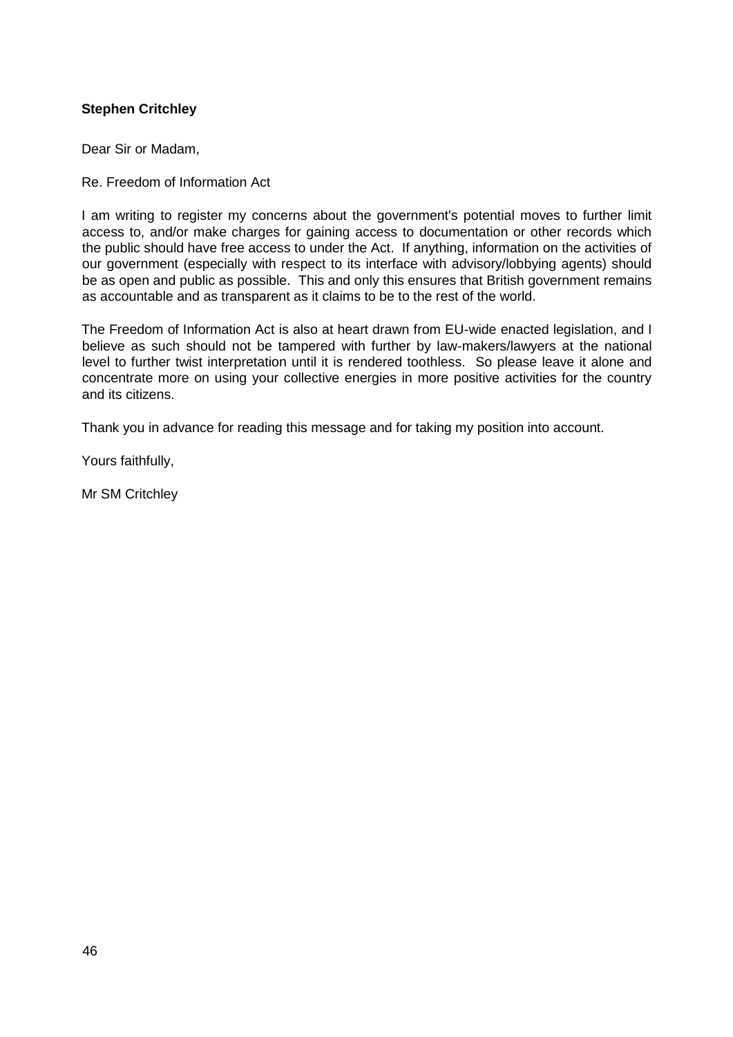**Stephen Critchley**

Dear Sir or Madam,

Re. Freedom of Information Act

I am writing to register my concerns about the government's potential moves to further limit access to, and/or make charges for gaining access to documentation or other records which the public should have free access to under the Act. If anything, information on the activities of our government (especially with respect to its interface with advisory/lobbying agents) should be as open and public as possible. This and only this ensures that British government remains as accountable and as transparent as it claims to be to the rest of the world.

The Freedom of Information Act is also at heart drawn from EU-wide enacted legislation, and I believe as such should not be tampered with further by law-makers/lawyers at the national level to further twist interpretation until it is rendered toothless. So please leave it alone and concentrate more on using your collective energies in more positive activities for the country and its citizens.

Thank you in advance for reading this message and for taking my position into account.

Yours faithfully,

Mr SM Critchley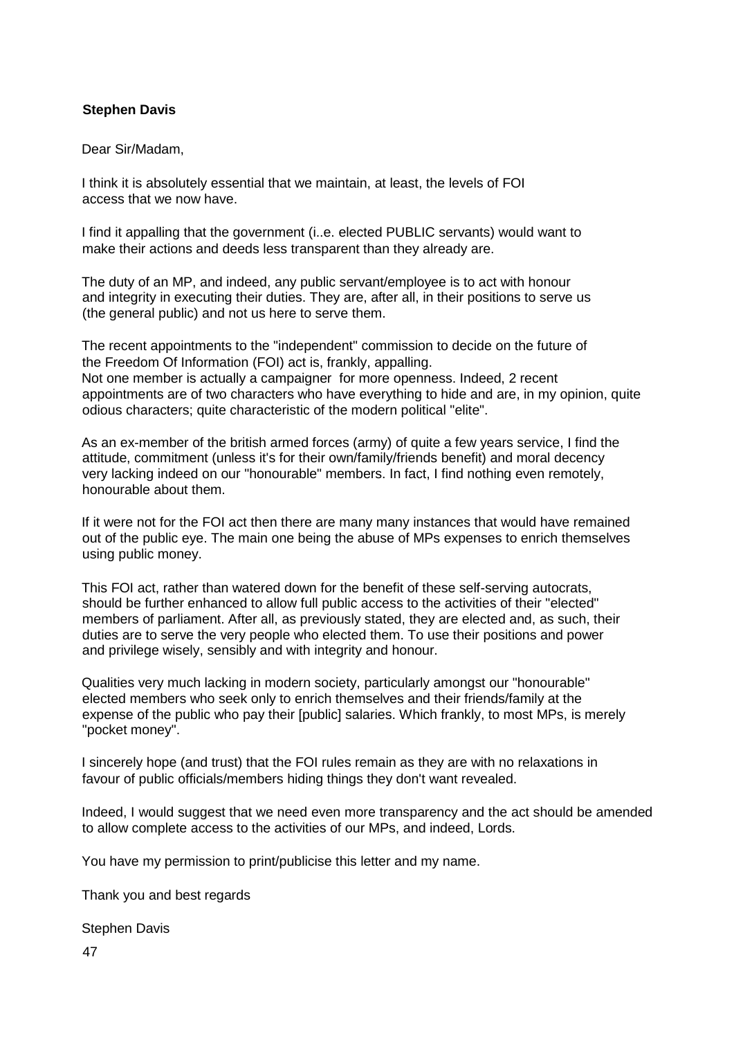**Stephen Davis**

Dear Sir/Madam,

I think it is absolutely essential that we maintain, at least, the levels of FOI access that we now have.

I find it appalling that the government (i..e. elected PUBLIC servants) would want to make their actions and deeds less transparent than they already are.

The duty of an MP, and indeed, any public servant/employee is to act with honour and integrity in executing their duties. They are, after all, in their positions to serve us (the general public) and not us here to serve them.

The recent appointments to the "independent" commission to decide on the future of the Freedom Of Information (FOI) act is, frankly, appalling.
Not one member is actually a campaigner for more openness. Indeed, 2 recent appointments are of two characters who have everything to hide and are, in my opinion, quite odious characters; quite characteristic of the modern political "elite".

As an ex-member of the british armed forces (army) of quite a few years service, I find the attitude, commitment (unless it's for their own/family/friends benefit) and moral decency very lacking indeed on our "honourable" members. In fact, I find nothing even remotely, honourable about them.

If it were not for the FOI act then there are many many instances that would have remained out of the public eye. The main one being the abuse of MPs expenses to enrich themselves using public money.

This FOI act, rather than watered down for the benefit of these self-serving autocrats, should be further enhanced to allow full public access to the activities of their "elected" members of parliament. After all, as previously stated, they are elected and, as such, their duties are to serve the very people who elected them. To use their positions and power and privilege wisely, sensibly and with integrity and honour.

Qualities very much lacking in modern society, particularly amongst our "honourable" elected members who seek only to enrich themselves and their friends/family at the expense of the public who pay their [public] salaries. Which frankly, to most MPs, is merely "pocket money".

I sincerely hope (and trust) that the FOI rules remain as they are with no relaxations in favour of public officials/members hiding things they don't want revealed.

Indeed, I would suggest that we need even more transparency and the act should be amended to allow complete access to the activities of our MPs, and indeed, Lords.

You have my permission to print/publicise this letter and my name.

Thank you and best regards

Stephen Davis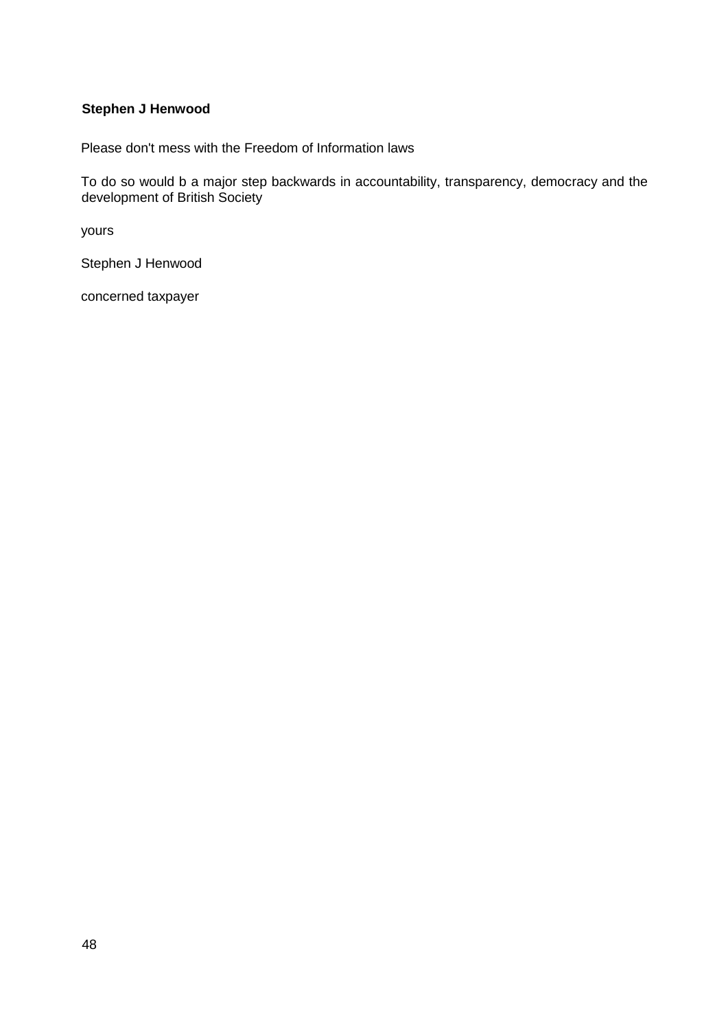**Stephen J Henwood**

Please don't mess with the Freedom of Information laws

To do so would b a major step backwards in accountability, transparency, democracy and the development of British Society

yours

Stephen J Henwood

concerned taxpayer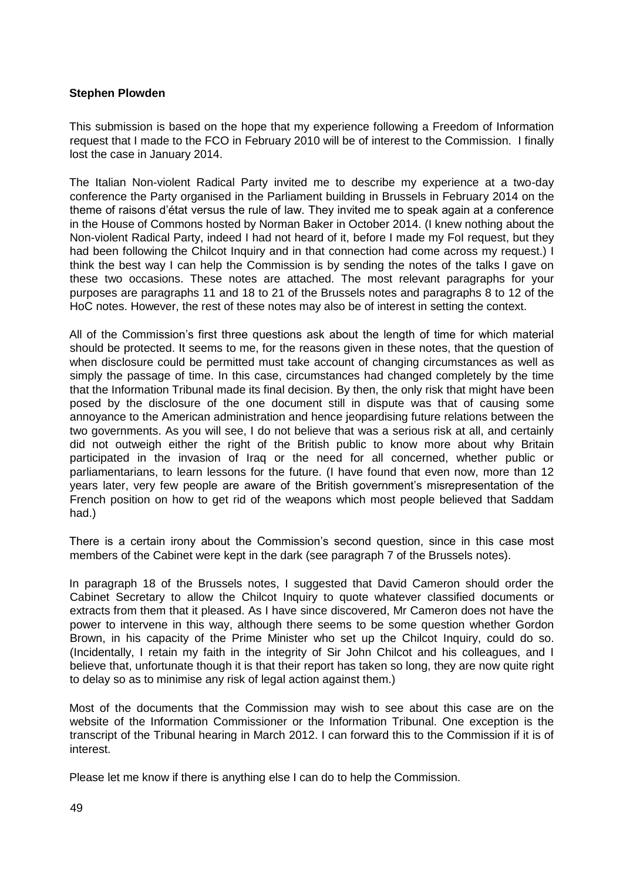**Stephen Plowden**

This submission is based on the hope that my experience following a Freedom of Information request that I made to the FCO in February 2010 will be of interest to the Commission. I finally lost the case in January 2014.

The Italian Non-violent Radical Party invited me to describe my experience at a two-day conference the Party organised in the Parliament building in Brussels in February 2014 on the theme of raisons d'état versus the rule of law. They invited me to speak again at a conference in the House of Commons hosted by Norman Baker in October 2014. (I knew nothing about the Non-violent Radical Party, indeed I had not heard of it, before I made my FoI request, but they had been following the Chilcot Inquiry and in that connection had come across my request.) I think the best way I can help the Commission is by sending the notes of the talks I gave on these two occasions. These notes are attached. The most relevant paragraphs for your purposes are paragraphs 11 and 18 to 21 of the Brussels notes and paragraphs 8 to 12 of the HoC notes. However, the rest of these notes may also be of interest in setting the context.

All of the Commission's first three questions ask about the length of time for which material should be protected. It seems to me, for the reasons given in these notes, that the question of when disclosure could be permitted must take account of changing circumstances as well as simply the passage of time. In this case, circumstances had changed completely by the time that the Information Tribunal made its final decision. By then, the only risk that might have been posed by the disclosure of the one document still in dispute was that of causing some annoyance to the American administration and hence jeopardising future relations between the two governments. As you will see, I do not believe that was a serious risk at all, and certainly did not outweigh either the right of the British public to know more about why Britain participated in the invasion of Iraq or the need for all concerned, whether public or parliamentarians, to learn lessons for the future. (I have found that even now, more than 12 years later, very few people are aware of the British government's misrepresentation of the French position on how to get rid of the weapons which most people believed that Saddam had.)

There is a certain irony about the Commission's second question, since in this case most members of the Cabinet were kept in the dark (see paragraph 7 of the Brussels notes).

In paragraph 18 of the Brussels notes, I suggested that David Cameron should order the Cabinet Secretary to allow the Chilcot Inquiry to quote whatever classified documents or extracts from them that it pleased. As I have since discovered, Mr Cameron does not have the power to intervene in this way, although there seems to be some question whether Gordon Brown, in his capacity of the Prime Minister who set up the Chilcot Inquiry, could do so. (Incidentally, I retain my faith in the integrity of Sir John Chilcot and his colleagues, and I believe that, unfortunate though it is that their report has taken so long, they are now quite right to delay so as to minimise any risk of legal action against them.)

Most of the documents that the Commission may wish to see about this case are on the website of the Information Commissioner or the Information Tribunal. One exception is the transcript of the Tribunal hearing in March 2012. I can forward this to the Commission if it is of interest.

Please let me know if there is anything else I can do to help the Commission.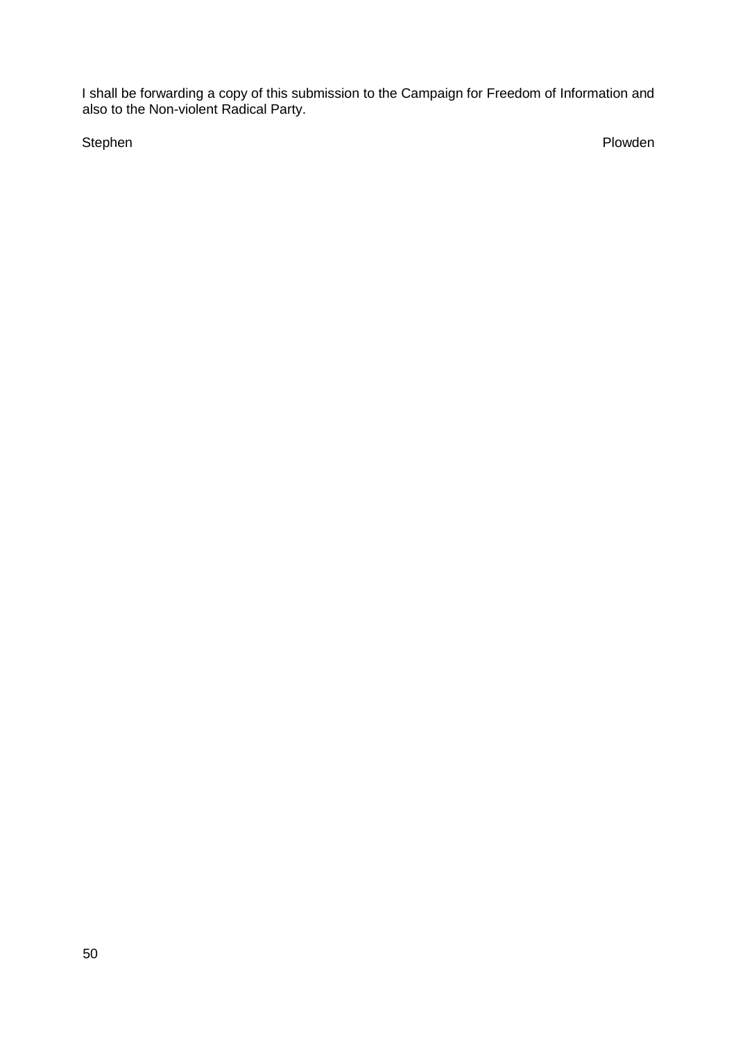I shall be forwarding a copy of this submission to the Campaign for Freedom of Information and also to the Non-violent Radical Party.

Stephen Plowden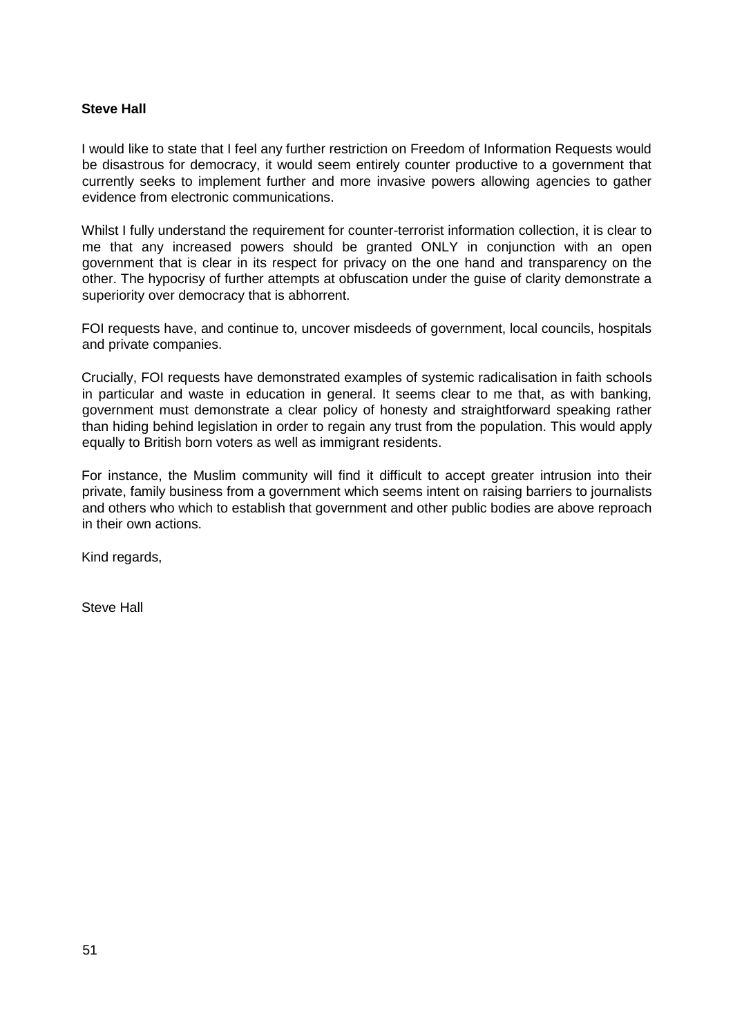**Steve Hall**

I would like to state that I feel any further restriction on Freedom of Information Requests would be disastrous for democracy, it would seem entirely counter productive to a government that currently seeks to implement further and more invasive powers allowing agencies to gather evidence from electronic communications.

Whilst I fully understand the requirement for counter-terrorist information collection, it is clear to me that any increased powers should be granted ONLY in conjunction with an open government that is clear in its respect for privacy on the one hand and transparency on the other. The hypocrisy of further attempts at obfuscation under the guise of clarity demonstrate a superiority over democracy that is abhorrent.

FOI requests have, and continue to, uncover misdeeds of government, local councils, hospitals and private companies.

Crucially, FOI requests have demonstrated examples of systemic radicalisation in faith schools in particular and waste in education in general. It seems clear to me that, as with banking, government must demonstrate a clear policy of honesty and straightforward speaking rather than hiding behind legislation in order to regain any trust from the population. This would apply equally to British born voters as well as immigrant residents.

For instance, the Muslim community will find it difficult to accept greater intrusion into their private, family business from a government which seems intent on raising barriers to journalists and others who which to establish that government and other public bodies are above reproach in their own actions.

Kind regards,

Steve Hall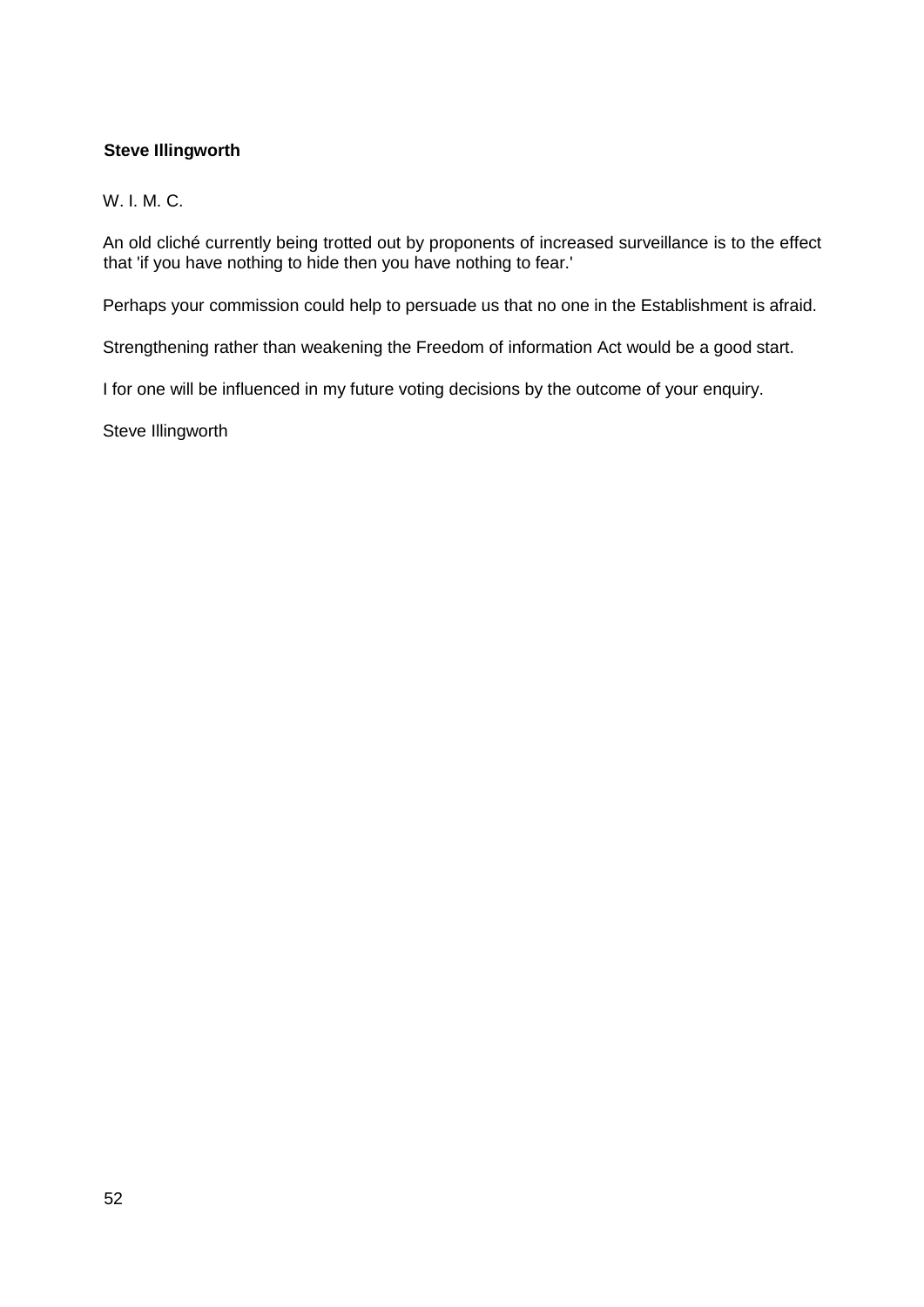**Steve Illingworth**

W. I. M. C.

An old cliché currently being trotted out by proponents of increased surveillance is to the effect that 'if you have nothing to hide then you have nothing to fear.'

Perhaps your commission could help to persuade us that no one in the Establishment is afraid.

Strengthening rather than weakening the Freedom of information Act would be a good start.

I for one will be influenced in my future voting decisions by the outcome of your enquiry.

Steve Illingworth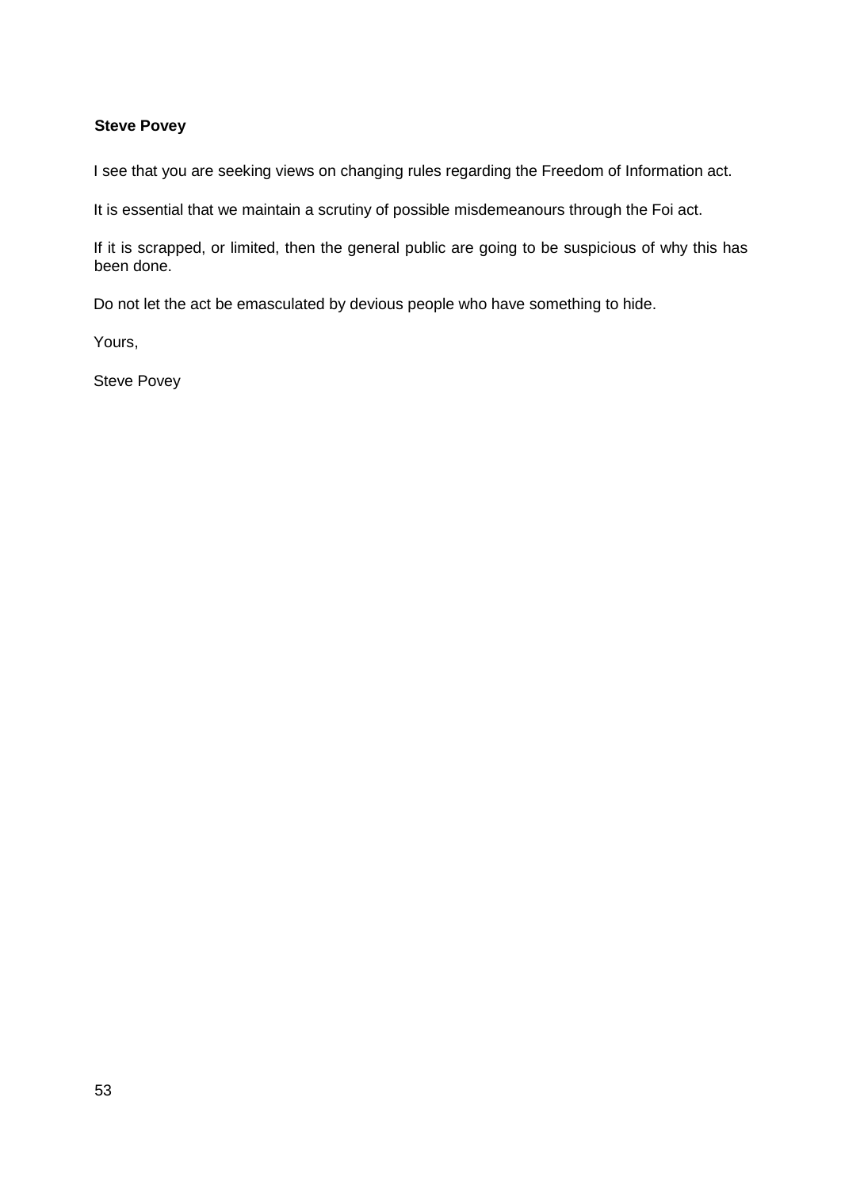**Steve Povey**

I see that you are seeking views on changing rules regarding the Freedom of Information act.

It is essential that we maintain a scrutiny of possible misdemeanours through the Foi act.

If it is scrapped, or limited, then the general public are going to be suspicious of why this has been done.

Do not let the act be emasculated by devious people who have something to hide.

Yours,

Steve Povey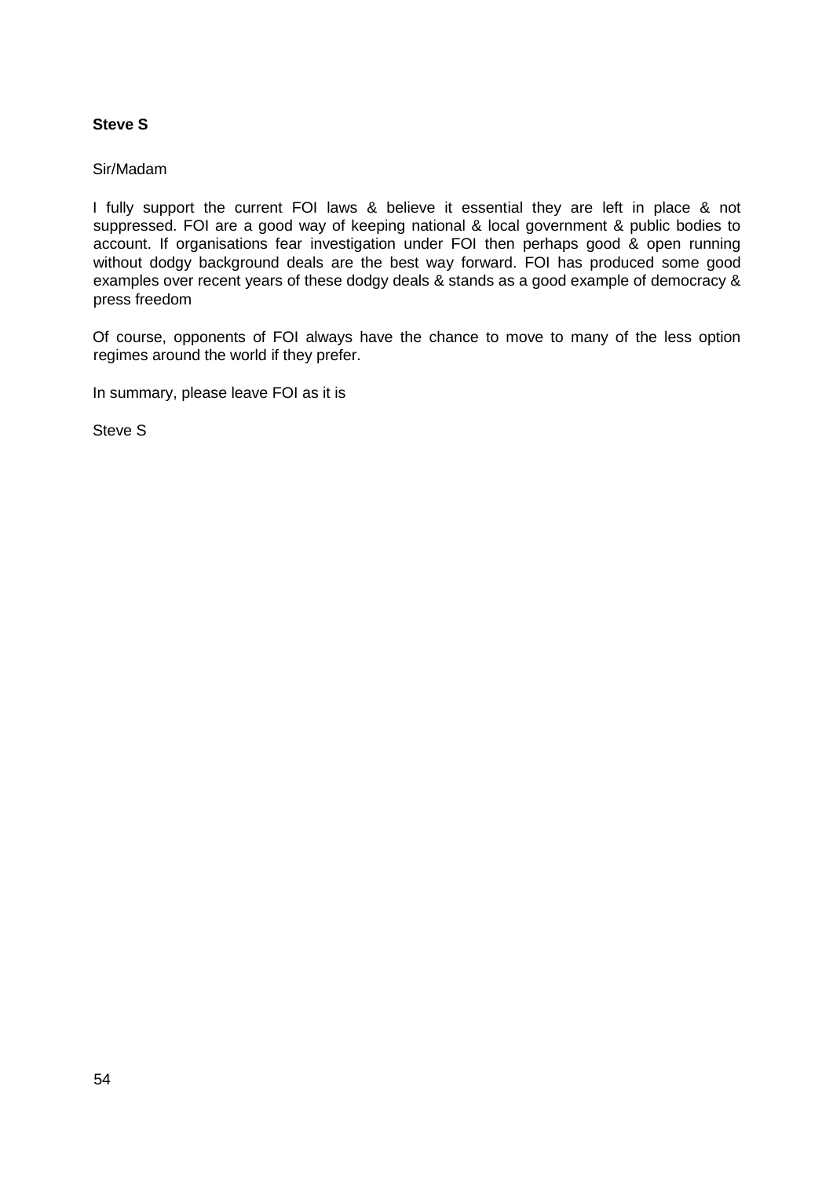**Steve S**

Sir/Madam

I fully support the current FOI laws & believe it essential they are left in place & not suppressed. FOI are a good way of keeping national & local government & public bodies to account. If organisations fear investigation under FOI then perhaps good & open running without dodgy background deals are the best way forward. FOI has produced some good examples over recent years of these dodgy deals & stands as a good example of democracy & press freedom

Of course, opponents of FOI always have the chance to move to many of the less option regimes around the world if they prefer.

In summary, please leave FOI as it is

Steve S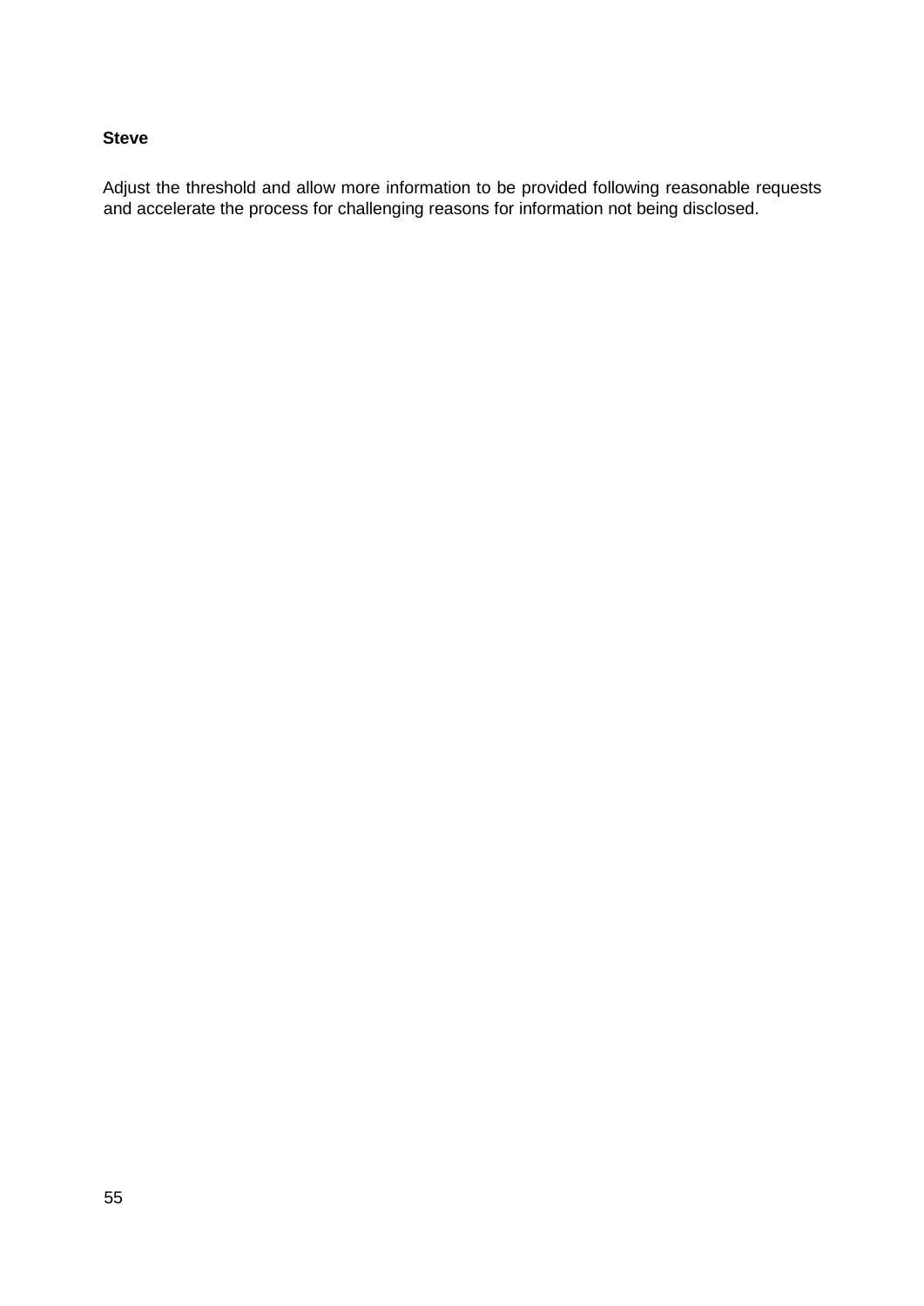**Steve**

Adjust the threshold and allow more information to be provided following reasonable requests and accelerate the process for challenging reasons for information not being disclosed.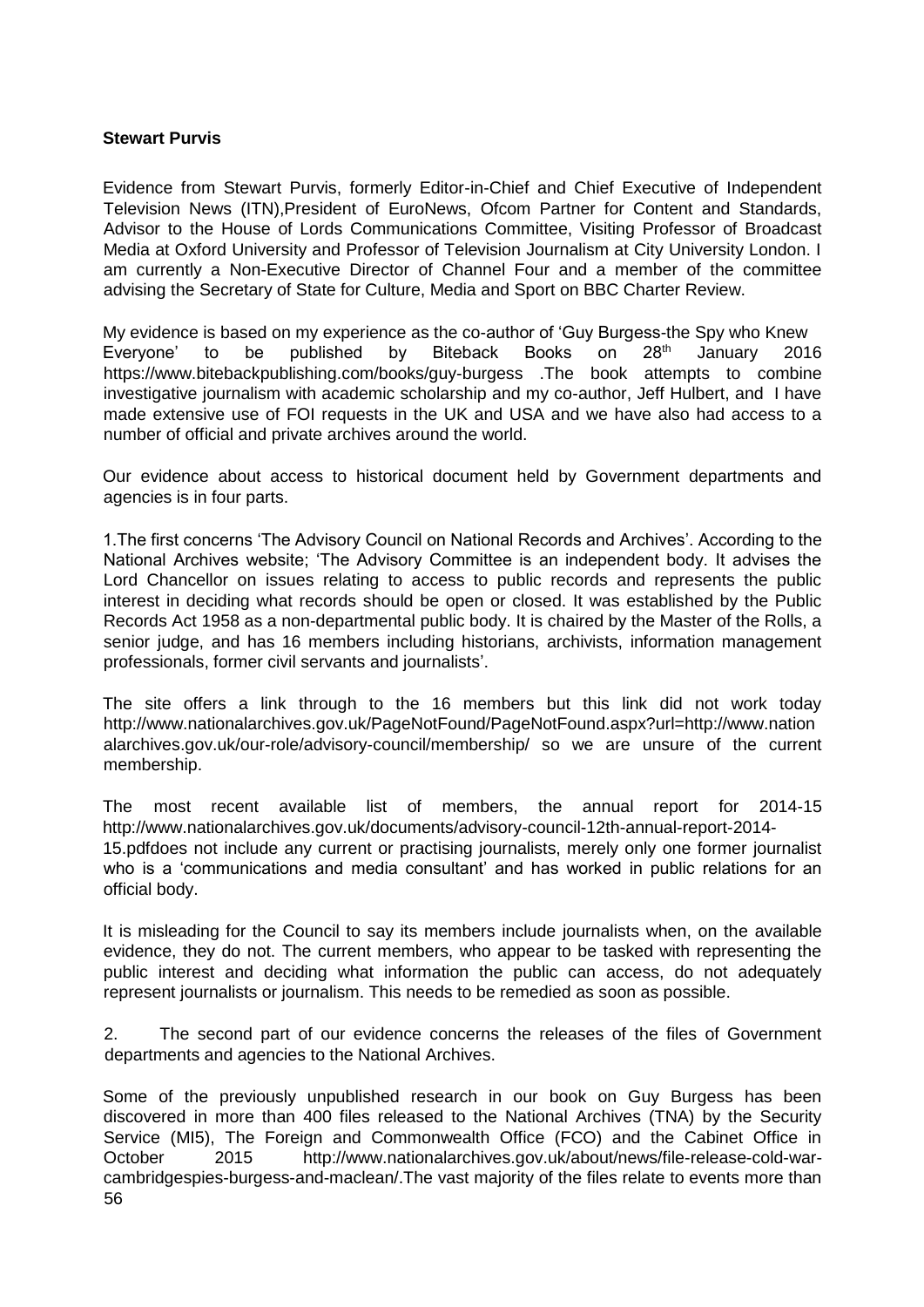**Stewart Purvis**

Evidence from Stewart Purvis, formerly Editor-in-Chief and Chief Executive of Independent Television News (ITN),President of EuroNews, Ofcom Partner for Content and Standards, Advisor to the House of Lords Communications Committee, Visiting Professor of Broadcast Media at Oxford University and Professor of Television Journalism at City University London. I am currently a Non-Executive Director of Channel Four and a member of the committee advising the Secretary of State for Culture, Media and Sport on BBC Charter Review.

My evidence is based on my experience as the co-author of 'Guy Burgess-the Spy who Knew Everyone' to be published by Biteback Books on 28th January 2016 https://www.bitebackpublishing.com/books/guy-burgess .The book attempts to combine investigative journalism with academic scholarship and my co-author, Jeff Hulbert, and I have made extensive use of FOI requests in the UK and USA and we have also had access to a number of official and private archives around the world.

Our evidence about access to historical document held by Government departments and agencies is in four parts.

1.The first concerns 'The Advisory Council on National Records and Archives'. According to the National Archives website; 'The Advisory Committee is an independent body. It advises the Lord Chancellor on issues relating to access to public records and represents the public interest in deciding what records should be open or closed. It was established by the Public Records Act 1958 as a non-departmental public body. It is chaired by the Master of the Rolls, a senior judge, and has 16 members including historians, archivists, information management professionals, former civil servants and journalists'.

The site offers a link through to the 16 members but this link did not work today http://www.nationalarchives.gov.uk/PageNotFound/PageNotFound.aspx?url=http://www.nationalarchives.gov.uk/our-role/advisory-council/membership/ so we are unsure of the current membership.

The most recent available list of members, the annual report for 2014-15 http://www.nationalarchives.gov.uk/documents/advisory-council-12th-annual-report-2014-15.pdfdoes not include any current or practising journalists, merely only one former journalist who is a 'communications and media consultant' and has worked in public relations for an official body.

It is misleading for the Council to say its members include journalists when, on the available evidence, they do not. The current members, who appear to be tasked with representing the public interest and deciding what information the public can access, do not adequately represent journalists or journalism. This needs to be remedied as soon as possible.

2. The second part of our evidence concerns the releases of the files of Government departments and agencies to the National Archives.

Some of the previously unpublished research in our book on Guy Burgess has been discovered in more than 400 files released to the National Archives (TNA) by the Security Service (MI5), The Foreign and Commonwealth Office (FCO) and the Cabinet Office in October 2015 http://www.nationalarchives.gov.uk/about/news/file-release-cold-war-cambridgespies-burgess-and-maclean/.The vast majority of the files relate to events more than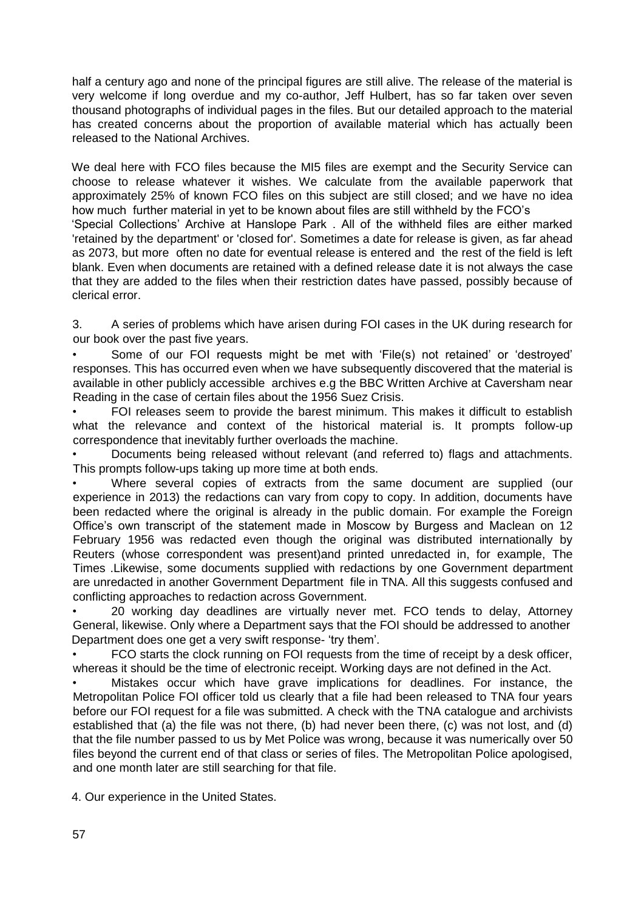half a century ago and none of the principal figures are still alive. The release of the material is very welcome if long overdue and my co-author, Jeff Hulbert, has so far taken over seven thousand photographs of individual pages in the files. But our detailed approach to the material has created concerns about the proportion of available material which has actually been released to the National Archives.

We deal here with FCO files because the MI5 files are exempt and the Security Service can choose to release whatever it wishes. We calculate from the available paperwork that approximately 25% of known FCO files on this subject are still closed; and we have no idea how much further material in yet to be known about files are still withheld by the FCO's 'Special Collections' Archive at Hanslope Park . All of the withheld files are either marked 'retained by the department' or 'closed for'. Sometimes a date for release is given, as far ahead as 2073, but more often no date for eventual release is entered and the rest of the field is left blank. Even when documents are retained with a defined release date it is not always the case that they are added to the files when their restriction dates have passed, possibly because of clerical error.

3. A series of problems which have arisen during FOI cases in the UK during research for our book over the past five years.

- Some of our FOI requests might be met with 'File(s) not retained' or 'destroyed' responses. This has occurred even when we have subsequently discovered that the material is available in other publicly accessible archives e.g the BBC Written Archive at Caversham near Reading in the case of certain files about the 1956 Suez Crisis.
- FOI releases seem to provide the barest minimum. This makes it difficult to establish what the relevance and context of the historical material is. It prompts follow-up correspondence that inevitably further overloads the machine.
- Documents being released without relevant (and referred to) flags and attachments. This prompts follow-ups taking up more time at both ends.
- Where several copies of extracts from the same document are supplied (our experience in 2013) the redactions can vary from copy to copy. In addition, documents have been redacted where the original is already in the public domain. For example the Foreign Office's own transcript of the statement made in Moscow by Burgess and Maclean on 12 February 1956 was redacted even though the original was distributed internationally by Reuters (whose correspondent was present)and printed unredacted in, for example, The Times .Likewise, some documents supplied with redactions by one Government department are unredacted in another Government Department file in TNA. All this suggests confused and conflicting approaches to redaction across Government.
- 20 working day deadlines are virtually never met. FCO tends to delay, Attorney General, likewise. Only where a Department says that the FOI should be addressed to another Department does one get a very swift response- 'try them'.
- FCO starts the clock running on FOI requests from the time of receipt by a desk officer, whereas it should be the time of electronic receipt. Working days are not defined in the Act.
- Mistakes occur which have grave implications for deadlines. For instance, the Metropolitan Police FOI officer told us clearly that a file had been released to TNA four years before our FOI request for a file was submitted. A check with the TNA catalogue and archivists established that (a) the file was not there, (b) had never been there, (c) was not lost, and (d) that the file number passed to us by Met Police was wrong, because it was numerically over 50 files beyond the current end of that class or series of files. The Metropolitan Police apologised, and one month later are still searching for that file.

4. Our experience in the United States.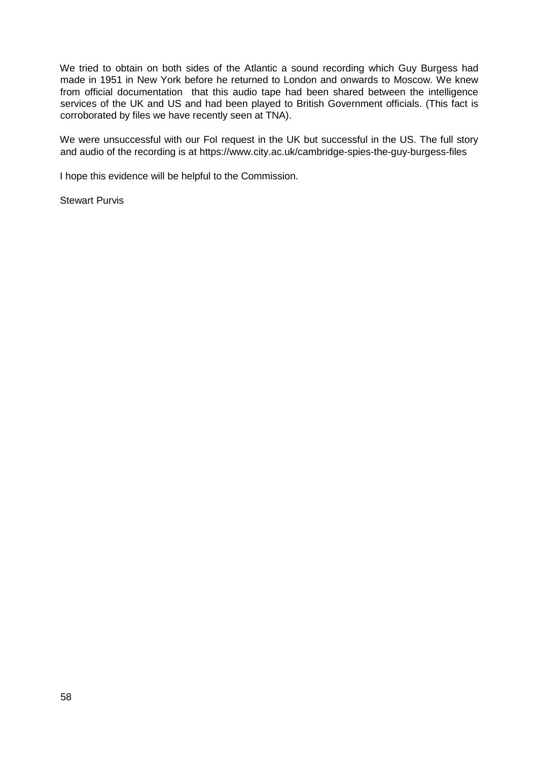We tried to obtain on both sides of the Atlantic a sound recording which Guy Burgess had made in 1951 in New York before he returned to London and onwards to Moscow. We knew from official documentation that this audio tape had been shared between the intelligence services of the UK and US and had been played to British Government officials. (This fact is corroborated by files we have recently seen at TNA).

We were unsuccessful with our FoI request in the UK but successful in the US. The full story and audio of the recording is at https://www.city.ac.uk/cambridge-spies-the-guy-burgess-files

I hope this evidence will be helpful to the Commission.

Stewart Purvis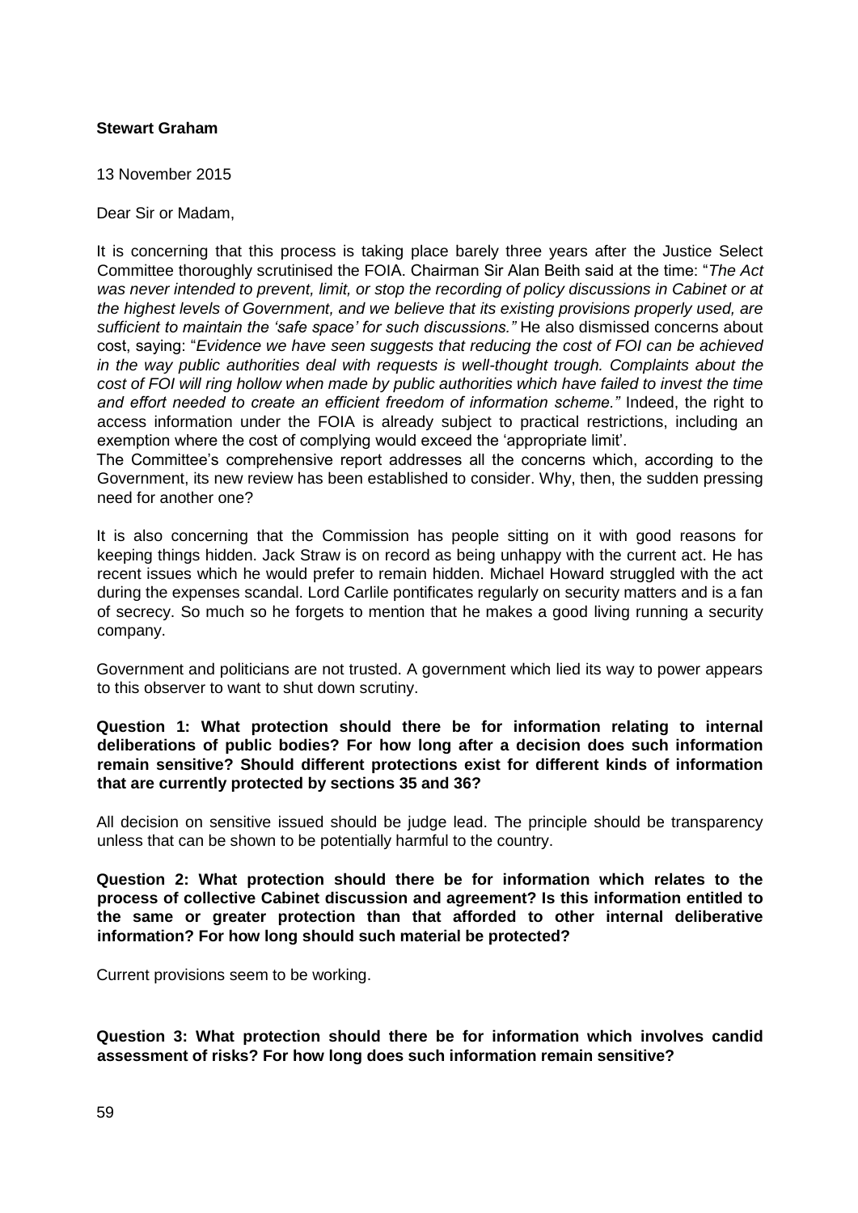**Stewart Graham**

13 November 2015

Dear Sir or Madam,

It is concerning that this process is taking place barely three years after the Justice Select Committee thoroughly scrutinised the FOIA. Chairman Sir Alan Beith said at the time: "*The Act was never intended to prevent, limit, or stop the recording of policy discussions in Cabinet or at the highest levels of Government, and we believe that its existing provisions properly used, are sufficient to maintain the 'safe space' for such discussions."* He also dismissed concerns about cost, saying: "*Evidence we have seen suggests that reducing the cost of FOI can be achieved in the way public authorities deal with requests is well-thought trough. Complaints about the cost of FOI will ring hollow when made by public authorities which have failed to invest the time and effort needed to create an efficient freedom of information scheme."* Indeed, the right to access information under the FOIA is already subject to practical restrictions, including an exemption where the cost of complying would exceed the 'appropriate limit'.

The Committee's comprehensive report addresses all the concerns which, according to the Government, its new review has been established to consider. Why, then, the sudden pressing need for another one?

It is also concerning that the Commission has people sitting on it with good reasons for keeping things hidden. Jack Straw is on record as being unhappy with the current act. He has recent issues which he would prefer to remain hidden. Michael Howard struggled with the act during the expenses scandal. Lord Carlile pontificates regularly on security matters and is a fan of secrecy. So much so he forgets to mention that he makes a good living running a security company.

Government and politicians are not trusted. A government which lied its way to power appears to this observer to want to shut down scrutiny.

**Question 1: What protection should there be for information relating to internal deliberations of public bodies? For how long after a decision does such information remain sensitive? Should different protections exist for different kinds of information that are currently protected by sections 35 and 36?**

All decision on sensitive issued should be judge lead. The principle should be transparency unless that can be shown to be potentially harmful to the country.

**Question 2: What protection should there be for information which relates to the process of collective Cabinet discussion and agreement? Is this information entitled to the same or greater protection than that afforded to other internal deliberative information? For how long should such material be protected?**

Current provisions seem to be working.

**Question 3: What protection should there be for information which involves candid assessment of risks? For how long does such information remain sensitive?**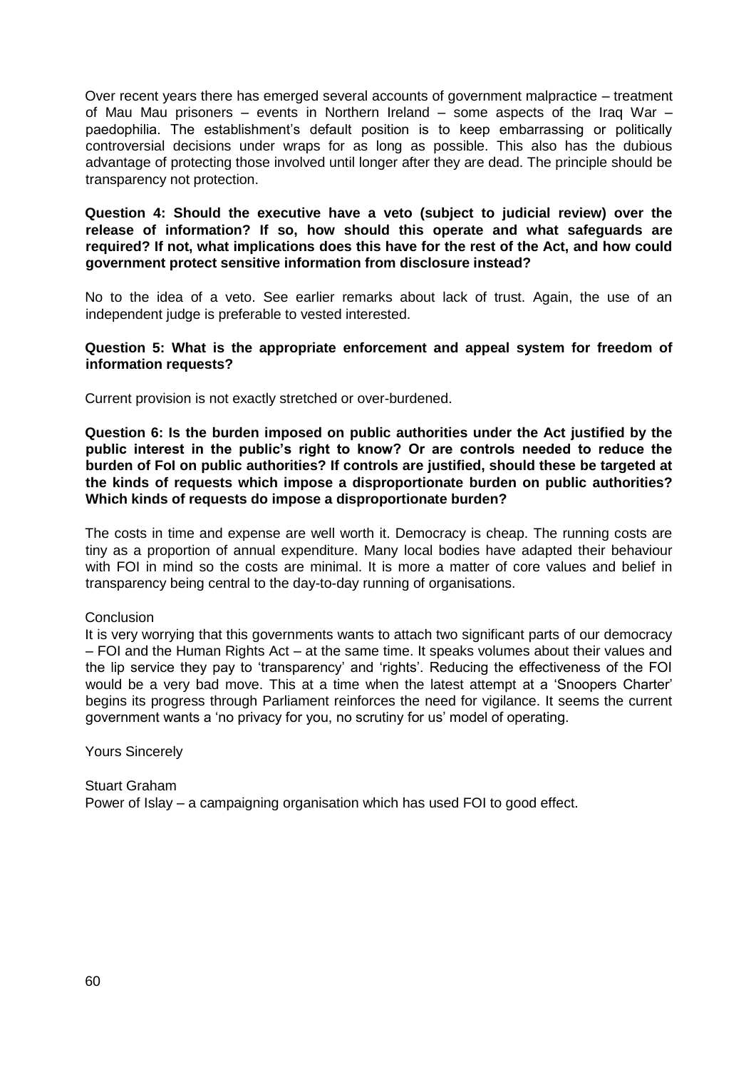Over recent years there has emerged several accounts of government malpractice – treatment of Mau Mau prisoners – events in Northern Ireland – some aspects of the Iraq War – paedophilia. The establishment's default position is to keep embarrassing or politically controversial decisions under wraps for as long as possible. This also has the dubious advantage of protecting those involved until longer after they are dead. The principle should be transparency not protection.

**Question 4: Should the executive have a veto (subject to judicial review) over the release of information? If so, how should this operate and what safeguards are required? If not, what implications does this have for the rest of the Act, and how could government protect sensitive information from disclosure instead?**

No to the idea of a veto. See earlier remarks about lack of trust. Again, the use of an independent judge is preferable to vested interested.

**Question 5: What is the appropriate enforcement and appeal system for freedom of information requests?**

Current provision is not exactly stretched or over-burdened.

**Question 6: Is the burden imposed on public authorities under the Act justified by the public interest in the public's right to know? Or are controls needed to reduce the burden of FoI on public authorities? If controls are justified, should these be targeted at the kinds of requests which impose a disproportionate burden on public authorities? Which kinds of requests do impose a disproportionate burden?**

The costs in time and expense are well worth it. Democracy is cheap. The running costs are tiny as a proportion of annual expenditure. Many local bodies have adapted their behaviour with FOI in mind so the costs are minimal. It is more a matter of core values and belief in transparency being central to the day-to-day running of organisations.

Conclusion

It is very worrying that this governments wants to attach two significant parts of our democracy – FOI and the Human Rights Act – at the same time. It speaks volumes about their values and the lip service they pay to 'transparency' and 'rights'. Reducing the effectiveness of the FOI would be a very bad move. This at a time when the latest attempt at a 'Snoopers Charter' begins its progress through Parliament reinforces the need for vigilance. It seems the current government wants a 'no privacy for you, no scrutiny for us' model of operating.

Yours Sincerely

Stuart Graham

Power of Islay – a campaigning organisation which has used FOI to good effect.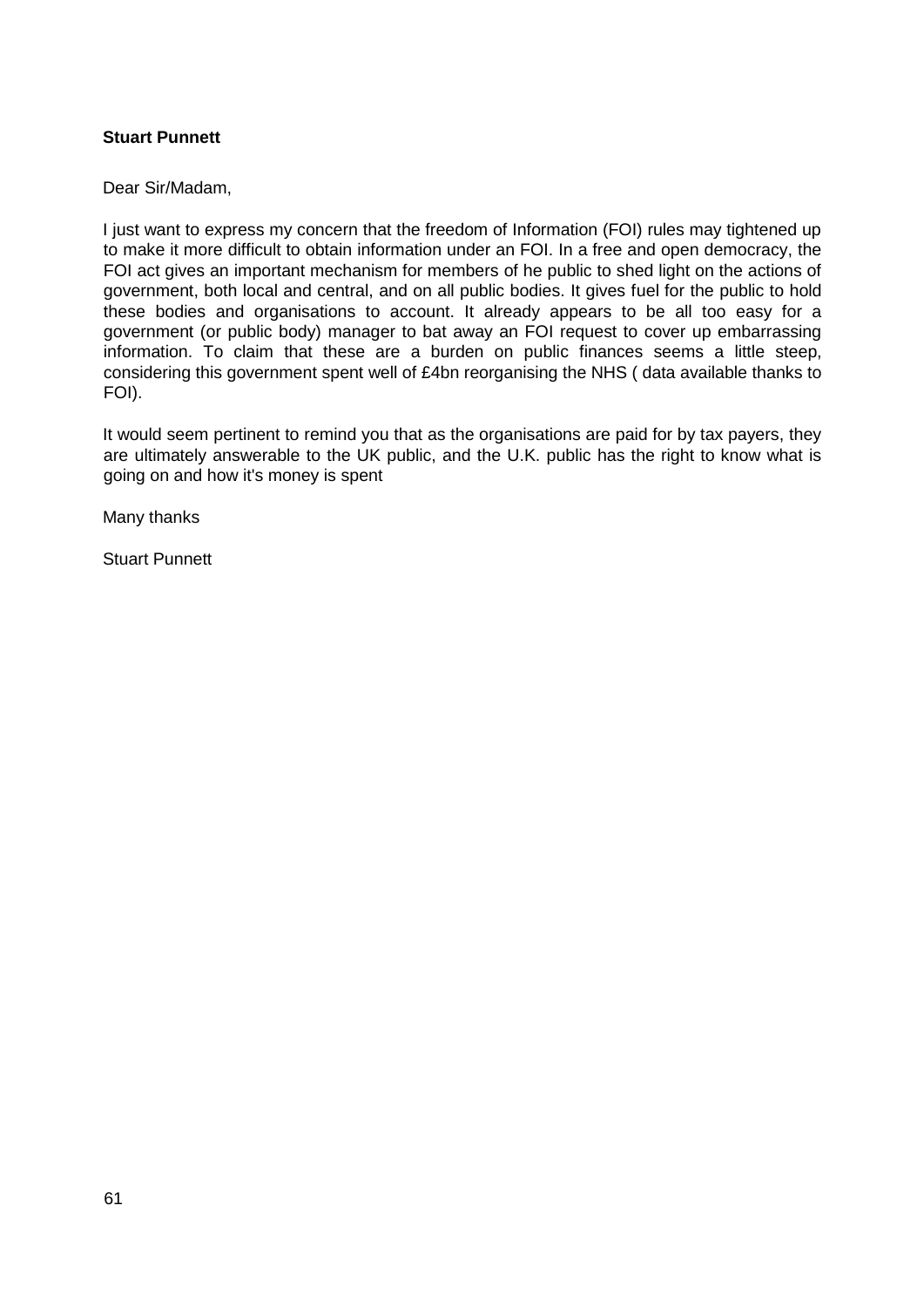**Stuart Punnett**

Dear Sir/Madam,

I just want to express my concern that the freedom of Information (FOI) rules may tightened up to make it more difficult to obtain information under an FOI. In a free and open democracy, the FOI act gives an important mechanism for members of he public to shed light on the actions of government, both local and central, and on all public bodies. It gives fuel for the public to hold these bodies and organisations to account. It already appears to be all too easy for a government (or public body) manager to bat away an FOI request to cover up embarrassing information. To claim that these are a burden on public finances seems a little steep, considering this government spent well of £4bn reorganising the NHS ( data available thanks to FOI).

It would seem pertinent to remind you that as the organisations are paid for by tax payers, they are ultimately answerable to the UK public, and the U.K. public has the right to know what is going on and how it's money is spent

Many thanks

Stuart Punnett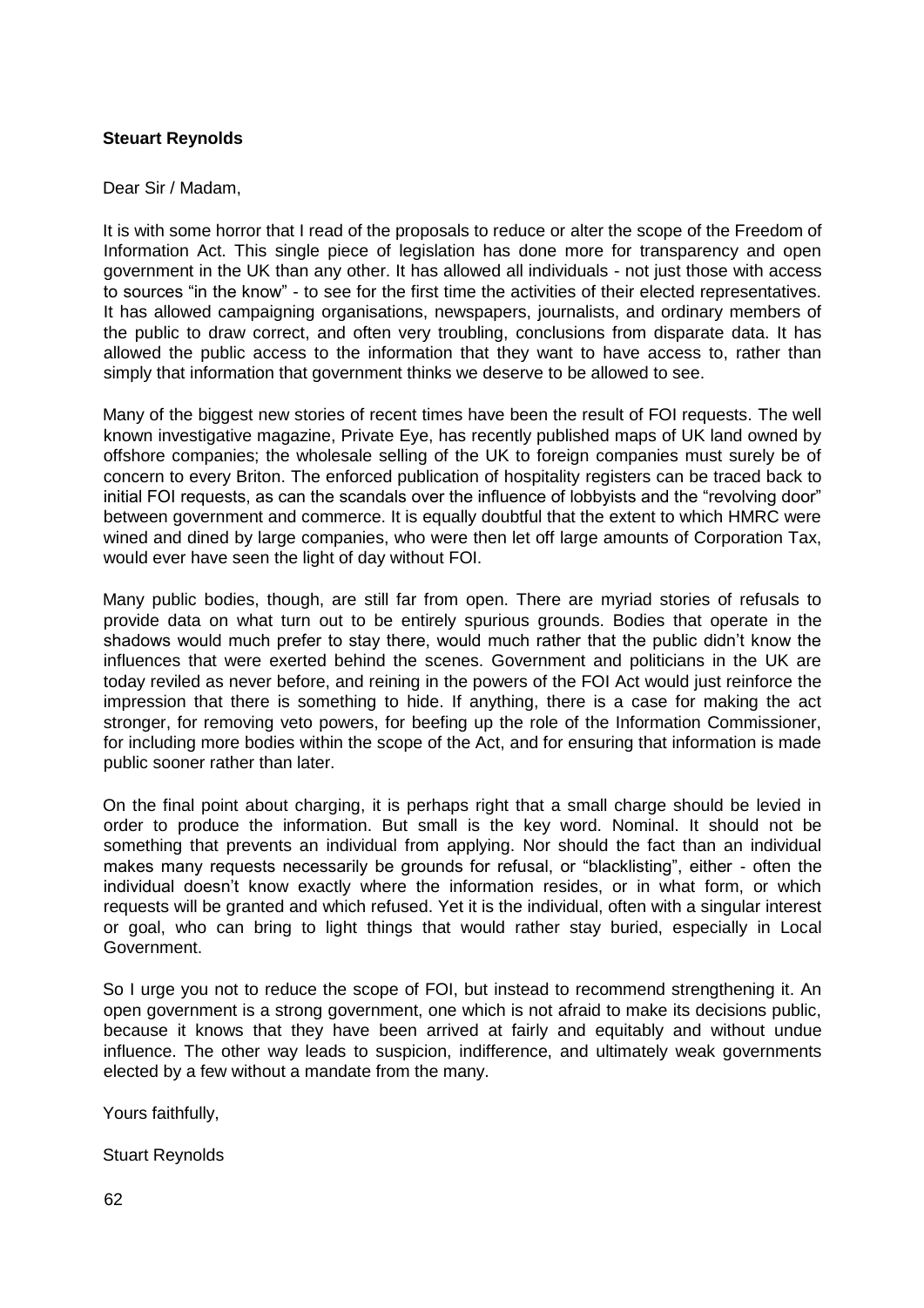**Steuart Reynolds**

Dear Sir / Madam,

It is with some horror that I read of the proposals to reduce or alter the scope of the Freedom of Information Act. This single piece of legislation has done more for transparency and open government in the UK than any other. It has allowed all individuals - not just those with access to sources "in the know" - to see for the first time the activities of their elected representatives. It has allowed campaigning organisations, newspapers, journalists, and ordinary members of the public to draw correct, and often very troubling, conclusions from disparate data. It has allowed the public access to the information that they want to have access to, rather than simply that information that government thinks we deserve to be allowed to see.

Many of the biggest new stories of recent times have been the result of FOI requests. The well known investigative magazine, Private Eye, has recently published maps of UK land owned by offshore companies; the wholesale selling of the UK to foreign companies must surely be of concern to every Briton. The enforced publication of hospitality registers can be traced back to initial FOI requests, as can the scandals over the influence of lobbyists and the "revolving door" between government and commerce. It is equally doubtful that the extent to which HMRC were wined and dined by large companies, who were then let off large amounts of Corporation Tax, would ever have seen the light of day without FOI.

Many public bodies, though, are still far from open. There are myriad stories of refusals to provide data on what turn out to be entirely spurious grounds. Bodies that operate in the shadows would much prefer to stay there, would much rather that the public didn't know the influences that were exerted behind the scenes. Government and politicians in the UK are today reviled as never before, and reining in the powers of the FOI Act would just reinforce the impression that there is something to hide. If anything, there is a case for making the act stronger, for removing veto powers, for beefing up the role of the Information Commissioner, for including more bodies within the scope of the Act, and for ensuring that information is made public sooner rather than later.

On the final point about charging, it is perhaps right that a small charge should be levied in order to produce the information. But small is the key word. Nominal. It should not be something that prevents an individual from applying. Nor should the fact than an individual makes many requests necessarily be grounds for refusal, or "blacklisting", either - often the individual doesn't know exactly where the information resides, or in what form, or which requests will be granted and which refused. Yet it is the individual, often with a singular interest or goal, who can bring to light things that would rather stay buried, especially in Local Government.

So I urge you not to reduce the scope of FOI, but instead to recommend strengthening it. An open government is a strong government, one which is not afraid to make its decisions public, because it knows that they have been arrived at fairly and equitably and without undue influence. The other way leads to suspicion, indifference, and ultimately weak governments elected by a few without a mandate from the many.

Yours faithfully,

Stuart Reynolds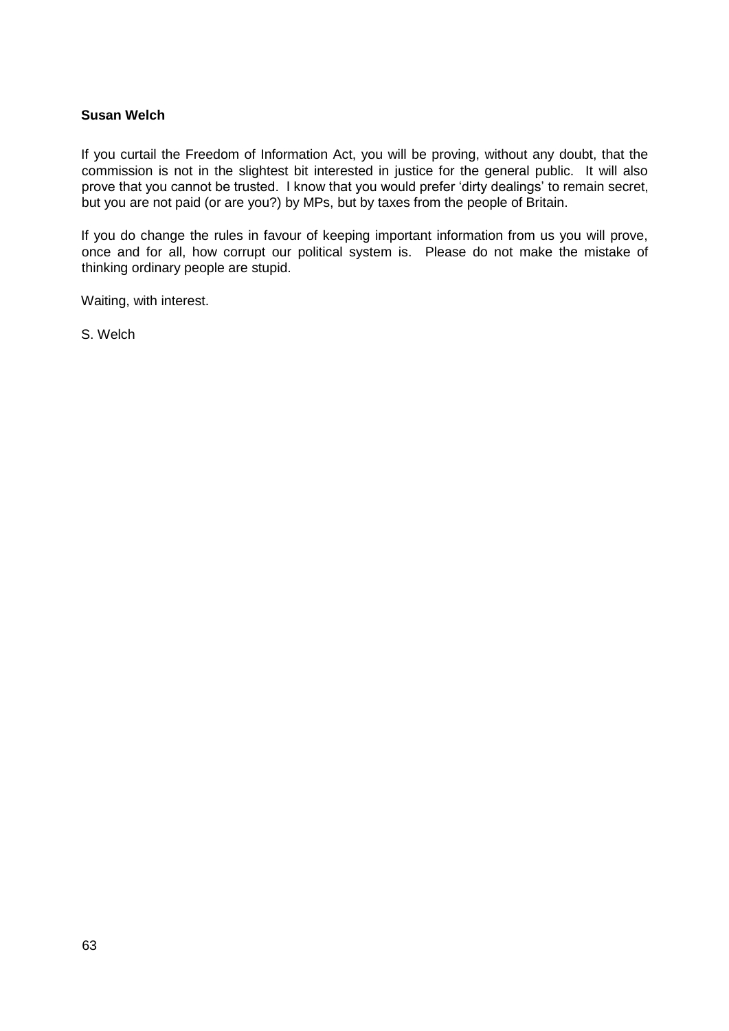**Susan Welch**

If you curtail the Freedom of Information Act, you will be proving, without any doubt, that the commission is not in the slightest bit interested in justice for the general public. It will also prove that you cannot be trusted. I know that you would prefer 'dirty dealings' to remain secret, but you are not paid (or are you?) by MPs, but by taxes from the people of Britain.

If you do change the rules in favour of keeping important information from us you will prove, once and for all, how corrupt our political system is. Please do not make the mistake of thinking ordinary people are stupid.

Waiting, with interest.

S. Welch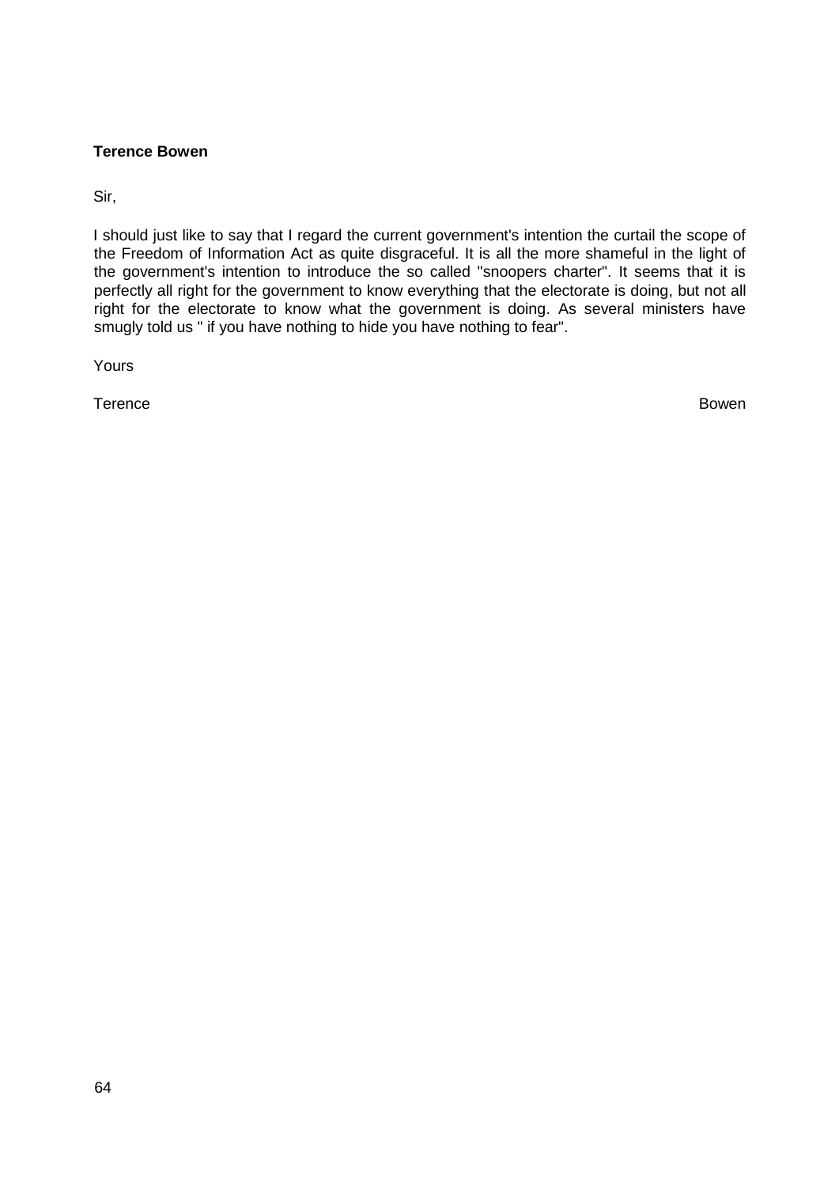**Terence Bowen**

Sir,

I should just like to say that I regard the current government's intention the curtail the scope of the Freedom of Information Act as quite disgraceful. It is all the more shameful in the light of the government's intention to introduce the so called "snoopers charter". It seems that it is perfectly all right for the government to know everything that the electorate is doing, but not all right for the electorate to know what the government is doing. As several ministers have smugly told us " if you have nothing to hide you have nothing to fear".

Yours

Terence Bowen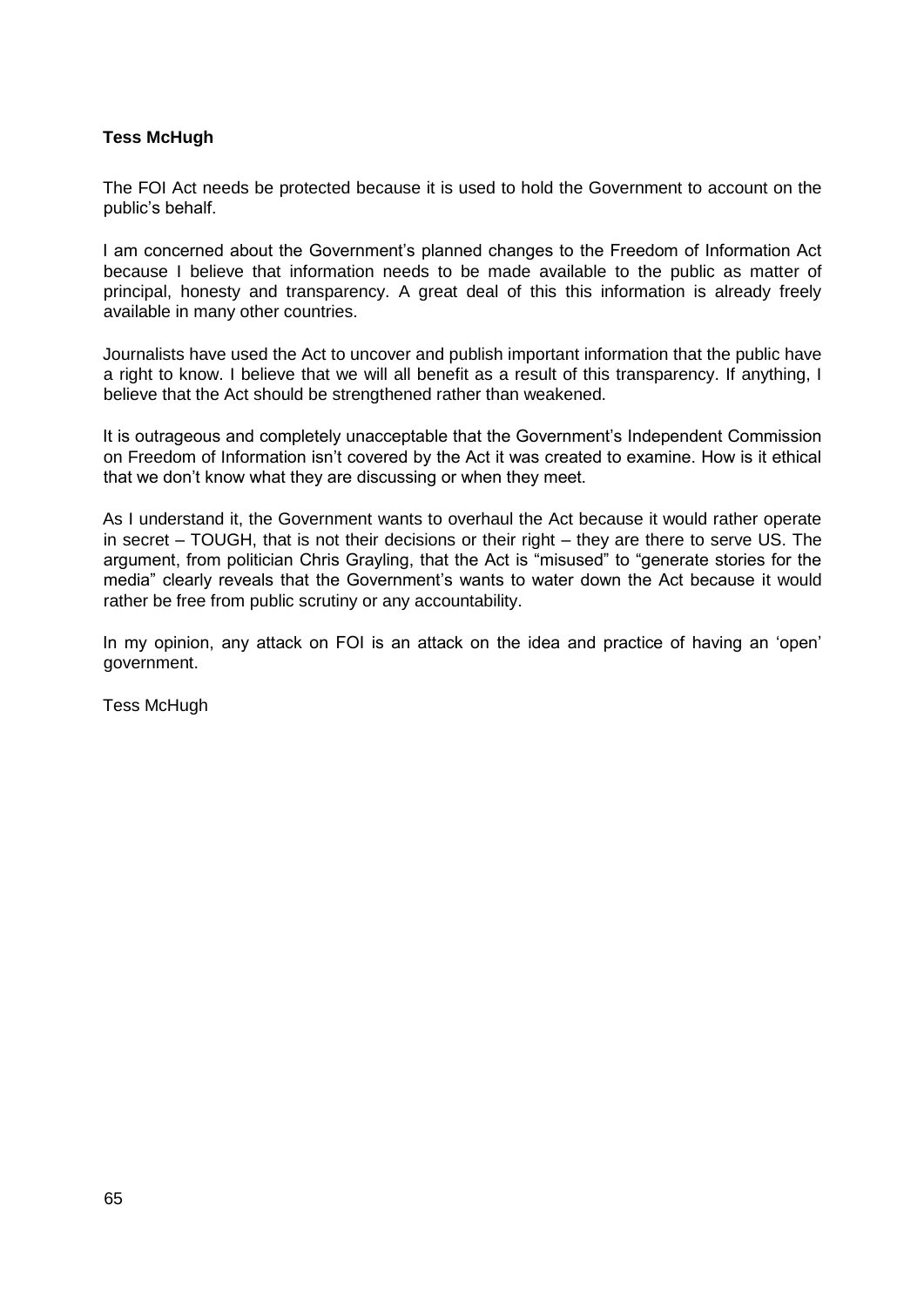**Tess McHugh**

The FOI Act needs be protected because it is used to hold the Government to account on the public's behalf.

I am concerned about the Government's planned changes to the Freedom of Information Act because I believe that information needs to be made available to the public as matter of principal, honesty and transparency. A great deal of this this information is already freely available in many other countries.

Journalists have used the Act to uncover and publish important information that the public have a right to know. I believe that we will all benefit as a result of this transparency. If anything, I believe that the Act should be strengthened rather than weakened.

It is outrageous and completely unacceptable that the Government's Independent Commission on Freedom of Information isn't covered by the Act it was created to examine. How is it ethical that we don't know what they are discussing or when they meet.

As I understand it, the Government wants to overhaul the Act because it would rather operate in secret – TOUGH, that is not their decisions or their right – they are there to serve US. The argument, from politician Chris Grayling, that the Act is "misused" to "generate stories for the media" clearly reveals that the Government's wants to water down the Act because it would rather be free from public scrutiny or any accountability.

In my opinion, any attack on FOI is an attack on the idea and practice of having an 'open' government.

Tess McHugh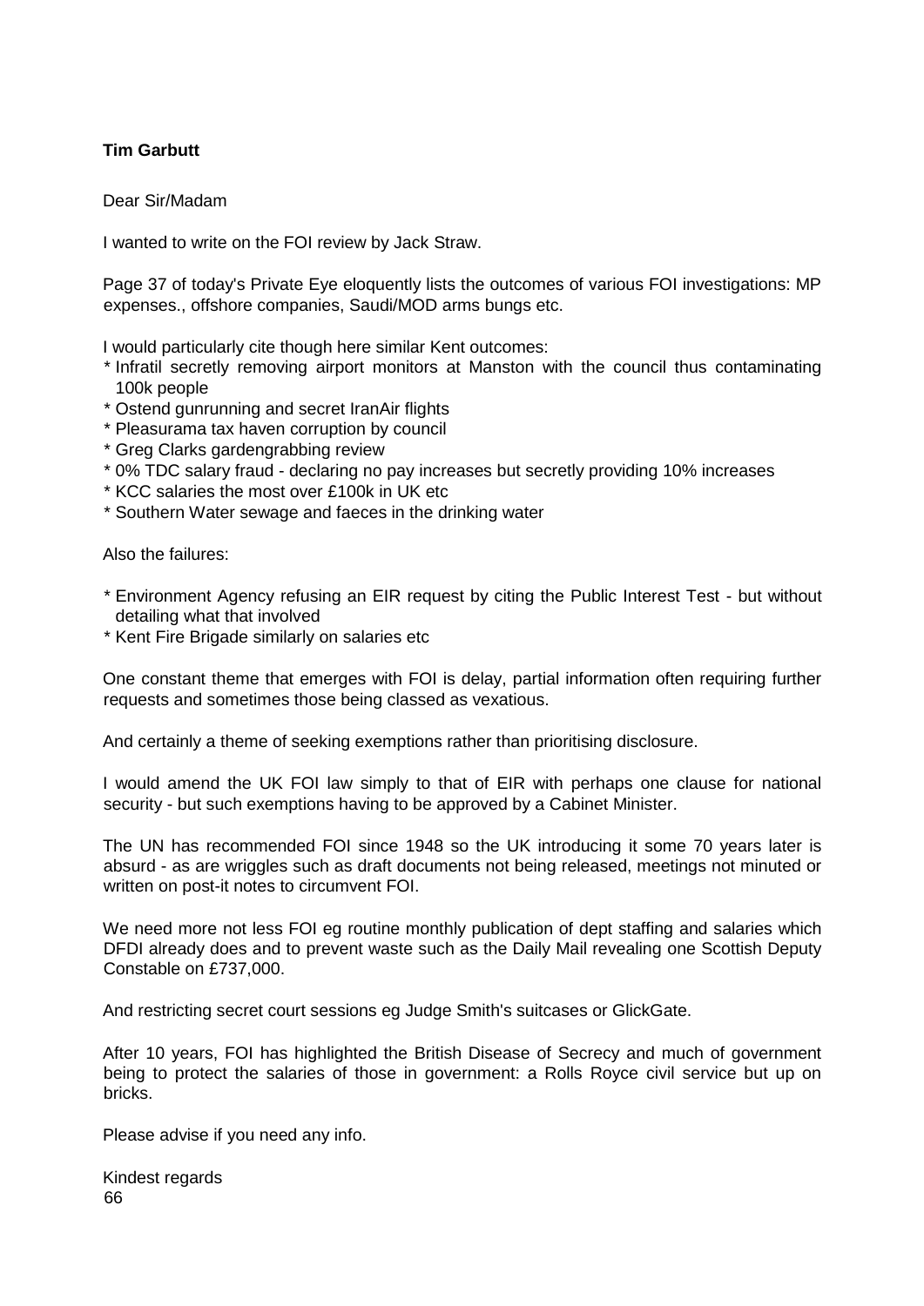**Tim Garbutt**

Dear Sir/Madam

I wanted to write on the FOI review by Jack Straw.

Page 37 of today's Private Eye eloquently lists the outcomes of various FOI investigations: MP expenses., offshore companies, Saudi/MOD arms bungs etc.

I would particularly cite though here similar Kent outcomes:

* Infratil secretly removing airport monitors at Manston with the council thus contaminating 100k people
* Ostend gunrunning and secret IranAir flights
* Pleasurama tax haven corruption by council
* Greg Clarks gardengrabbing review
* 0% TDC salary fraud - declaring no pay increases but secretly providing 10% increases
* KCC salaries the most over £100k in UK etc
* Southern Water sewage and faeces in the drinking water

Also the failures:

* Environment Agency refusing an EIR request by citing the Public Interest Test - but without detailing what that involved
* Kent Fire Brigade similarly on salaries etc

One constant theme that emerges with FOI is delay, partial information often requiring further requests and sometimes those being classed as vexatious.

And certainly a theme of seeking exemptions rather than prioritising disclosure.

I would amend the UK FOI law simply to that of EIR with perhaps one clause for national security - but such exemptions having to be approved by a Cabinet Minister.

The UN has recommended FOI since 1948 so the UK introducing it some 70 years later is absurd - as are wriggles such as draft documents not being released, meetings not minuted or written on post-it notes to circumvent FOI.

We need more not less FOI eg routine monthly publication of dept staffing and salaries which DFDI already does and to prevent waste such as the Daily Mail revealing one Scottish Deputy Constable on £737,000.

And restricting secret court sessions eg Judge Smith's suitcases or GlickGate.

After 10 years, FOI has highlighted the British Disease of Secrecy and much of government being to protect the salaries of those in government: a Rolls Royce civil service but up on bricks.

Please advise if you need any info.

Kindest regards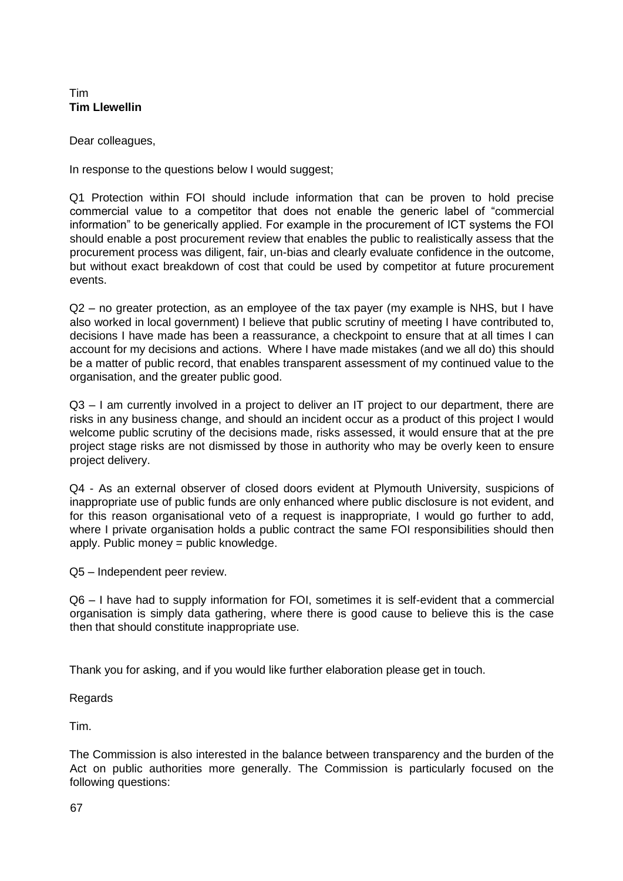Tim
**Tim Llewellin**

Dear colleagues,

In response to the questions below I would suggest;

Q1 Protection within FOI should include information that can be proven to hold precise commercial value to a competitor that does not enable the generic label of "commercial information" to be generically applied. For example in the procurement of ICT systems the FOI should enable a post procurement review that enables the public to realistically assess that the procurement process was diligent, fair, un-bias and clearly evaluate confidence in the outcome, but without exact breakdown of cost that could be used by competitor at future procurement events.

Q2 – no greater protection, as an employee of the tax payer (my example is NHS, but I have also worked in local government) I believe that public scrutiny of meeting I have contributed to, decisions I have made has been a reassurance, a checkpoint to ensure that at all times I can account for my decisions and actions. Where I have made mistakes (and we all do) this should be a matter of public record, that enables transparent assessment of my continued value to the organisation, and the greater public good.

Q3 – I am currently involved in a project to deliver an IT project to our department, there are risks in any business change, and should an incident occur as a product of this project I would welcome public scrutiny of the decisions made, risks assessed, it would ensure that at the pre project stage risks are not dismissed by those in authority who may be overly keen to ensure project delivery.

Q4 - As an external observer of closed doors evident at Plymouth University, suspicions of inappropriate use of public funds are only enhanced where public disclosure is not evident, and for this reason organisational veto of a request is inappropriate, I would go further to add, where I private organisation holds a public contract the same FOI responsibilities should then apply. Public money = public knowledge.

Q5 – Independent peer review.

Q6 – I have had to supply information for FOI, sometimes it is self-evident that a commercial organisation is simply data gathering, where there is good cause to believe this is the case then that should constitute inappropriate use.

Thank you for asking, and if you would like further elaboration please get in touch.

Regards

Tim.

The Commission is also interested in the balance between transparency and the burden of the Act on public authorities more generally. The Commission is particularly focused on the following questions: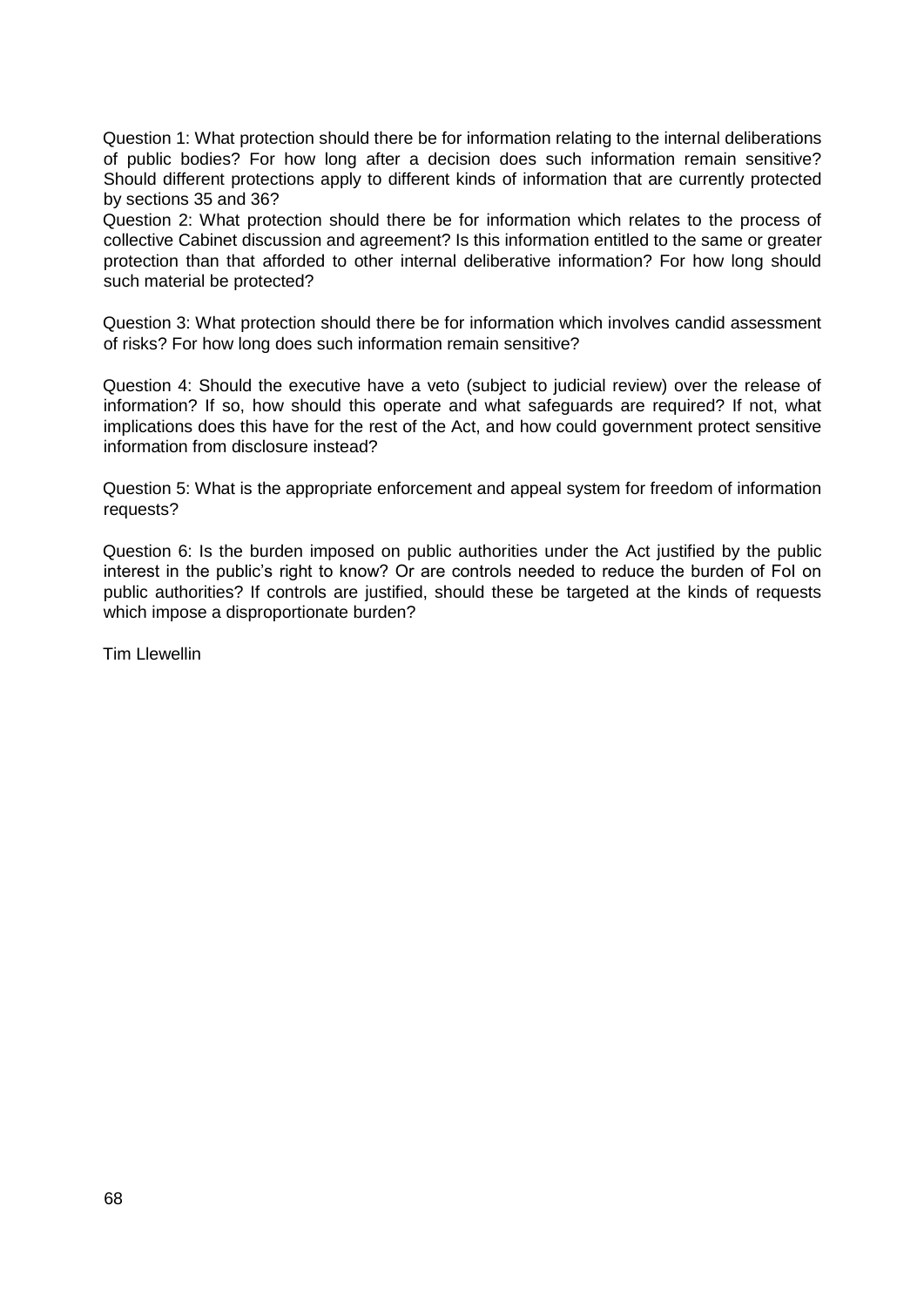Question 1: What protection should there be for information relating to the internal deliberations of public bodies? For how long after a decision does such information remain sensitive? Should different protections apply to different kinds of information that are currently protected by sections 35 and 36?

Question 2: What protection should there be for information which relates to the process of collective Cabinet discussion and agreement? Is this information entitled to the same or greater protection than that afforded to other internal deliberative information? For how long should such material be protected?

Question 3: What protection should there be for information which involves candid assessment of risks? For how long does such information remain sensitive?

Question 4: Should the executive have a veto (subject to judicial review) over the release of information? If so, how should this operate and what safeguards are required? If not, what implications does this have for the rest of the Act, and how could government protect sensitive information from disclosure instead?

Question 5: What is the appropriate enforcement and appeal system for freedom of information requests?

Question 6: Is the burden imposed on public authorities under the Act justified by the public interest in the public's right to know? Or are controls needed to reduce the burden of FoI on public authorities? If controls are justified, should these be targeted at the kinds of requests which impose a disproportionate burden?

Tim Llewellin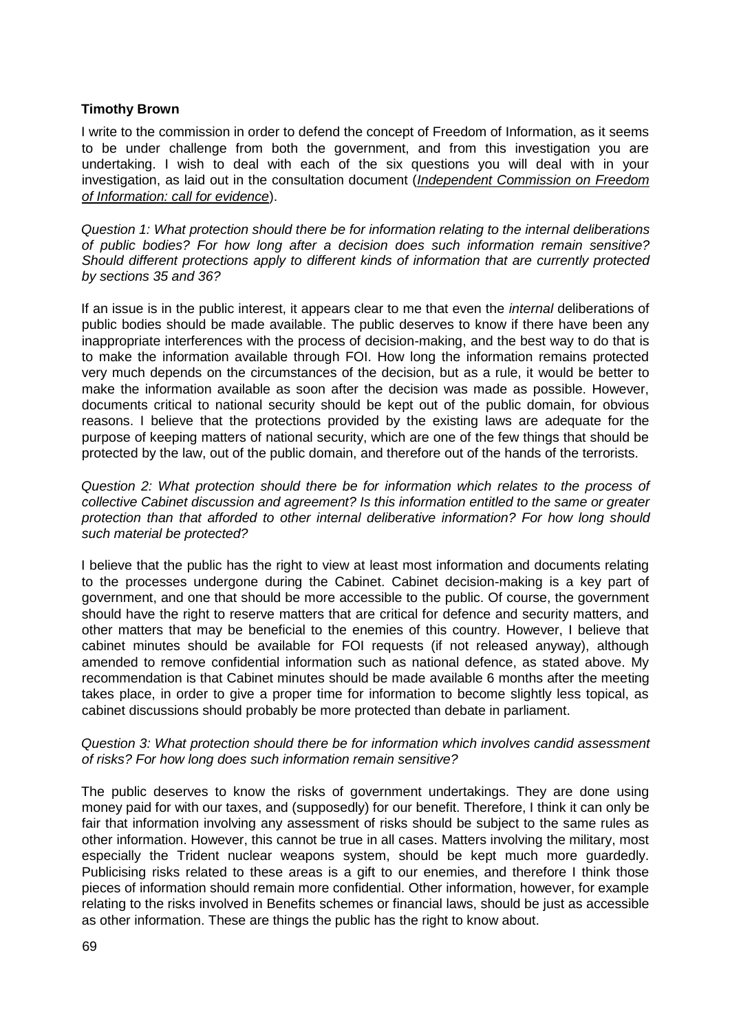**Timothy Brown**

I write to the commission in order to defend the concept of Freedom of Information, as it seems to be under challenge from both the government, and from this investigation you are undertaking. I wish to deal with each of the six questions you will deal with in your investigation, as laid out in the consultation document (*Independent Commission on Freedom of Information: call for evidence*).

*Question 1: What protection should there be for information relating to the internal deliberations of public bodies? For how long after a decision does such information remain sensitive? Should different protections apply to different kinds of information that are currently protected by sections 35 and 36?*

If an issue is in the public interest, it appears clear to me that even the *internal* deliberations of public bodies should be made available. The public deserves to know if there have been any inappropriate interferences with the process of decision-making, and the best way to do that is to make the information available through FOI. How long the information remains protected very much depends on the circumstances of the decision, but as a rule, it would be better to make the information available as soon after the decision was made as possible. However, documents critical to national security should be kept out of the public domain, for obvious reasons. I believe that the protections provided by the existing laws are adequate for the purpose of keeping matters of national security, which are one of the few things that should be protected by the law, out of the public domain, and therefore out of the hands of the terrorists.

*Question 2: What protection should there be for information which relates to the process of collective Cabinet discussion and agreement? Is this information entitled to the same or greater protection than that afforded to other internal deliberative information? For how long should such material be protected?*

I believe that the public has the right to view at least most information and documents relating to the processes undergone during the Cabinet. Cabinet decision-making is a key part of government, and one that should be more accessible to the public. Of course, the government should have the right to reserve matters that are critical for defence and security matters, and other matters that may be beneficial to the enemies of this country. However, I believe that cabinet minutes should be available for FOI requests (if not released anyway), although amended to remove confidential information such as national defence, as stated above. My recommendation is that Cabinet minutes should be made available 6 months after the meeting takes place, in order to give a proper time for information to become slightly less topical, as cabinet discussions should probably be more protected than debate in parliament.

*Question 3: What protection should there be for information which involves candid assessment of risks? For how long does such information remain sensitive?*

The public deserves to know the risks of government undertakings. They are done using money paid for with our taxes, and (supposedly) for our benefit. Therefore, I think it can only be fair that information involving any assessment of risks should be subject to the same rules as other information. However, this cannot be true in all cases. Matters involving the military, most especially the Trident nuclear weapons system, should be kept much more guardedly. Publicising risks related to these areas is a gift to our enemies, and therefore I think those pieces of information should remain more confidential. Other information, however, for example relating to the risks involved in Benefits schemes or financial laws, should be just as accessible as other information. These are things the public has the right to know about.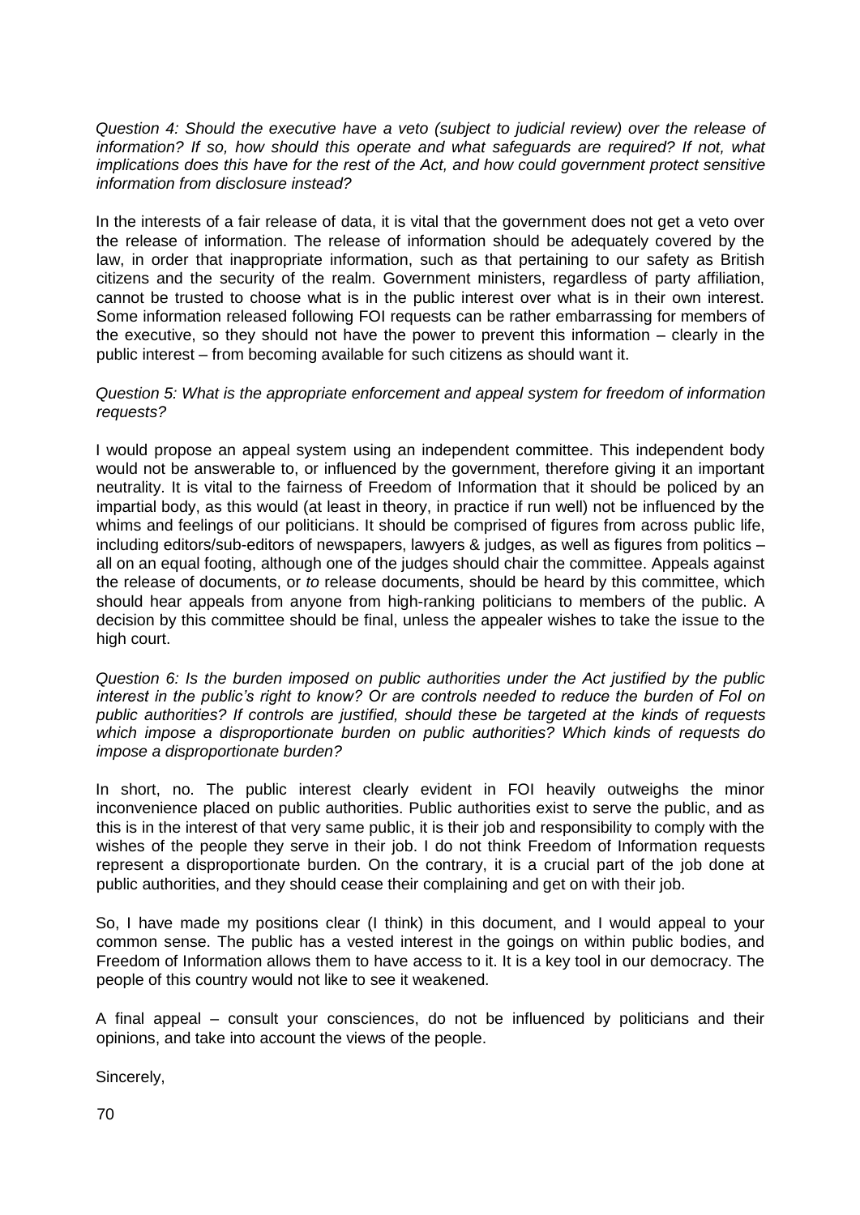*Question 4: Should the executive have a veto (subject to judicial review) over the release of information? If so, how should this operate and what safeguards are required? If not, what implications does this have for the rest of the Act, and how could government protect sensitive information from disclosure instead?*

In the interests of a fair release of data, it is vital that the government does not get a veto over the release of information. The release of information should be adequately covered by the law, in order that inappropriate information, such as that pertaining to our safety as British citizens and the security of the realm. Government ministers, regardless of party affiliation, cannot be trusted to choose what is in the public interest over what is in their own interest. Some information released following FOI requests can be rather embarrassing for members of the executive, so they should not have the power to prevent this information – clearly in the public interest – from becoming available for such citizens as should want it.

*Question 5: What is the appropriate enforcement and appeal system for freedom of information requests?*

I would propose an appeal system using an independent committee. This independent body would not be answerable to, or influenced by the government, therefore giving it an important neutrality. It is vital to the fairness of Freedom of Information that it should be policed by an impartial body, as this would (at least in theory, in practice if run well) not be influenced by the whims and feelings of our politicians. It should be comprised of figures from across public life, including editors/sub-editors of newspapers, lawyers & judges, as well as figures from politics – all on an equal footing, although one of the judges should chair the committee. Appeals against the release of documents, or *to* release documents, should be heard by this committee, which should hear appeals from anyone from high-ranking politicians to members of the public. A decision by this committee should be final, unless the appealer wishes to take the issue to the high court.

*Question 6: Is the burden imposed on public authorities under the Act justified by the public interest in the public's right to know? Or are controls needed to reduce the burden of FoI on public authorities? If controls are justified, should these be targeted at the kinds of requests which impose a disproportionate burden on public authorities? Which kinds of requests do impose a disproportionate burden?*

In short, no. The public interest clearly evident in FOI heavily outweighs the minor inconvenience placed on public authorities. Public authorities exist to serve the public, and as this is in the interest of that very same public, it is their job and responsibility to comply with the wishes of the people they serve in their job. I do not think Freedom of Information requests represent a disproportionate burden. On the contrary, it is a crucial part of the job done at public authorities, and they should cease their complaining and get on with their job.

So, I have made my positions clear (I think) in this document, and I would appeal to your common sense. The public has a vested interest in the goings on within public bodies, and Freedom of Information allows them to have access to it. It is a key tool in our democracy. The people of this country would not like to see it weakened.

A final appeal – consult your consciences, do not be influenced by politicians and their opinions, and take into account the views of the people.

Sincerely,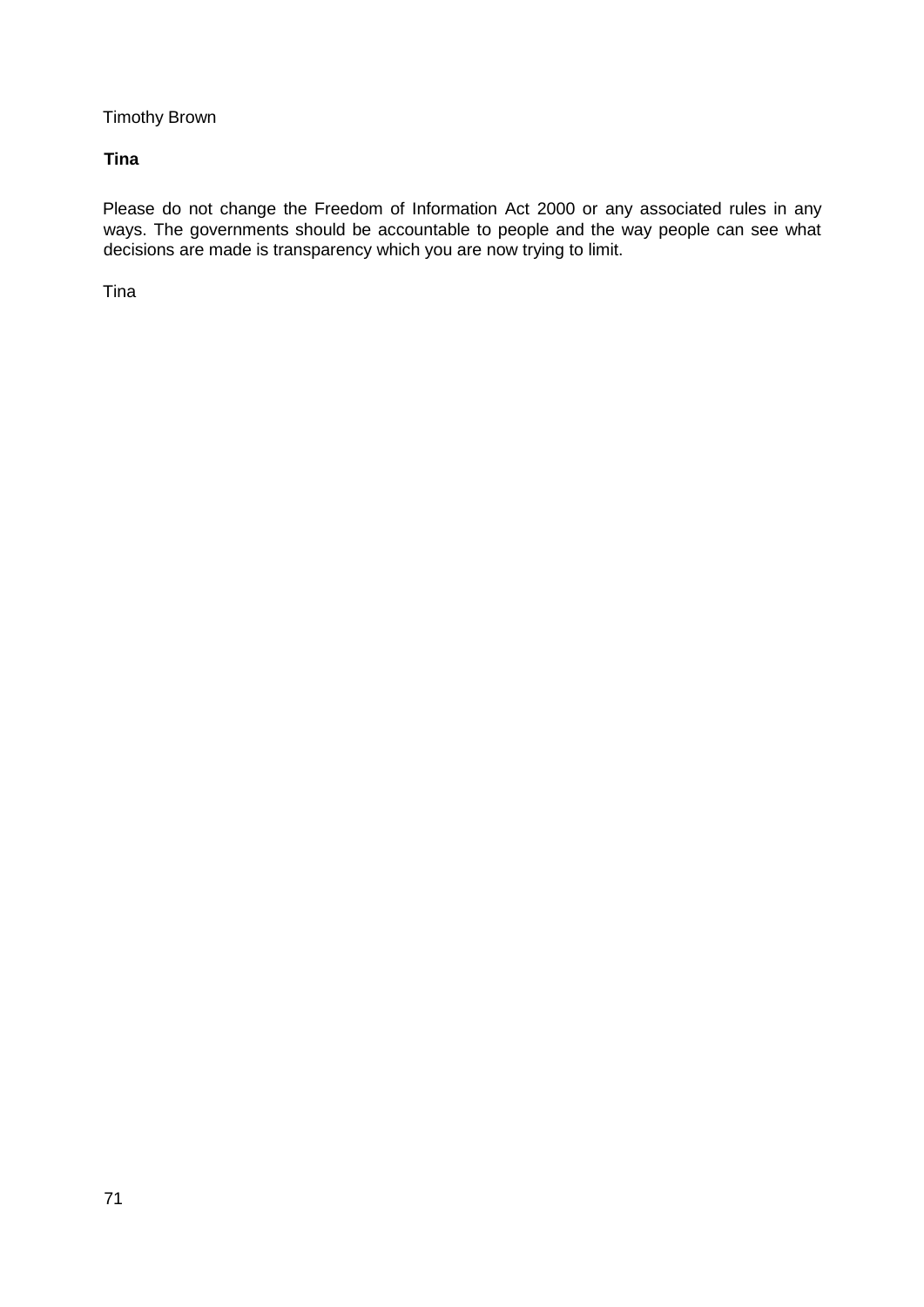Timothy Brown

**Tina**

Please do not change the Freedom of Information Act 2000 or any associated rules in any ways. The governments should be accountable to people and the way people can see what decisions are made is transparency which you are now trying to limit.

Tina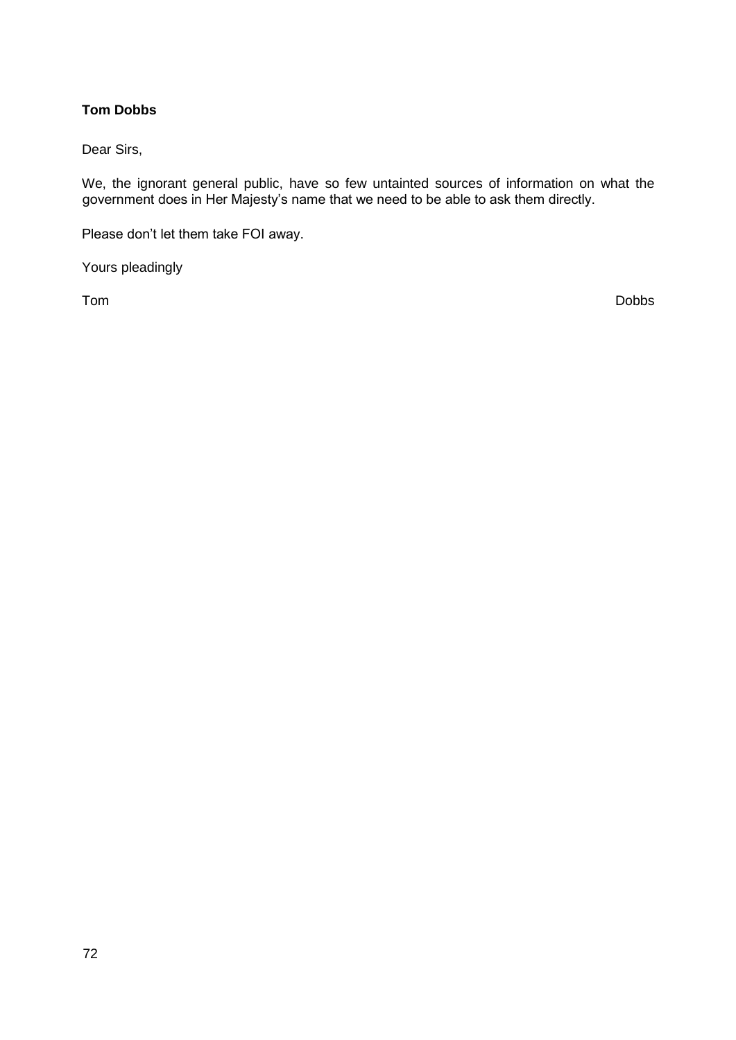**Tom Dobbs**

Dear Sirs,

We, the ignorant general public, have so few untainted sources of information on what the government does in Her Majesty's name that we need to be able to ask them directly.

Please don't let them take FOI away.

Yours pleadingly

Tom Dobbs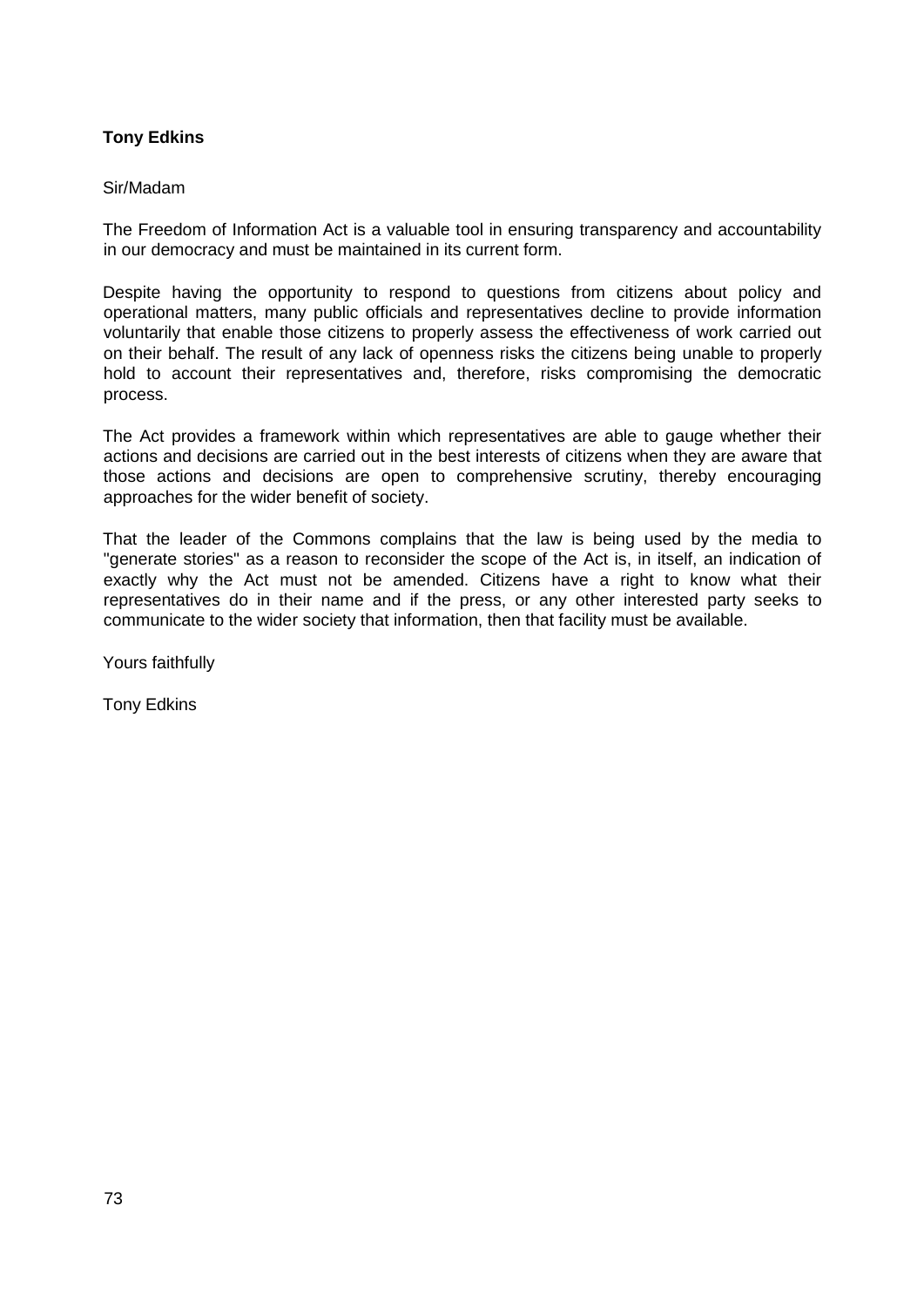**Tony Edkins**

Sir/Madam

The Freedom of Information Act is a valuable tool in ensuring transparency and accountability in our democracy and must be maintained in its current form.

Despite having the opportunity to respond to questions from citizens about policy and operational matters, many public officials and representatives decline to provide information voluntarily that enable those citizens to properly assess the effectiveness of work carried out on their behalf. The result of any lack of openness risks the citizens being unable to properly hold to account their representatives and, therefore, risks compromising the democratic process.

The Act provides a framework within which representatives are able to gauge whether their actions and decisions are carried out in the best interests of citizens when they are aware that those actions and decisions are open to comprehensive scrutiny, thereby encouraging approaches for the wider benefit of society.

That the leader of the Commons complains that the law is being used by the media to "generate stories" as a reason to reconsider the scope of the Act is, in itself, an indication of exactly why the Act must not be amended. Citizens have a right to know what their representatives do in their name and if the press, or any other interested party seeks to communicate to the wider society that information, then that facility must be available.

Yours faithfully

Tony Edkins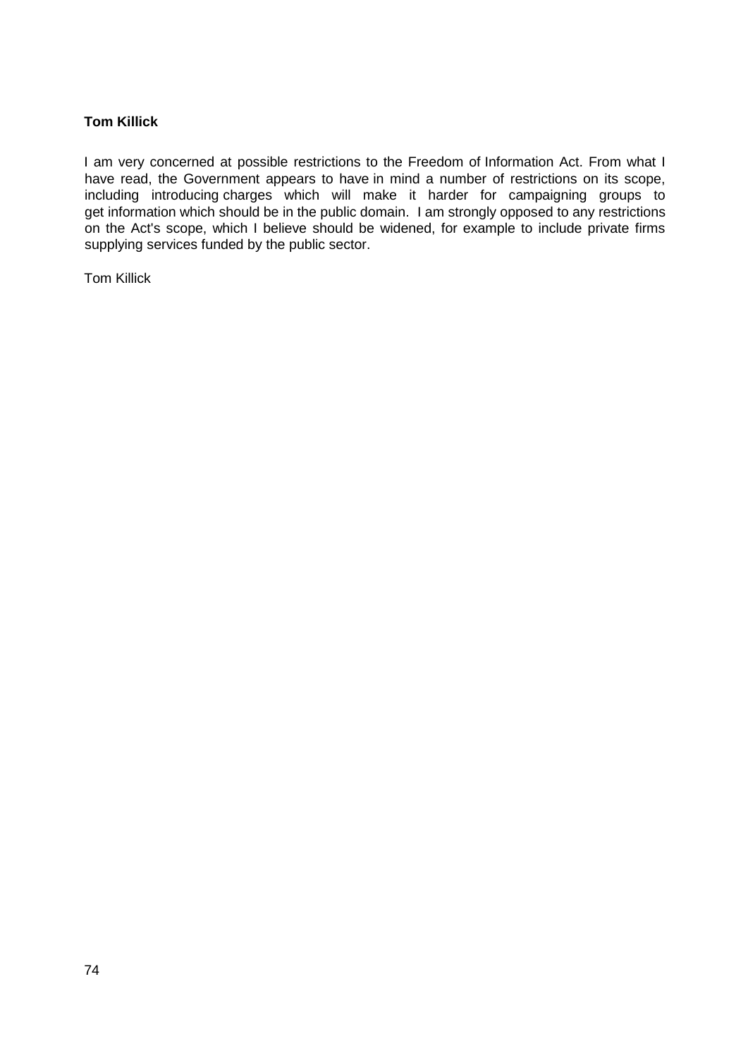**Tom Killick**

I am very concerned at possible restrictions to the Freedom of Information Act. From what I have read, the Government appears to have in mind a number of restrictions on its scope, including introducing charges which will make it harder for campaigning groups to get information which should be in the public domain.  I am strongly opposed to any restrictions on the Act's scope, which I believe should be widened, for example to include private firms supplying services funded by the public sector.

Tom Killick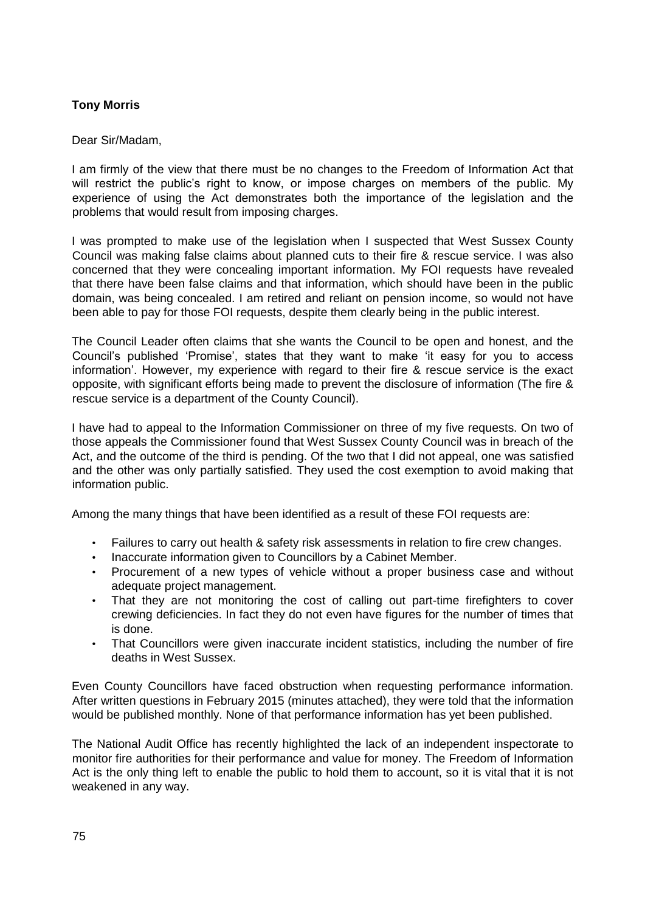**Tony Morris**

Dear Sir/Madam,

I am firmly of the view that there must be no changes to the Freedom of Information Act that will restrict the public's right to know, or impose charges on members of the public. My experience of using the Act demonstrates both the importance of the legislation and the problems that would result from imposing charges.

I was prompted to make use of the legislation when I suspected that West Sussex County Council was making false claims about planned cuts to their fire & rescue service. I was also concerned that they were concealing important information. My FOI requests have revealed that there have been false claims and that information, which should have been in the public domain, was being concealed. I am retired and reliant on pension income, so would not have been able to pay for those FOI requests, despite them clearly being in the public interest.

The Council Leader often claims that she wants the Council to be open and honest, and the Council's published 'Promise', states that they want to make 'it easy for you to access information'. However, my experience with regard to their fire & rescue service is the exact opposite, with significant efforts being made to prevent the disclosure of information (The fire & rescue service is a department of the County Council).

I have had to appeal to the Information Commissioner on three of my five requests. On two of those appeals the Commissioner found that West Sussex County Council was in breach of the Act, and the outcome of the third is pending. Of the two that I did not appeal, one was satisfied and the other was only partially satisfied. They used the cost exemption to avoid making that information public.

Among the many things that have been identified as a result of these FOI requests are:

- Failures to carry out health & safety risk assessments in relation to fire crew changes.
- Inaccurate information given to Councillors by a Cabinet Member.
- Procurement of a new types of vehicle without a proper business case and without adequate project management.
- That they are not monitoring the cost of calling out part-time firefighters to cover crewing deficiencies. In fact they do not even have figures for the number of times that is done.
- That Councillors were given inaccurate incident statistics, including the number of fire deaths in West Sussex.

Even County Councillors have faced obstruction when requesting performance information. After written questions in February 2015 (minutes attached), they were told that the information would be published monthly. None of that performance information has yet been published.

The National Audit Office has recently highlighted the lack of an independent inspectorate to monitor fire authorities for their performance and value for money. The Freedom of Information Act is the only thing left to enable the public to hold them to account, so it is vital that it is not weakened in any way.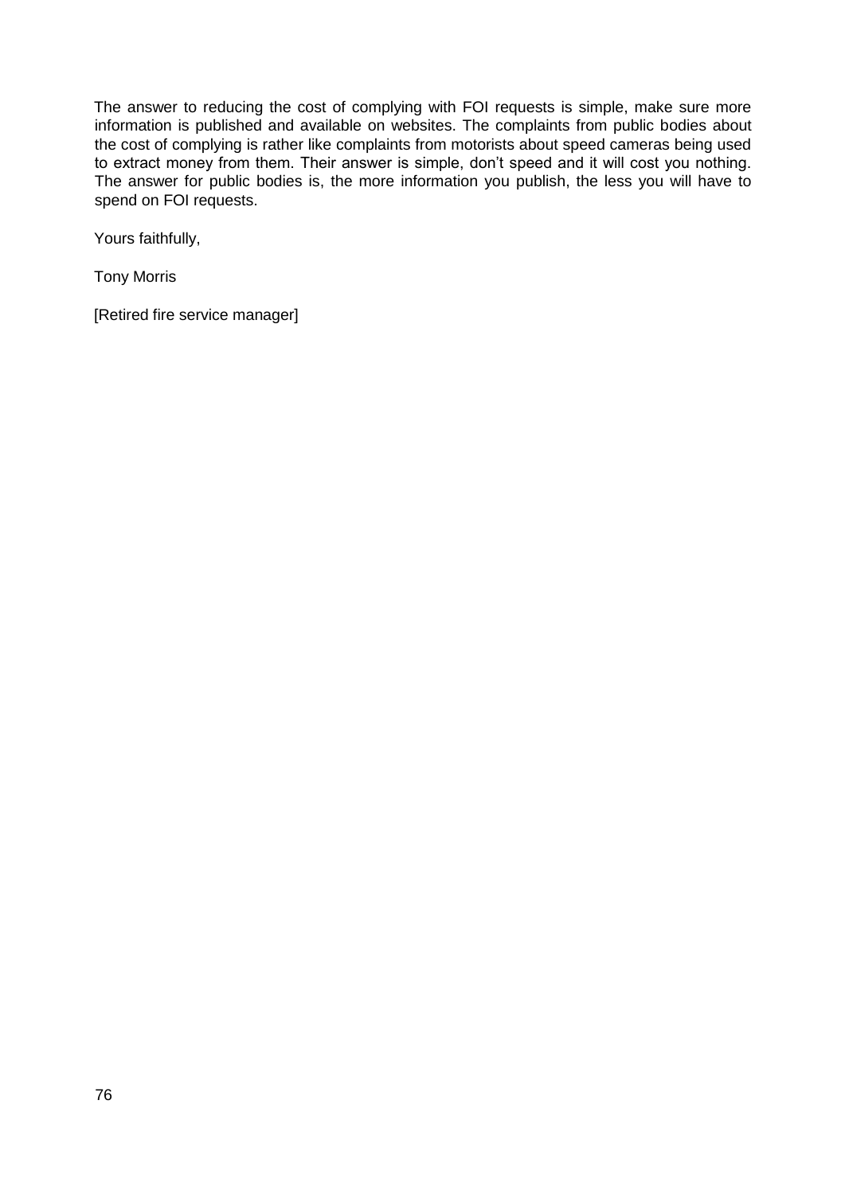The answer to reducing the cost of complying with FOI requests is simple, make sure more information is published and available on websites. The complaints from public bodies about the cost of complying is rather like complaints from motorists about speed cameras being used to extract money from them. Their answer is simple, don't speed and it will cost you nothing. The answer for public bodies is, the more information you publish, the less you will have to spend on FOI requests.

Yours faithfully,

Tony Morris

[Retired fire service manager]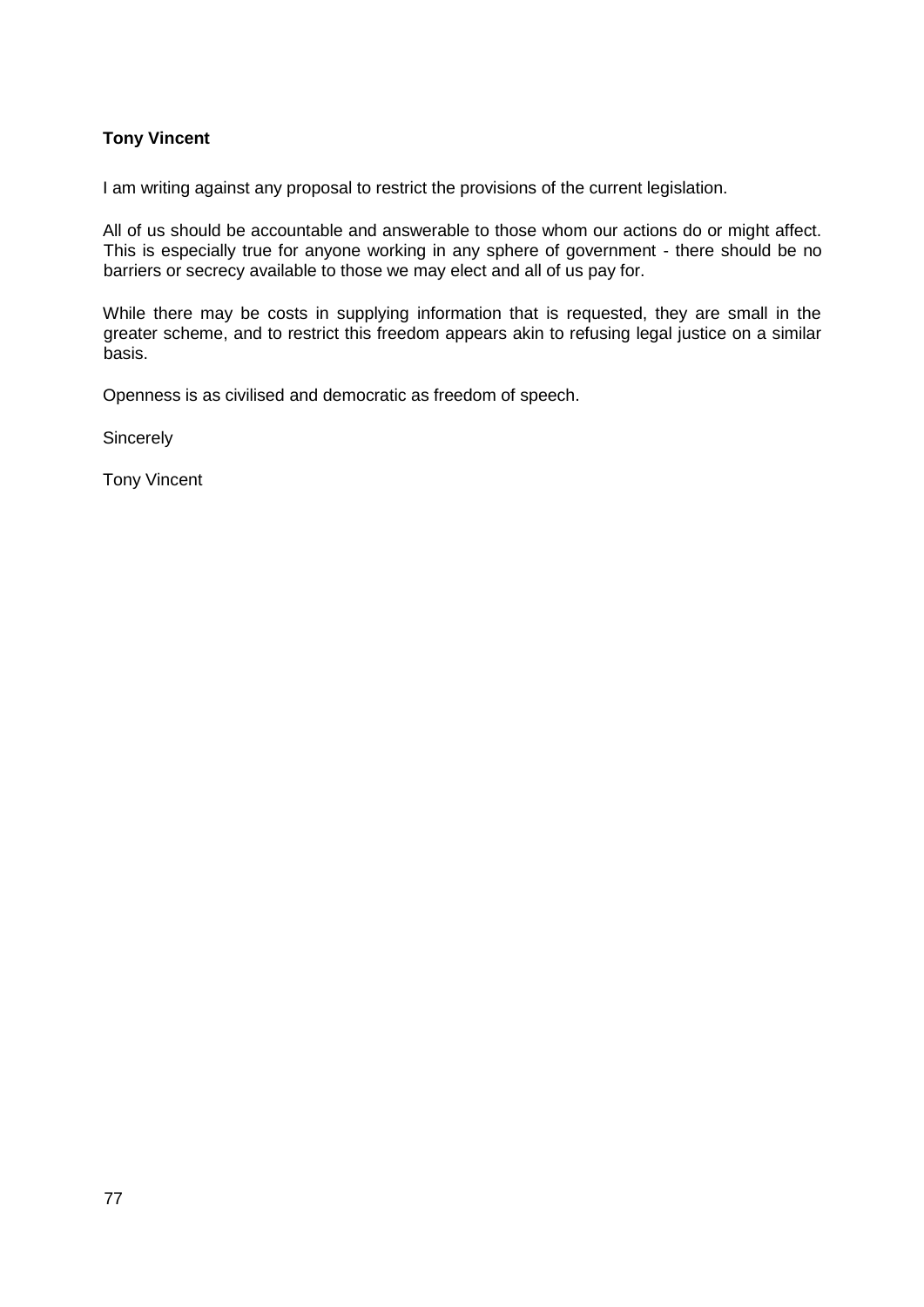**Tony Vincent**

I am writing against any proposal to restrict the provisions of the current legislation.

All of us should be accountable and answerable to those whom our actions do or might affect. This is especially true for anyone working in any sphere of government - there should be no barriers or secrecy available to those we may elect and all of us pay for.

While there may be costs in supplying information that is requested, they are small in the greater scheme, and to restrict this freedom appears akin to refusing legal justice on a similar basis.

Openness is as civilised and democratic as freedom of speech.

Sincerely

Tony Vincent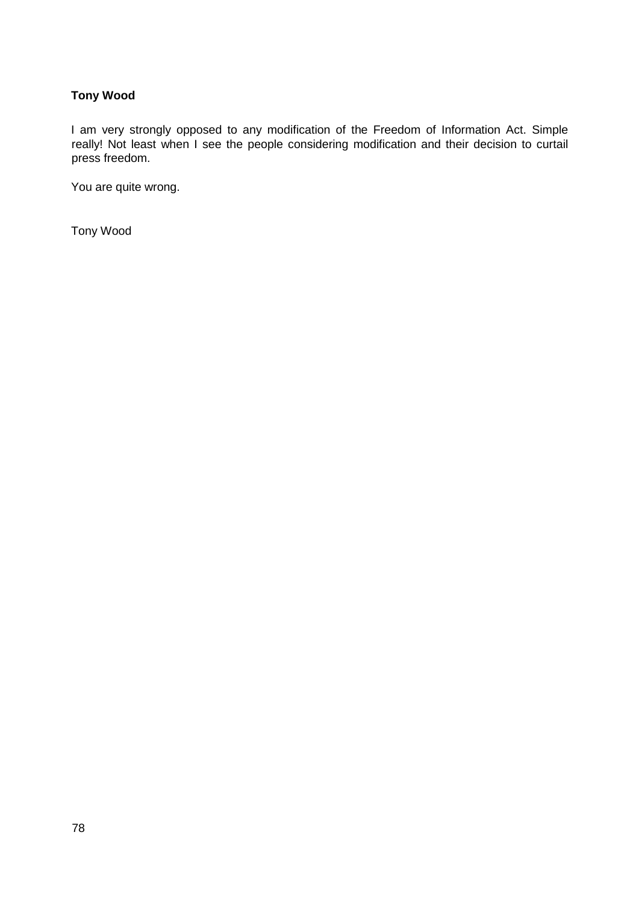**Tony Wood**

I am very strongly opposed to any modification of the Freedom of Information Act. Simple really! Not least when I see the people considering modification and their decision to curtail press freedom.

You are quite wrong.

Tony Wood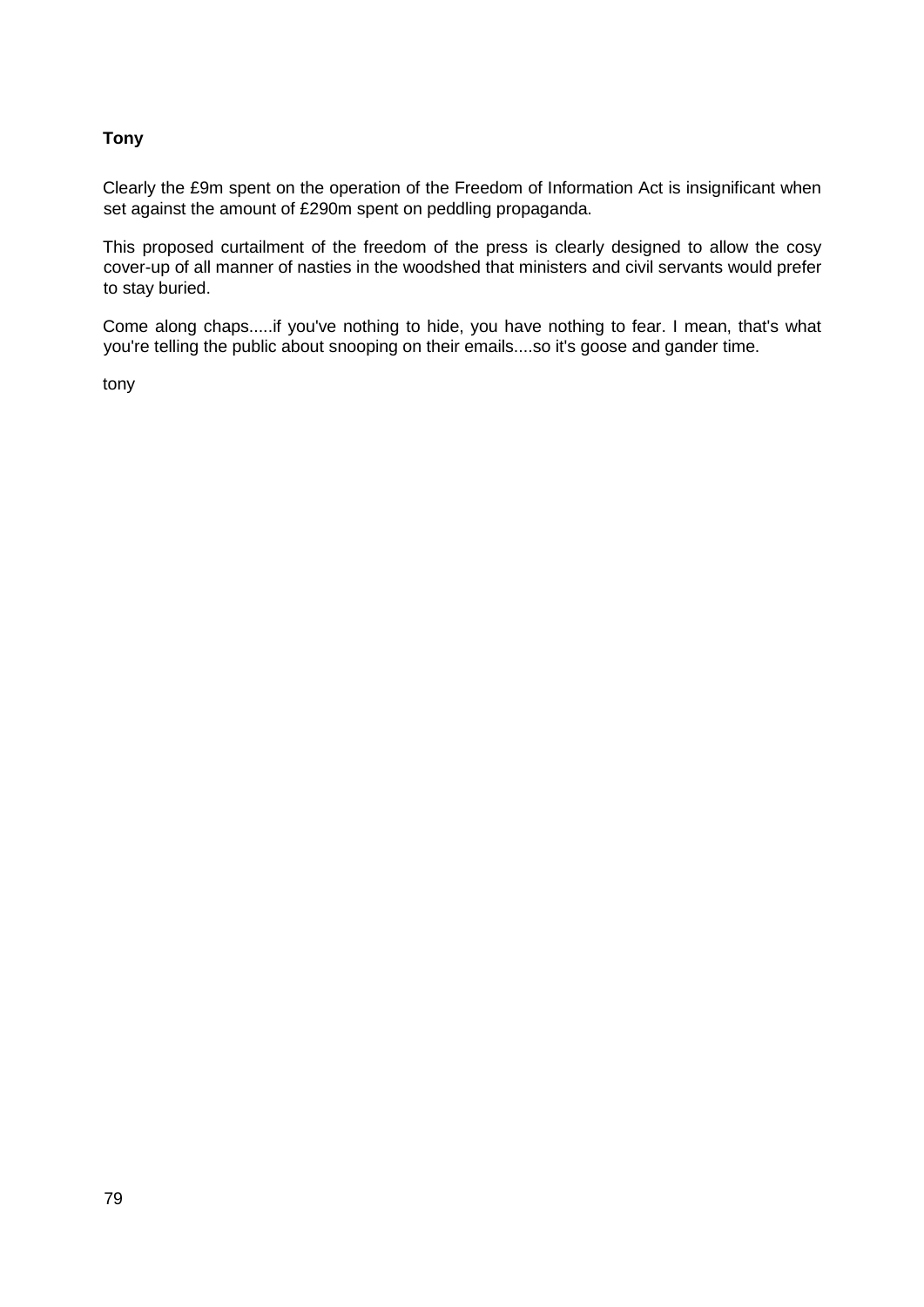**Tony**

Clearly the £9m spent on the operation of the Freedom of Information Act is insignificant when set against the amount of £290m spent on peddling propaganda.

This proposed curtailment of the freedom of the press is clearly designed to allow the cosy cover-up of all manner of nasties in the woodshed that ministers and civil servants would prefer to stay buried.

Come along chaps.....if you've nothing to hide, you have nothing to fear. I mean, that's what you're telling the public about snooping on their emails....so it's goose and gander time.

tony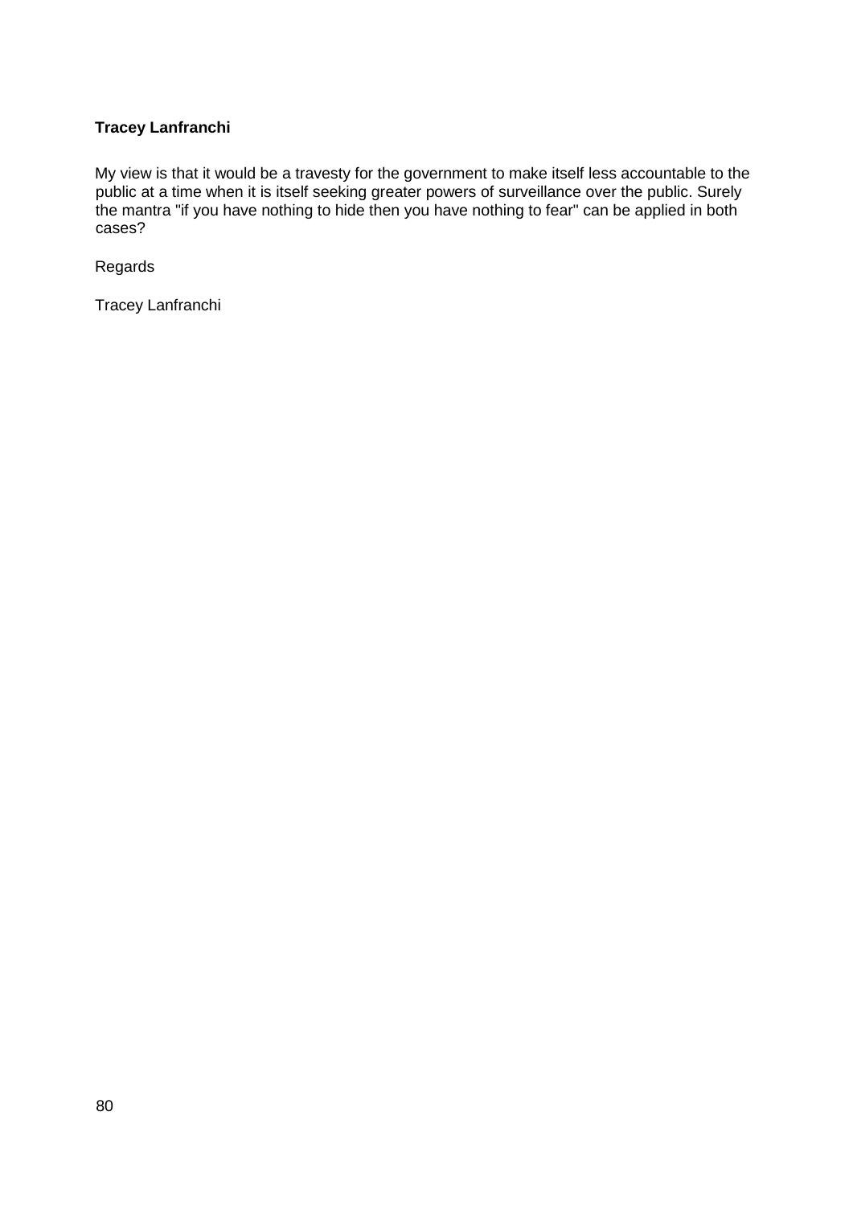**Tracey Lanfranchi**

My view is that it would be a travesty for the government to make itself less accountable to the public at a time when it is itself seeking greater powers of surveillance over the public. Surely the mantra "if you have nothing to hide then you have nothing to fear" can be applied in both cases?

Regards

Tracey Lanfranchi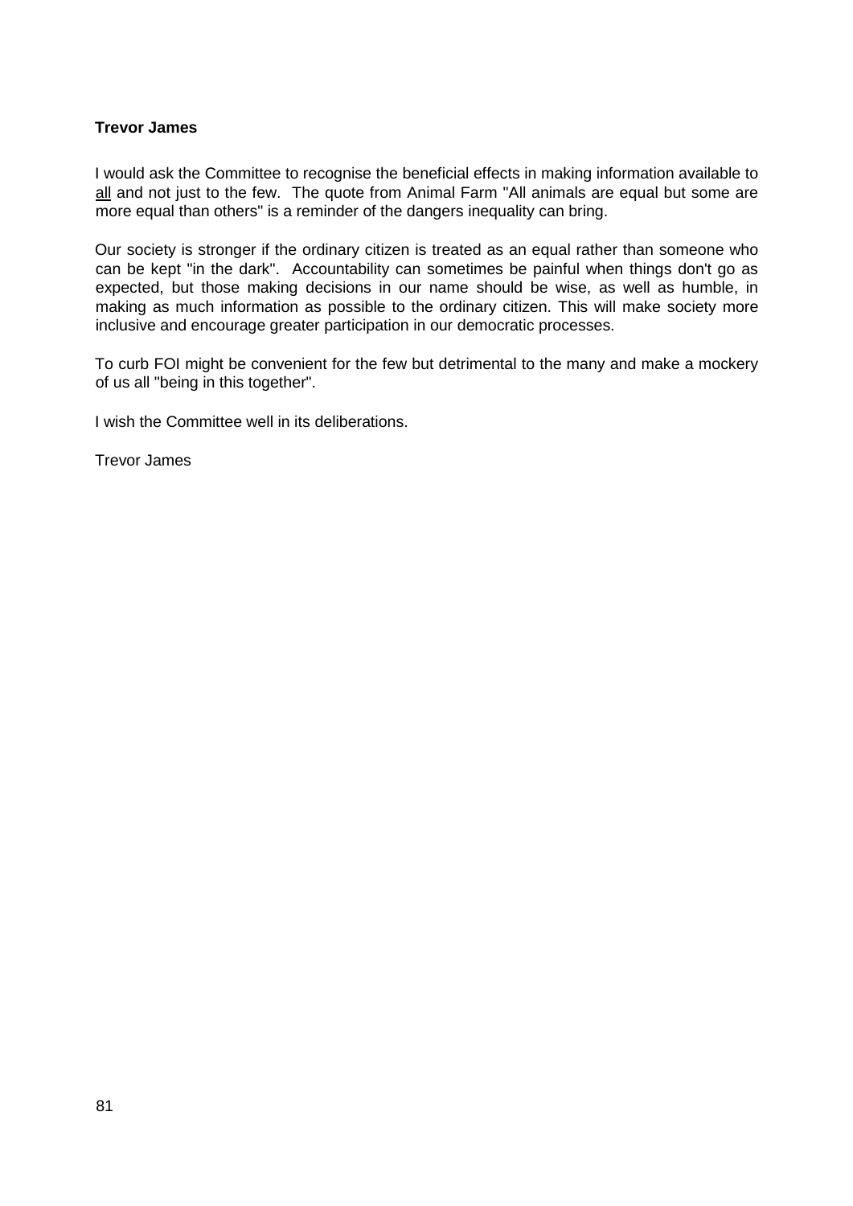**Trevor James**

I would ask the Committee to recognise the beneficial effects in making information available to all and not just to the few. The quote from Animal Farm "All animals are equal but some are more equal than others" is a reminder of the dangers inequality can bring.

Our society is stronger if the ordinary citizen is treated as an equal rather than someone who can be kept "in the dark". Accountability can sometimes be painful when things don't go as expected, but those making decisions in our name should be wise, as well as humble, in making as much information as possible to the ordinary citizen. This will make society more inclusive and encourage greater participation in our democratic processes.

To curb FOI might be convenient for the few but detrimental to the many and make a mockery of us all "being in this together".

I wish the Committee well in its deliberations.

Trevor James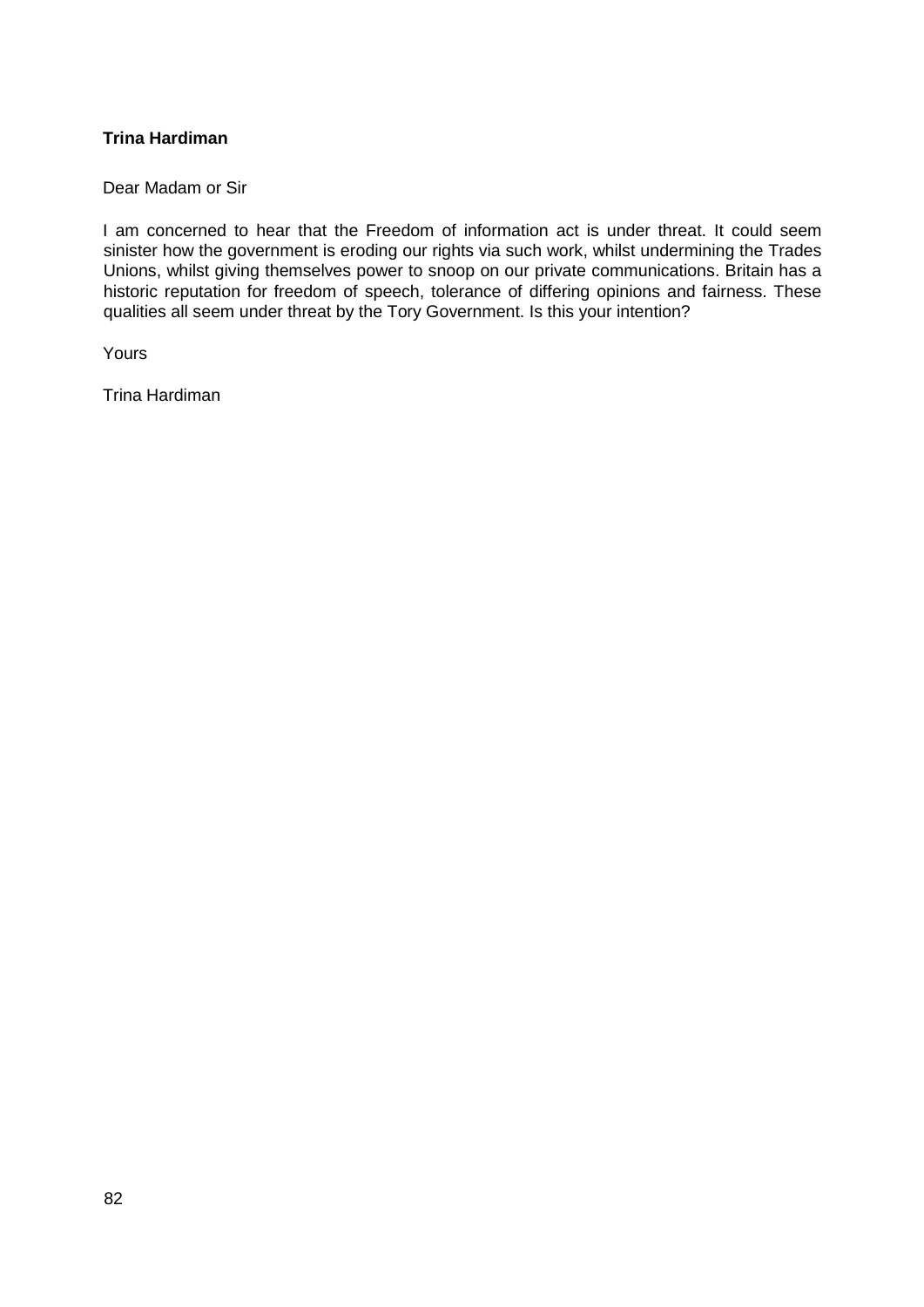**Trina Hardiman**

Dear Madam or Sir

I am concerned to hear that the Freedom of information act is under threat. It could seem sinister how the government is eroding our rights via such work, whilst undermining the Trades Unions, whilst giving themselves power to snoop on our private communications. Britain has a historic reputation for freedom of speech, tolerance of differing opinions and fairness. These qualities all seem under threat by the Tory Government. Is this your intention?

Yours

Trina Hardiman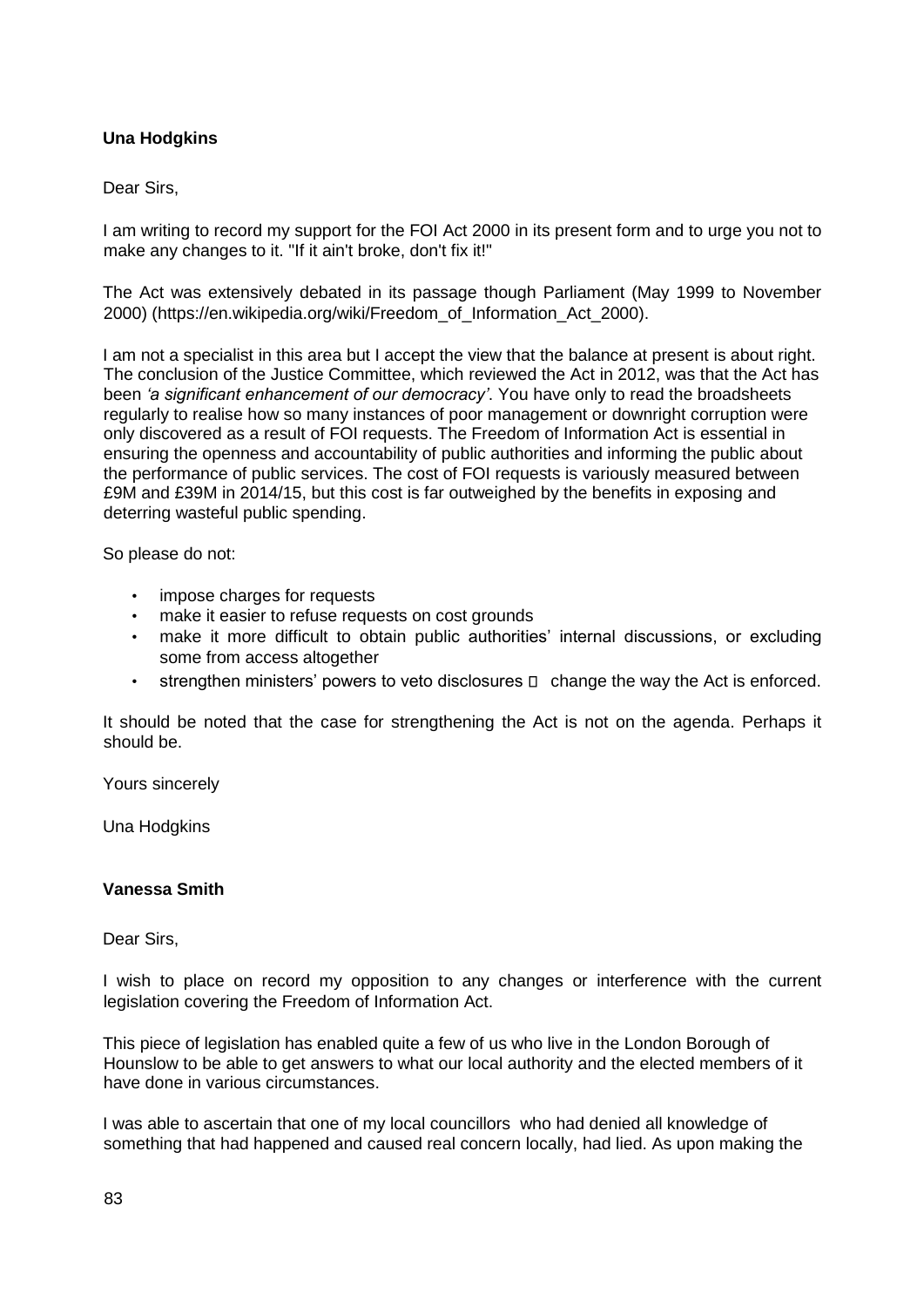**Una Hodgkins**

Dear Sirs,

I am writing to record my support for the FOI Act 2000 in its present form and to urge you not to make any changes to it. "If it ain't broke, don't fix it!"

The Act was extensively debated in its passage though Parliament (May 1999 to November 2000) (https://en.wikipedia.org/wiki/Freedom_of_Information_Act_2000).

I am not a specialist in this area but I accept the view that the balance at present is about right. The conclusion of the Justice Committee, which reviewed the Act in 2012, was that the Act has been *'a significant enhancement of our democracy'*. You have only to read the broadsheets regularly to realise how so many instances of poor management or downright corruption were only discovered as a result of FOI requests. The Freedom of Information Act is essential in ensuring the openness and accountability of public authorities and informing the public about the performance of public services. The cost of FOI requests is variously measured between £9M and £39M in 2014/15, but this cost is far outweighed by the benefits in exposing and deterring wasteful public spending.

So please do not:

- impose charges for requests
- make it easier to refuse requests on cost grounds
- make it more difficult to obtain public authorities' internal discussions, or excluding some from access altogether
- strengthen ministers' powers to veto disclosures  change the way the Act is enforced.

It should be noted that the case for strengthening the Act is not on the agenda. Perhaps it should be.

Yours sincerely

Una Hodgkins

**Vanessa Smith**

Dear Sirs,

I wish to place on record my opposition to any changes or interference with the current legislation covering the Freedom of Information Act.

This piece of legislation has enabled quite a few of us who live in the London Borough of Hounslow to be able to get answers to what our local authority and the elected members of it have done in various circumstances.

I was able to ascertain that one of my local councillors who had denied all knowledge of something that had happened and caused real concern locally, had lied. As upon making the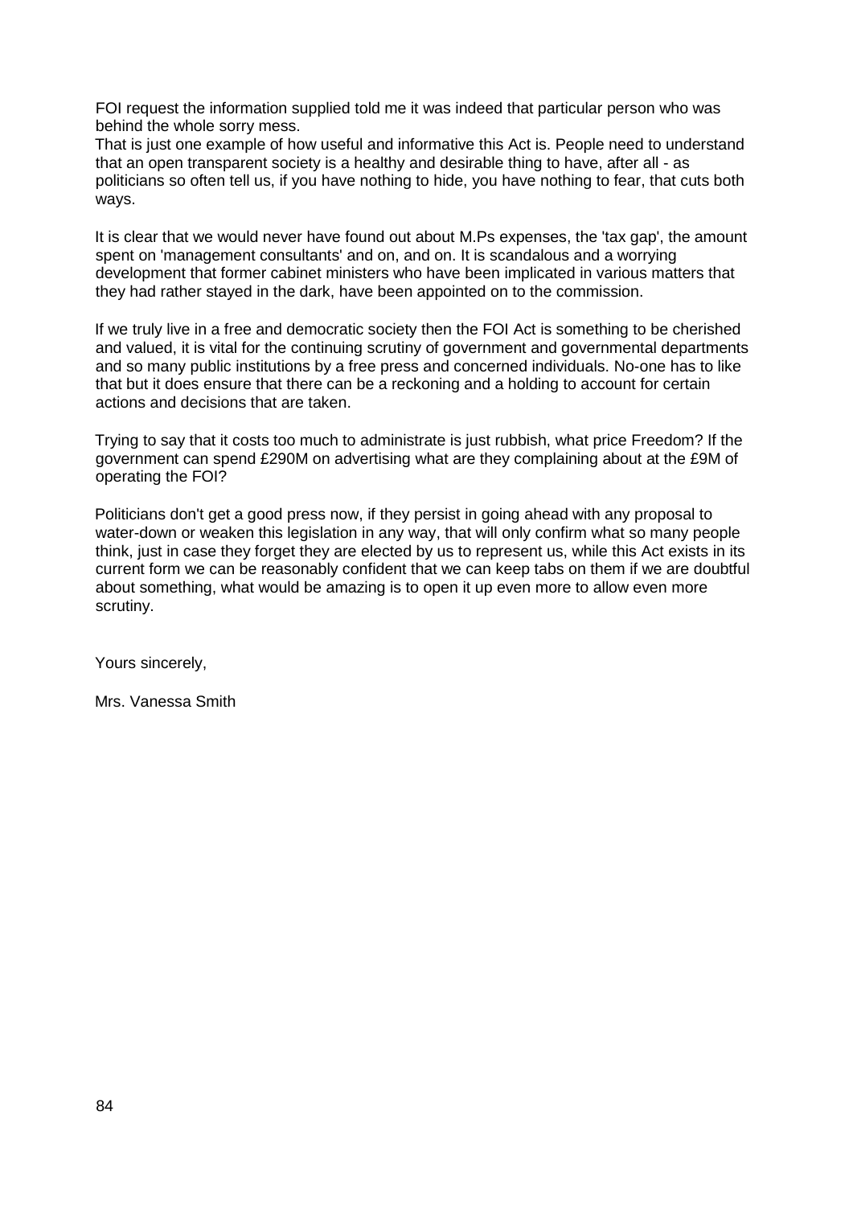FOI request the information supplied told me it was indeed that particular person who was behind the whole sorry mess.

That is just one example of how useful and informative this Act is. People need to understand that an open transparent society is a healthy and desirable thing to have, after all - as politicians so often tell us, if you have nothing to hide, you have nothing to fear, that cuts both ways.

It is clear that we would never have found out about M.Ps expenses, the 'tax gap', the amount spent on 'management consultants' and on, and on. It is scandalous and a worrying development that former cabinet ministers who have been implicated in various matters that they had rather stayed in the dark, have been appointed on to the commission.

If we truly live in a free and democratic society then the FOI Act is something to be cherished and valued, it is vital for the continuing scrutiny of government and governmental departments and so many public institutions by a free press and concerned individuals. No-one has to like that but it does ensure that there can be a reckoning and a holding to account for certain actions and decisions that are taken.

Trying to say that it costs too much to administrate is just rubbish, what price Freedom? If the government can spend £290M on advertising what are they complaining about at the £9M of operating the FOI?

Politicians don't get a good press now, if they persist in going ahead with any proposal to water-down or weaken this legislation in any way, that will only confirm what so many people think, just in case they forget they are elected by us to represent us, while this Act exists in its current form we can be reasonably confident that we can keep tabs on them if we are doubtful about something, what would be amazing is to open it up even more to allow even more scrutiny.

Yours sincerely,

Mrs. Vanessa Smith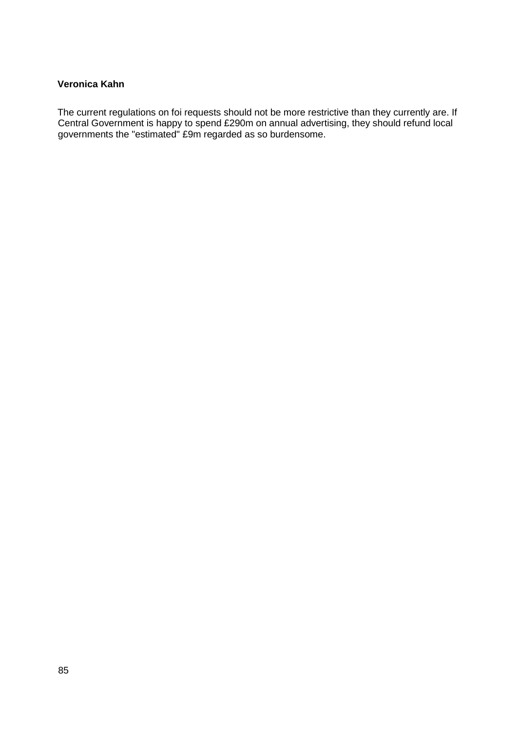**Veronica Kahn**

The current regulations on foi requests should not be more restrictive than they currently are. If Central Government is happy to spend £290m on annual advertising, they should refund local governments the "estimated" £9m regarded as so burdensome.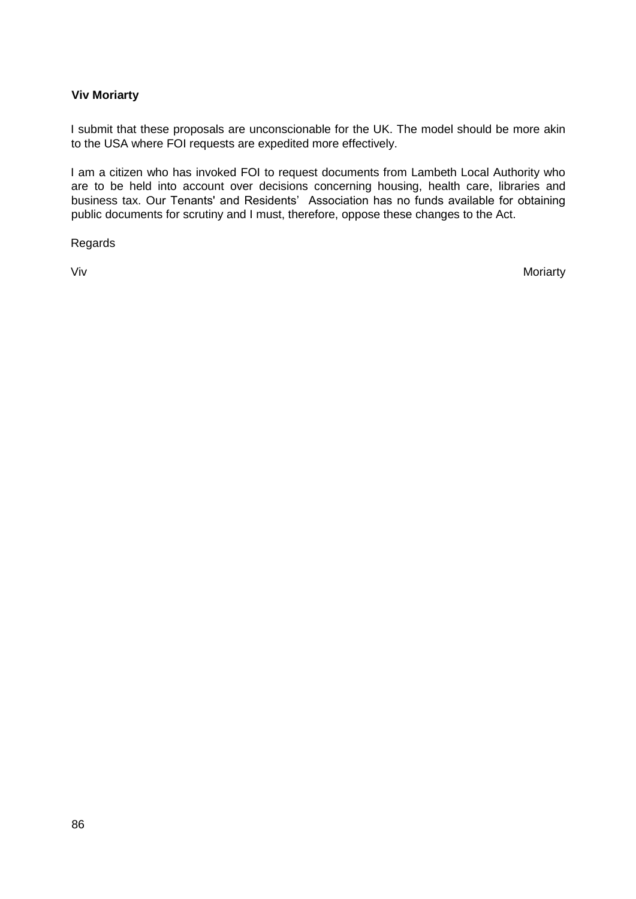**Viv Moriarty**

I submit that these proposals are unconscionable for the UK. The model should be more akin to the USA where FOI requests are expedited more effectively.

I am a citizen who has invoked FOI to request documents from Lambeth Local Authority who are to be held into account over decisions concerning housing, health care, libraries and business tax. Our Tenants' and Residents' Association has no funds available for obtaining public documents for scrutiny and I must, therefore, oppose these changes to the Act.

Regards

Viv Moriarty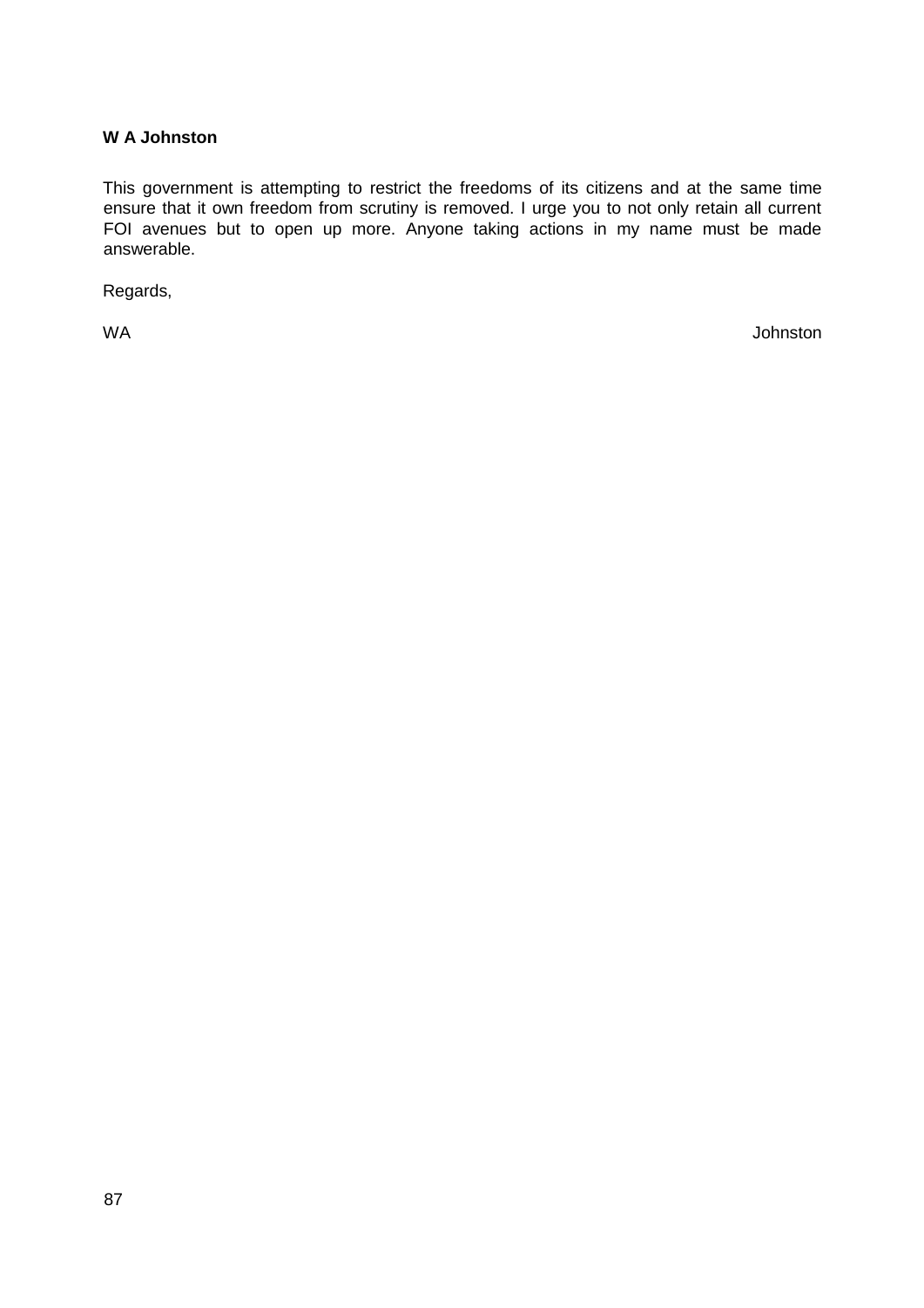**W A Johnston**

This government is attempting to restrict the freedoms of its citizens and at the same time ensure that it own freedom from scrutiny is removed. I urge you to not only retain all current FOI avenues but to open up more. Anyone taking actions in my name must be made answerable.

Regards,

WA Johnston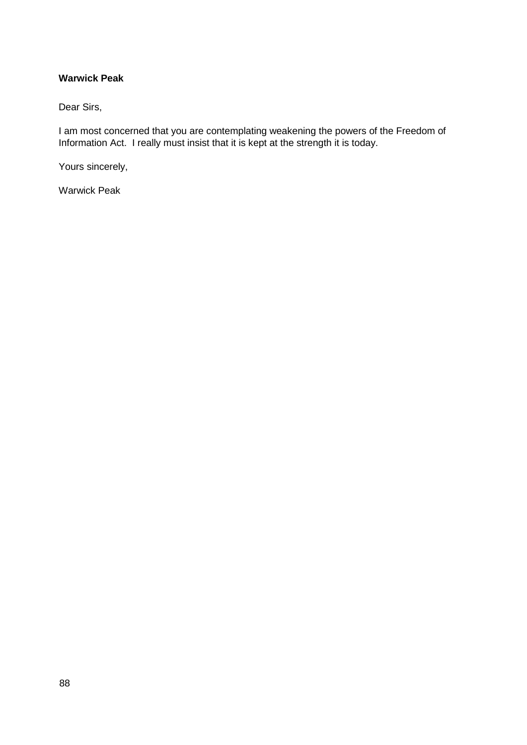**Warwick Peak**

Dear Sirs,

I am most concerned that you are contemplating weakening the powers of the Freedom of Information Act. I really must insist that it is kept at the strength it is today.

Yours sincerely,

Warwick Peak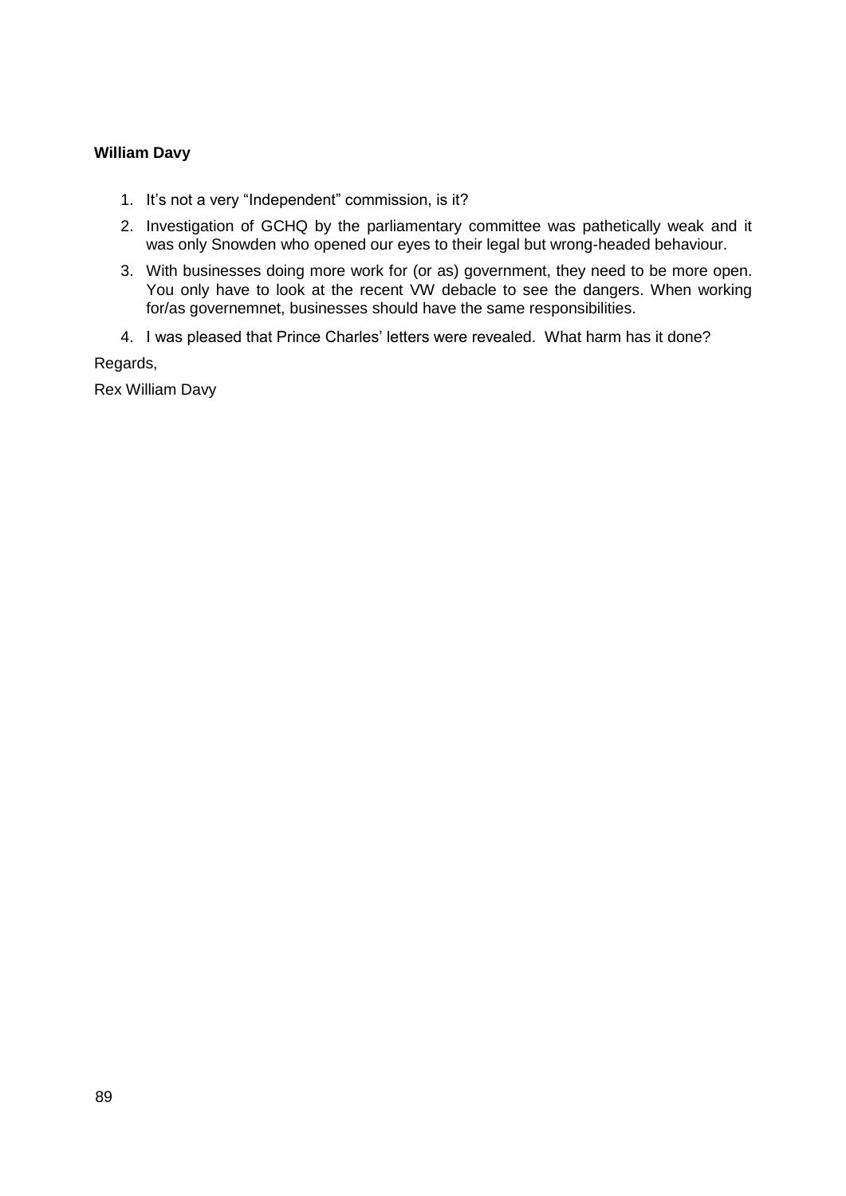**William Davy**

1. It's not a very "Independent" commission, is it?
2. Investigation of GCHQ by the parliamentary committee was pathetically weak and it was only Snowden who opened our eyes to their legal but wrong-headed behaviour.
3. With businesses doing more work for (or as) government, they need to be more open. You only have to look at the recent VW debacle to see the dangers. When working for/as governemnet, businesses should have the same responsibilities.
4. I was pleased that Prince Charles' letters were revealed. What harm has it done?

Regards,

Rex William Davy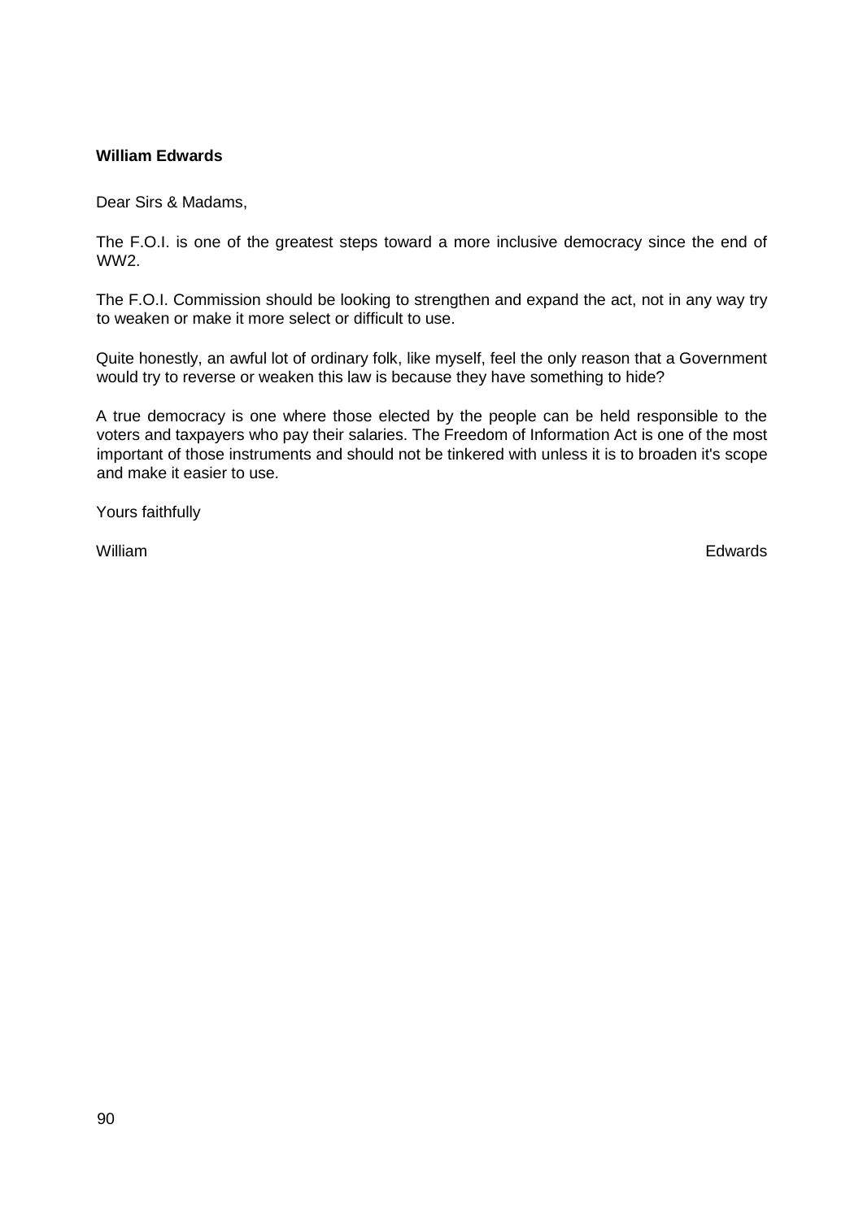**William Edwards**

Dear Sirs & Madams,

The F.O.I. is one of the greatest steps toward a more inclusive democracy since the end of WW2.

The F.O.I. Commission should be looking to strengthen and expand the act, not in any way try to weaken or make it more select or difficult to use.

Quite honestly, an awful lot of ordinary folk, like myself, feel the only reason that a Government would try to reverse or weaken this law is because they have something to hide?

A true democracy is one where those elected by the people can be held responsible to the voters and taxpayers who pay their salaries. The Freedom of Information Act is one of the most important of those instruments and should not be tinkered with unless it is to broaden it's scope and make it easier to use.

Yours faithfully

William Edwards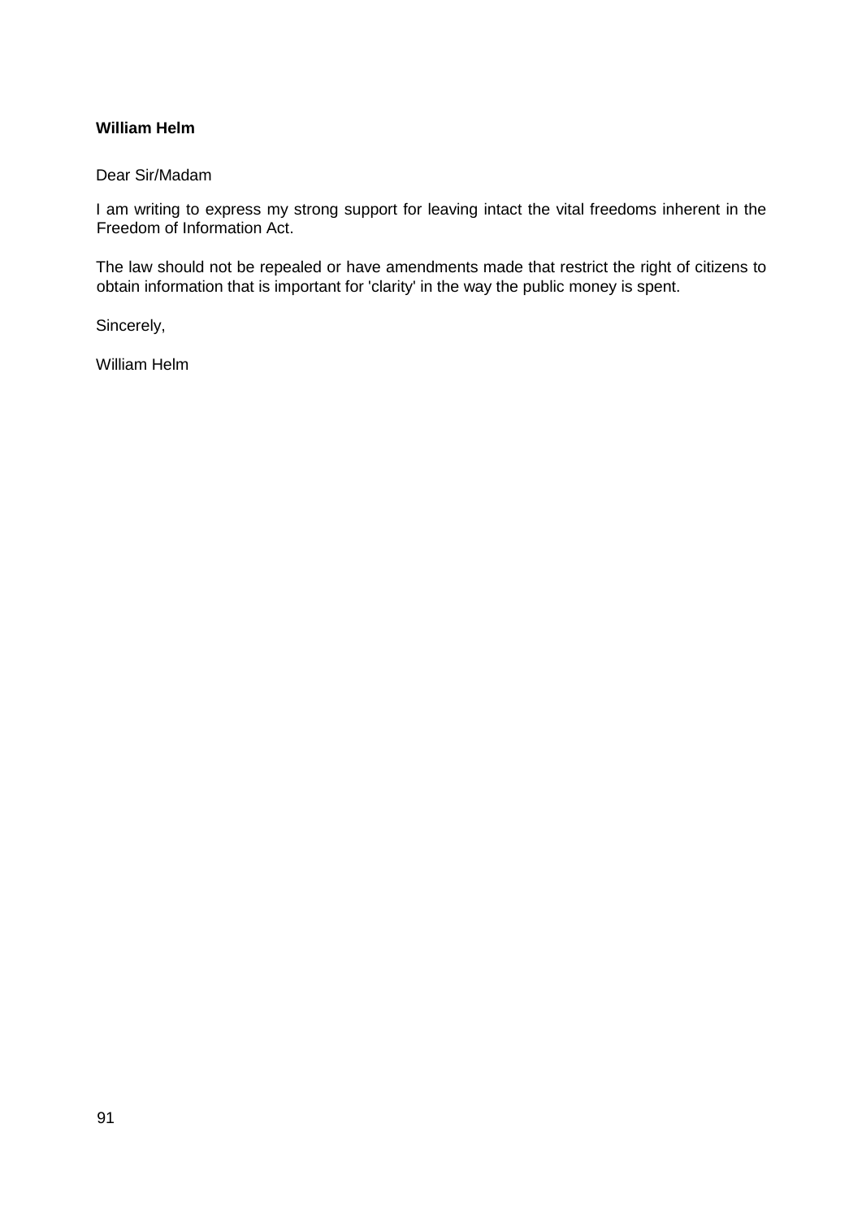**William Helm**

Dear Sir/Madam

I am writing to express my strong support for leaving intact the vital freedoms inherent in the Freedom of Information Act.

The law should not be repealed or have amendments made that restrict the right of citizens to obtain information that is important for 'clarity' in the way the public money is spent.

Sincerely,

William Helm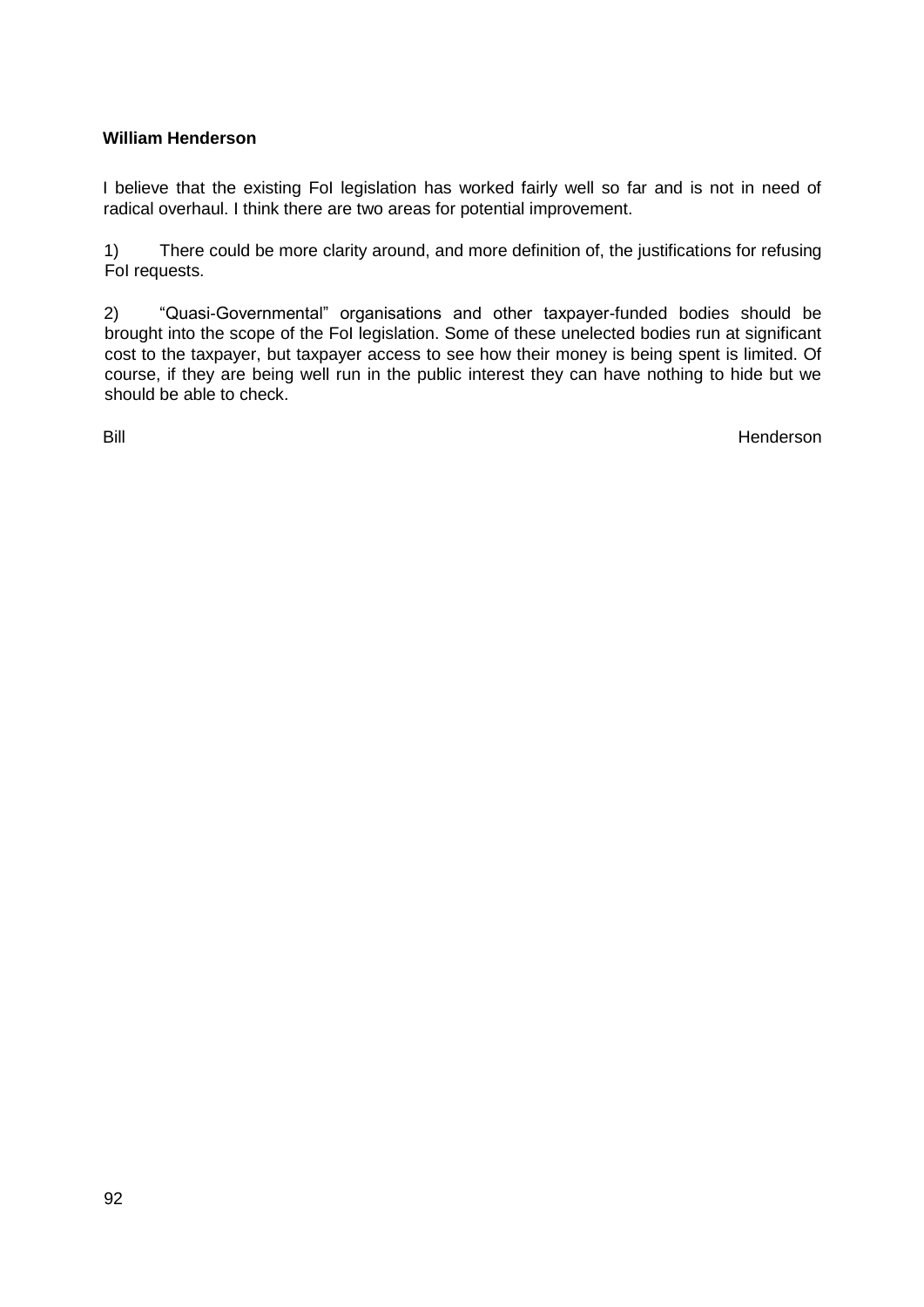**William Henderson**

I believe that the existing FoI legislation has worked fairly well so far and is not in need of radical overhaul. I think there are two areas for potential improvement.

1) There could be more clarity around, and more definition of, the justifications for refusing FoI requests.

2) "Quasi-Governmental" organisations and other taxpayer-funded bodies should be brought into the scope of the FoI legislation. Some of these unelected bodies run at significant cost to the taxpayer, but taxpayer access to see how their money is being spent is limited. Of course, if they are being well run in the public interest they can have nothing to hide but we should be able to check.

Bill Henderson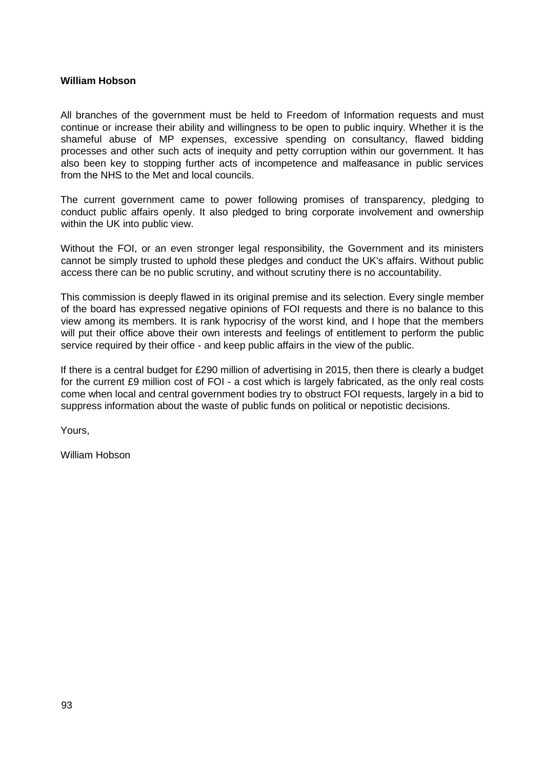**William Hobson**

All branches of the government must be held to Freedom of Information requests and must continue or increase their ability and willingness to be open to public inquiry. Whether it is the shameful abuse of MP expenses, excessive spending on consultancy, flawed bidding processes and other such acts of inequity and petty corruption within our government. It has also been key to stopping further acts of incompetence and malfeasance in public services from the NHS to the Met and local councils.

The current government came to power following promises of transparency, pledging to conduct public affairs openly. It also pledged to bring corporate involvement and ownership within the UK into public view.

Without the FOI, or an even stronger legal responsibility, the Government and its ministers cannot be simply trusted to uphold these pledges and conduct the UK's affairs. Without public access there can be no public scrutiny, and without scrutiny there is no accountability.

This commission is deeply flawed in its original premise and its selection. Every single member of the board has expressed negative opinions of FOI requests and there is no balance to this view among its members. It is rank hypocrisy of the worst kind, and I hope that the members will put their office above their own interests and feelings of entitlement to perform the public service required by their office - and keep public affairs in the view of the public.

If there is a central budget for £290 million of advertising in 2015, then there is clearly a budget for the current £9 million cost of FOI - a cost which is largely fabricated, as the only real costs come when local and central government bodies try to obstruct FOI requests, largely in a bid to suppress information about the waste of public funds on political or nepotistic decisions.

Yours,

William Hobson